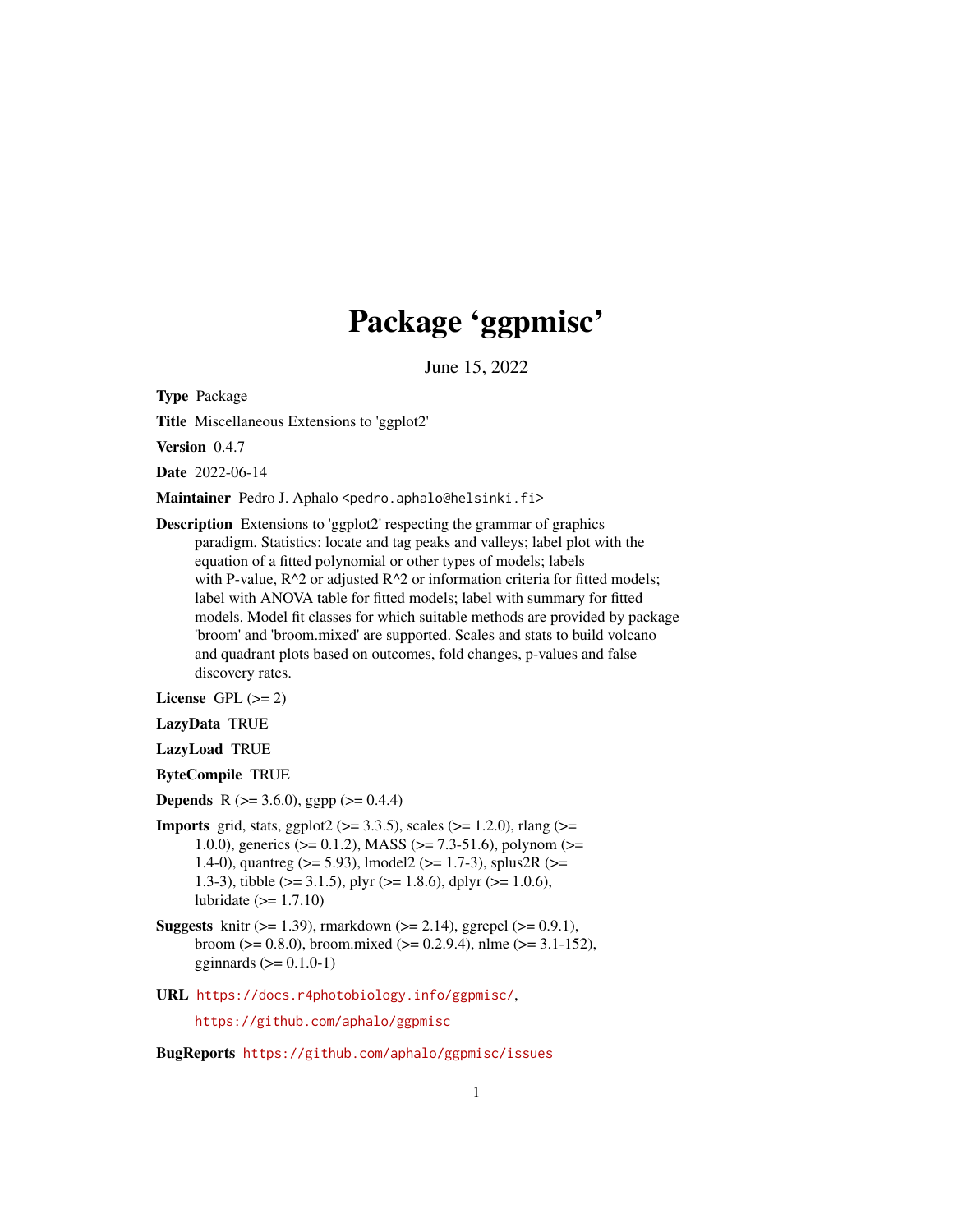# Package 'ggpmisc'

June 15, 2022

**Type** Package

**Title** Miscellaneous Extensions to 'ggplot2'

**Version** 0.4.7

**Date** 2022-06-14

**Maintainer** Pedro J. Aphalo <pedro.aphalo@helsinki.fi>

**Description** Extensions to 'ggplot2' respecting the grammar of graphics paradigm. Statistics: locate and tag peaks and valleys; label plot with the equation of a fitted polynomial or other types of models; labels with P-value, R^2 or adjusted R^2 or information criteria for fitted models; label with ANOVA table for fitted models; label with summary for fitted models. Model fit classes for which suitable methods are provided by package 'broom' and 'broom.mixed' are supported. Scales and stats to build volcano and quadrant plots based on outcomes, fold changes, p-values and false discovery rates.

**License** GPL (>= 2)

**LazyData** TRUE

**LazyLoad** TRUE

**ByteCompile** TRUE

**Depends** R (>= 3.6.0), ggpp (>= 0.4.4)

**Imports** grid, stats, ggplot2 (>= 3.3.5), scales (>= 1.2.0), rlang (>= 1.0.0), generics (>= 0.1.2), MASS (>= 7.3-51.6), polynom (>= 1.4-0), quantreg (>= 5.93), lmodel2 (>= 1.7-3), splus2R (>= 1.3-3), tibble (>= 3.1.5), plyr (>= 1.8.6), dplyr (>= 1.0.6), lubridate (>= 1.7.10)

**Suggests** knitr (>= 1.39), rmarkdown (>= 2.14), ggrepel (>= 0.9.1), broom (>= 0.8.0), broom.mixed (>= 0.2.9.4), nlme (>= 3.1-152), gginnards (>= 0.1.0-1)

**URL** https://docs.r4photobiology.info/ggpmisc/, https://github.com/aphalo/ggpmisc

**BugReports** https://github.com/aphalo/ggpmisc/issues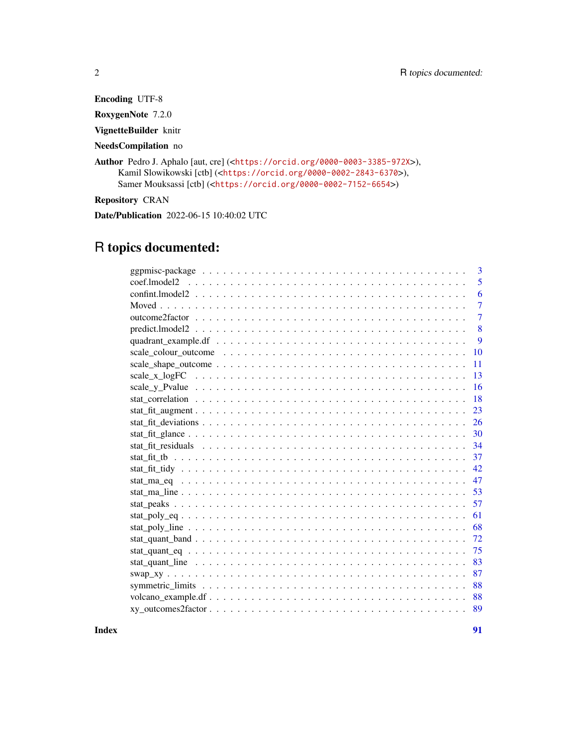**Encoding** UTF-8

**RoxygenNote** 7.2.0

**VignetteBuilder** knitr

**NeedsCompilation** no

**Author** Pedro J. Aphalo [aut, cre] (<https://orcid.org/0000-0003-3385-972X>),
Kamil Slowikowski [ctb] (<https://orcid.org/0000-0002-2843-6370>),
Samer Mouksassi [ctb] (<https://orcid.org/0000-0002-7152-6654>)

**Repository** CRAN

**Date/Publication** 2022-06-15 10:40:02 UTC

# R topics documented:

| | |
|---|---|
| ggpmisc-package | 3 |
| coef.lmodel2 | 5 |
| confint.lmodel2 | 6 |
| Moved | 7 |
| outcome2factor | 7 |
| predict.lmodel2 | 8 |
| quadrant_example.df | 9 |
| scale_colour_outcome | 10 |
| scale_shape_outcome | 11 |
| scale_x_logFC | 13 |
| scale_y_Pvalue | 16 |
| stat_correlation | 18 |
| stat_fit_augment | 23 |
| stat_fit_deviations | 26 |
| stat_fit_glance | 30 |
| stat_fit_residuals | 34 |
| stat_fit_tb | 37 |
| stat_fit_tidy | 42 |
| stat_ma_eq | 47 |
| stat_ma_line | 53 |
| stat_peaks | 57 |
| stat_poly_eq | 61 |
| stat_poly_line | 68 |
| stat_quant_band | 72 |
| stat_quant_eq | 75 |
| stat_quant_line | 83 |
| swap_xy | 87 |
| symmetric_limits | 88 |
| volcano_example.df | 88 |
| xy_outcomes2factor | 89 |

**Index** **91**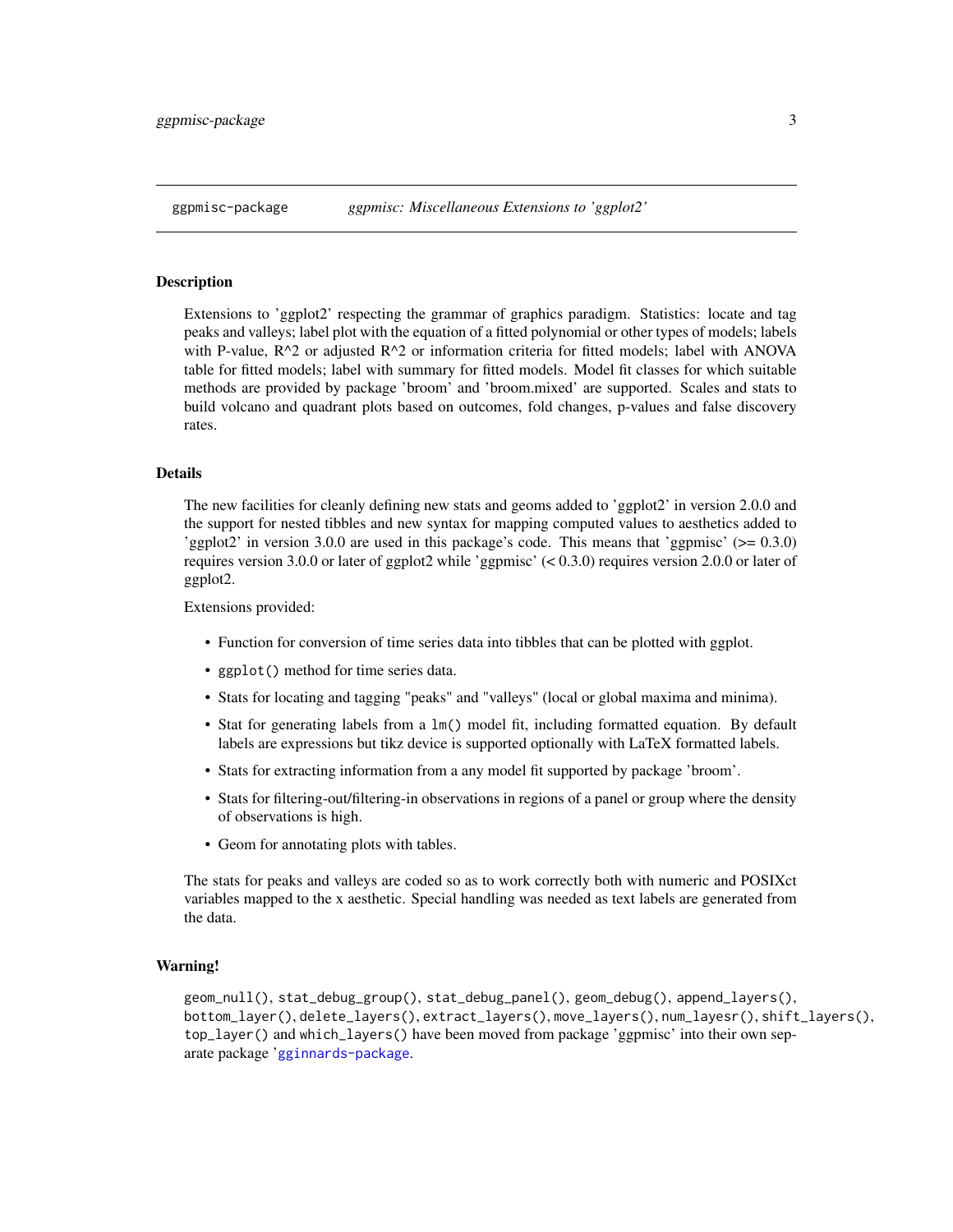## ggpmisc-package    *ggpmisc: Miscellaneous Extensions to 'ggplot2'*

### Description

Extensions to 'ggplot2' respecting the grammar of graphics paradigm. Statistics: locate and tag peaks and valleys; label plot with the equation of a fitted polynomial or other types of models; labels with P-value, R^2 or adjusted R^2 or information criteria for fitted models; label with ANOVA table for fitted models; label with summary for fitted models. Model fit classes for which suitable methods are provided by package 'broom' and 'broom.mixed' are supported. Scales and stats to build volcano and quadrant plots based on outcomes, fold changes, p-values and false discovery rates.

### Details

The new facilities for cleanly defining new stats and geoms added to 'ggplot2' in version 2.0.0 and the support for nested tibbles and new syntax for mapping computed values to aesthetics added to 'ggplot2' in version 3.0.0 are used in this package's code. This means that 'ggpmisc' (>= 0.3.0) requires version 3.0.0 or later of ggplot2 while 'ggpmisc' (< 0.3.0) requires version 2.0.0 or later of ggplot2.

Extensions provided:

- Function for conversion of time series data into tibbles that can be plotted with ggplot.
- `ggplot()` method for time series data.
- Stats for locating and tagging "peaks" and "valleys" (local or global maxima and minima).
- Stat for generating labels from a `lm()` model fit, including formatted equation. By default labels are expressions but tikz device is supported optionally with LaTeX formatted labels.
- Stats for extracting information from a any model fit supported by package 'broom'.
- Stats for filtering-out/filtering-in observations in regions of a panel or group where the density of observations is high.
- Geom for annotating plots with tables.

The stats for peaks and valleys are coded so as to work correctly both with numeric and POSIXct variables mapped to the x aesthetic. Special handling was needed as text labels are generated from the data.

### Warning!

`geom_null()`, `stat_debug_group()`, `stat_debug_panel()`, `geom_debug()`, `append_layers()`, `bottom_layer()`, `delete_layers()`, `extract_layers()`, `move_layers()`, `num_layesr()`, `shift_layers()`, `top_layer()` and `which_layers()` have been moved from package 'ggpmisc' into their own separate package 'gginnards-package'.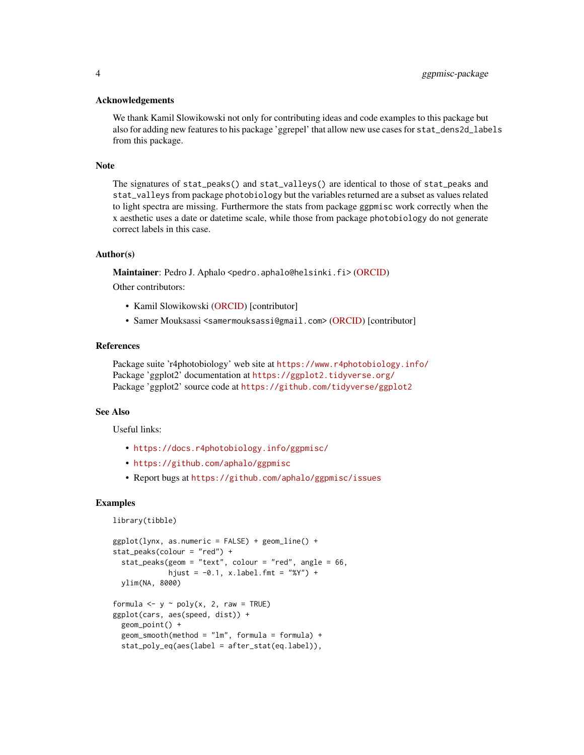### Acknowledgements

We thank Kamil Slowikowski not only for contributing ideas and code examples to this package but also for adding new features to his package 'ggrepel' that allow new use cases for `stat_dens2d_labels` from this package.

### Note

The signatures of `stat_peaks()` and `stat_valleys()` are identical to those of `stat_peaks` and `stat_valleys` from package `photobiology` but the variables returned are a subset as values related to light spectra are missing. Furthermore the stats from package `ggpmisc` work correctly when the x aesthetic uses a date or datetime scale, while those from package `photobiology` do not generate correct labels in this case.

### Author(s)

**Maintainer**: Pedro J. Aphalo <`pedro.aphalo@helsinki.fi`> (ORCID)

Other contributors:

- Kamil Slowikowski (ORCID) [contributor]
- Samer Mouksassi <`samermouksassi@gmail.com`> (ORCID) [contributor]

### References

Package suite 'r4photobiology' web site at `https://www.r4photobiology.info/`
Package 'ggplot2' documentation at `https://ggplot2.tidyverse.org/`
Package 'ggplot2' source code at `https://github.com/tidyverse/ggplot2`

### See Also

Useful links:

- `https://docs.r4photobiology.info/ggpmisc/`
- `https://github.com/aphalo/ggpmisc`
- Report bugs at `https://github.com/aphalo/ggpmisc/issues`

### Examples

```
library(tibble)

ggplot(lynx, as.numeric = FALSE) + geom_line() +
stat_peaks(colour = "red") +
  stat_peaks(geom = "text", colour = "red", angle = 66,
             hjust = -0.1, x.label.fmt = "%Y") +
  ylim(NA, 8000)

formula <- y ~ poly(x, 2, raw = TRUE)
ggplot(cars, aes(speed, dist)) +
  geom_point() +
  geom_smooth(method = "lm", formula = formula) +
  stat_poly_eq(aes(label = after_stat(eq.label)),
```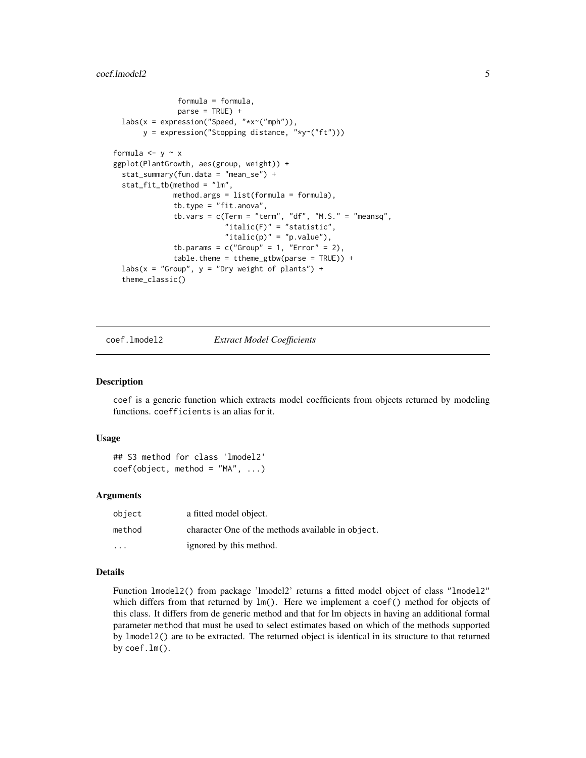```
               formula = formula,
               parse = TRUE) +
  labs(x = expression("Speed, "*x~("mph")),
       y = expression("Stopping distance, "*y~("ft")))

formula <- y ~ x
ggplot(PlantGrowth, aes(group, weight)) +
  stat_summary(fun.data = "mean_se") +
  stat_fit_tb(method = "lm",
              method.args = list(formula = formula),
              tb.type = "fit.anova",
              tb.vars = c(Term = "term", "df", "M.S." = "meansq",
                          "italic(F)" = "statistic",
                          "italic(p)" = "p.value"),
              tb.params = c("Group" = 1, "Error" = 2),
              table.theme = ttheme_gtbw(parse = TRUE)) +
  labs(x = "Group", y = "Dry weight of plants") +
  theme_classic()
```

## coef.lmodel2 *Extract Model Coefficients*

### Description

coef is a generic function which extracts model coefficients from objects returned by modeling functions. coefficients is an alias for it.

### Usage

```
## S3 method for class 'lmodel2'
coef(object, method = "MA", ...)
```

### Arguments

| | |
|---|---|
| object | a fitted model object. |
| method | character One of the methods available in object. |
| ... | ignored by this method. |

### Details

Function lmodel2() from package 'lmodel2' returns a fitted model object of class "lmodel2" which differs from that returned by lm(). Here we implement a coef() method for objects of this class. It differs from de generic method and that for lm objects in having an additional formal parameter method that must be used to select estimates based on which of the methods supported by lmodel2() are to be extracted. The returned object is identical in its structure to that returned by coef.lm().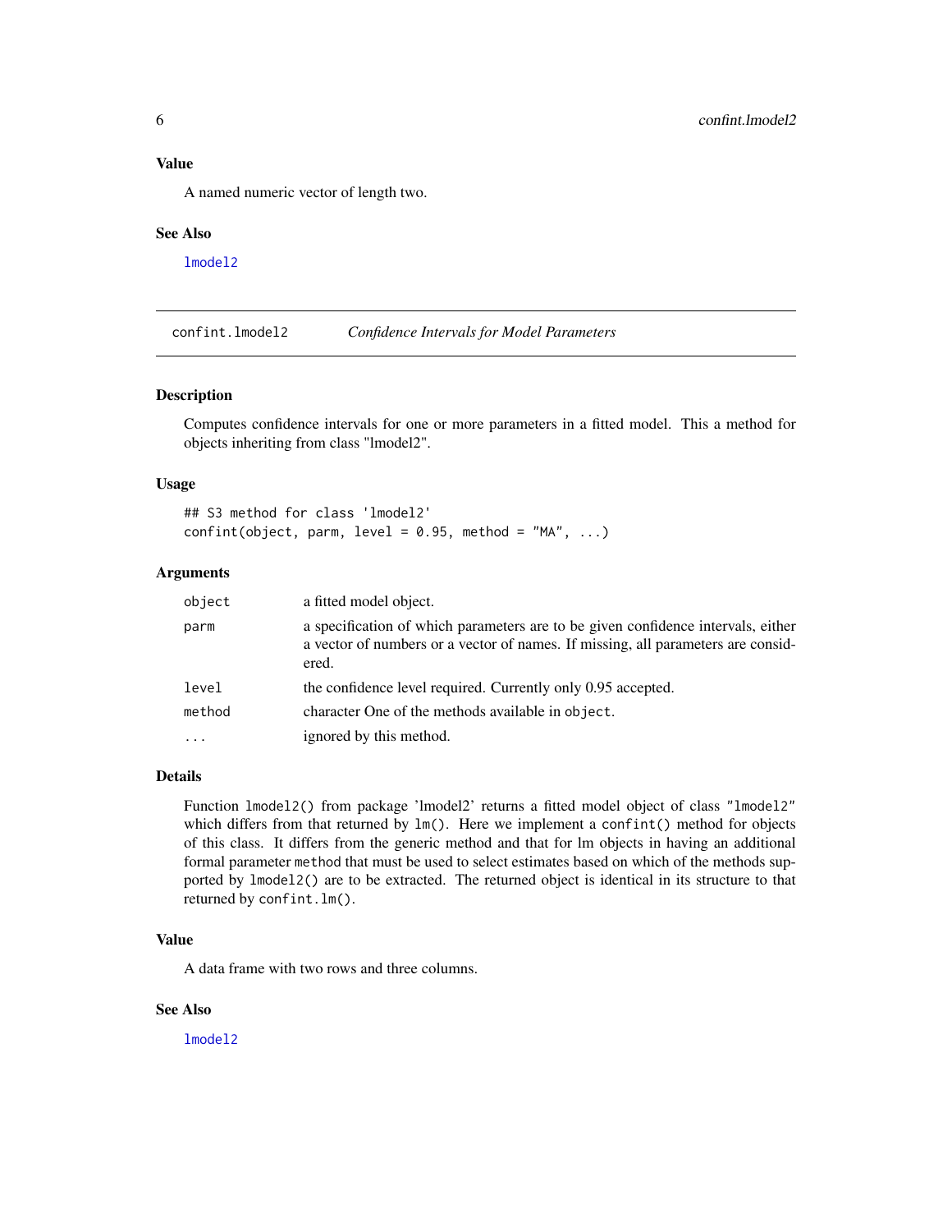### Value

A named numeric vector of length two.

### See Also

`lmodel2`

---

## confint.lmodel2 &nbsp;&nbsp;&nbsp; *Confidence Intervals for Model Parameters*

---

### Description

Computes confidence intervals for one or more parameters in a fitted model. This a method for objects inheriting from class "lmodel2".

### Usage

```
## S3 method for class 'lmodel2'
confint(object, parm, level = 0.95, method = "MA", ...)
```

### Arguments

| | |
|---|---|
| `object` | a fitted model object. |
| `parm` | a specification of which parameters are to be given confidence intervals, either a vector of numbers or a vector of names. If missing, all parameters are considered. |
| `level` | the confidence level required. Currently only 0.95 accepted. |
| `method` | character One of the methods available in `object`. |
| `...` | ignored by this method. |

### Details

Function `lmodel2()` from package 'lmodel2' returns a fitted model object of class `"lmodel2"` which differs from that returned by `lm()`. Here we implement a `confint()` method for objects of this class. It differs from the generic method and that for lm objects in having an additional formal parameter `method` that must be used to select estimates based on which of the methods supported by `lmodel2()` are to be extracted. The returned object is identical in its structure to that returned by `confint.lm()`.

### Value

A data frame with two rows and three columns.

### See Also

`lmodel2`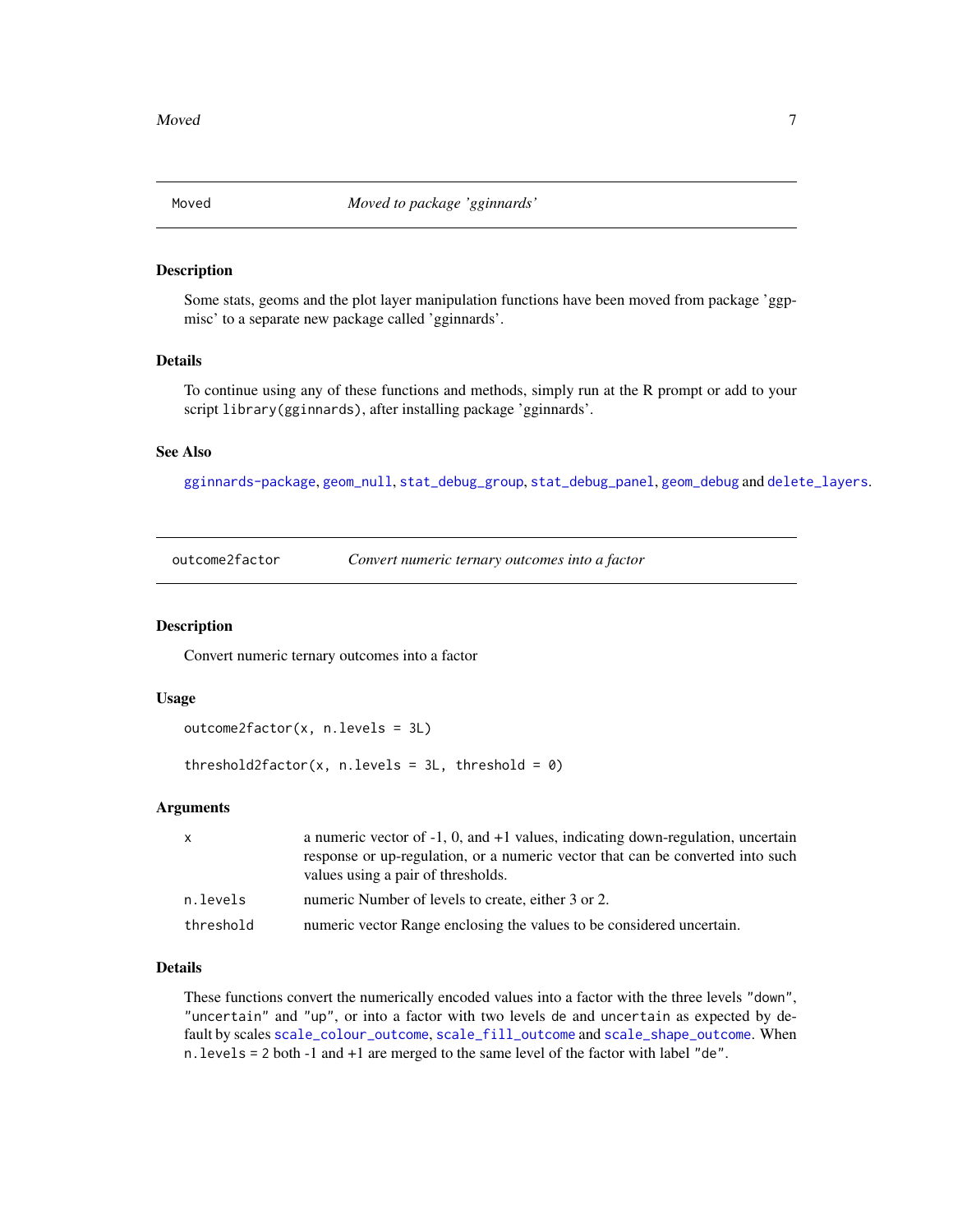## Moved — *Moved to package 'gginnards'*

### Description

Some stats, geoms and the plot layer manipulation functions have been moved from package 'ggpmisc' to a separate new package called 'gginnards'.

### Details

To continue using any of these functions and methods, simply run at the R prompt or add to your script `library(gginnards)`, after installing package 'gginnards'.

### See Also

`gginnards-package`, `geom_null`, `stat_debug_group`, `stat_debug_panel`, `geom_debug` and `delete_layers`.

## outcome2factor — *Convert numeric ternary outcomes into a factor*

### Description

Convert numeric ternary outcomes into a factor

### Usage

```
outcome2factor(x, n.levels = 3L)

threshold2factor(x, n.levels = 3L, threshold = 0)
```

### Arguments

| | |
|---|---|
| `x` | a numeric vector of -1, 0, and +1 values, indicating down-regulation, uncertain response or up-regulation, or a numeric vector that can be converted into such values using a pair of thresholds. |
| `n.levels` | numeric Number of levels to create, either 3 or 2. |
| `threshold` | numeric vector Range enclosing the values to be considered uncertain. |

### Details

These functions convert the numerically encoded values into a factor with the three levels `"down"`, `"uncertain"` and `"up"`, or into a factor with two levels `de` and `uncertain` as expected by default by scales `scale_colour_outcome`, `scale_fill_outcome` and `scale_shape_outcome`. When `n.levels = 2` both -1 and +1 are merged to the same level of the factor with label `"de"`.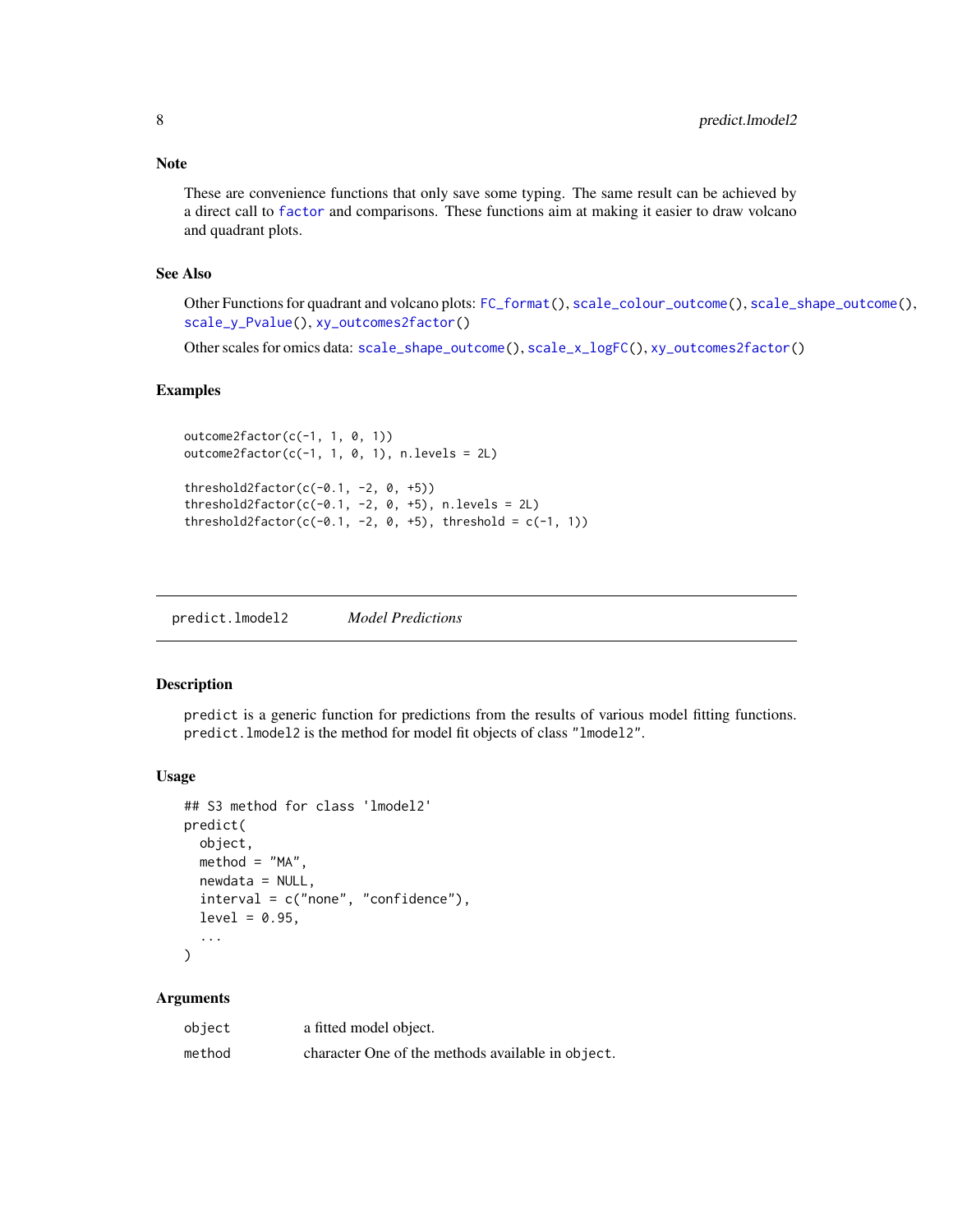### Note

These are convenience functions that only save some typing. The same result can be achieved by a direct call to `factor` and comparisons. These functions aim at making it easier to draw volcano and quadrant plots.

### See Also

Other Functions for quadrant and volcano plots: `FC_format()`, `scale_colour_outcome()`, `scale_shape_outcome()`, `scale_y_Pvalue()`, `xy_outcomes2factor()`

Other scales for omics data: `scale_shape_outcome()`, `scale_x_logFC()`, `xy_outcomes2factor()`

### Examples

```
outcome2factor(c(-1, 1, 0, 1))
outcome2factor(c(-1, 1, 0, 1), n.levels = 2L)

threshold2factor(c(-0.1, -2, 0, +5))
threshold2factor(c(-0.1, -2, 0, +5), n.levels = 2L)
threshold2factor(c(-0.1, -2, 0, +5), threshold = c(-1, 1))
```

---

## predict.lmodel2 — *Model Predictions*

### Description

`predict` is a generic function for predictions from the results of various model fitting functions. `predict.lmodel2` is the method for model fit objects of class `"lmodel2"`.

### Usage

```
## S3 method for class 'lmodel2'
predict(
  object,
  method = "MA",
  newdata = NULL,
  interval = c("none", "confidence"),
  level = 0.95,
  ...
)
```

### Arguments

| | |
|---|---|
| `object` | a fitted model object. |
| `method` | character One of the methods available in `object`. |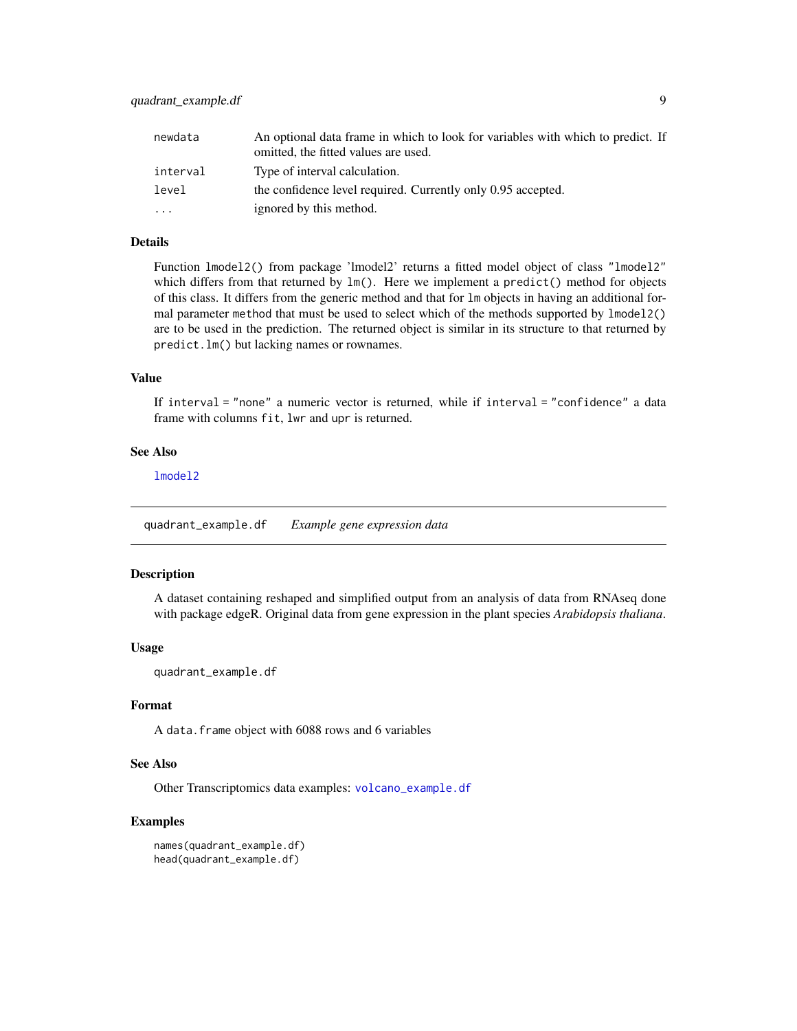| | |
|---|---|
| `newdata` | An optional data frame in which to look for variables with which to predict. If omitted, the fitted values are used. |
| `interval` | Type of interval calculation. |
| `level` | the confidence level required. Currently only 0.95 accepted. |
| `...` | ignored by this method. |

### Details

Function `lmodel2()` from package 'lmodel2' returns a fitted model object of class `"lmodel2"` which differs from that returned by `lm()`. Here we implement a `predict()` method for objects of this class. It differs from the generic method and that for `lm` objects in having an additional formal parameter `method` that must be used to select which of the methods supported by `lmodel2()` are to be used in the prediction. The returned object is similar in its structure to that returned by `predict.lm()` but lacking names or rownames.

### Value

If `interval = "none"` a numeric vector is returned, while if `interval = "confidence"` a data frame with columns `fit`, `lwr` and `upr` is returned.

### See Also

`lmodel2`

---

## `quadrant_example.df` *Example gene expression data*

### Description

A dataset containing reshaped and simplified output from an analysis of data from RNAseq done with package edgeR. Original data from gene expression in the plant species *Arabidopsis thaliana*.

### Usage

```
quadrant_example.df
```

### Format

A `data.frame` object with 6088 rows and 6 variables

### See Also

Other Transcriptomics data examples: `volcano_example.df`

### Examples

```
names(quadrant_example.df)
head(quadrant_example.df)
```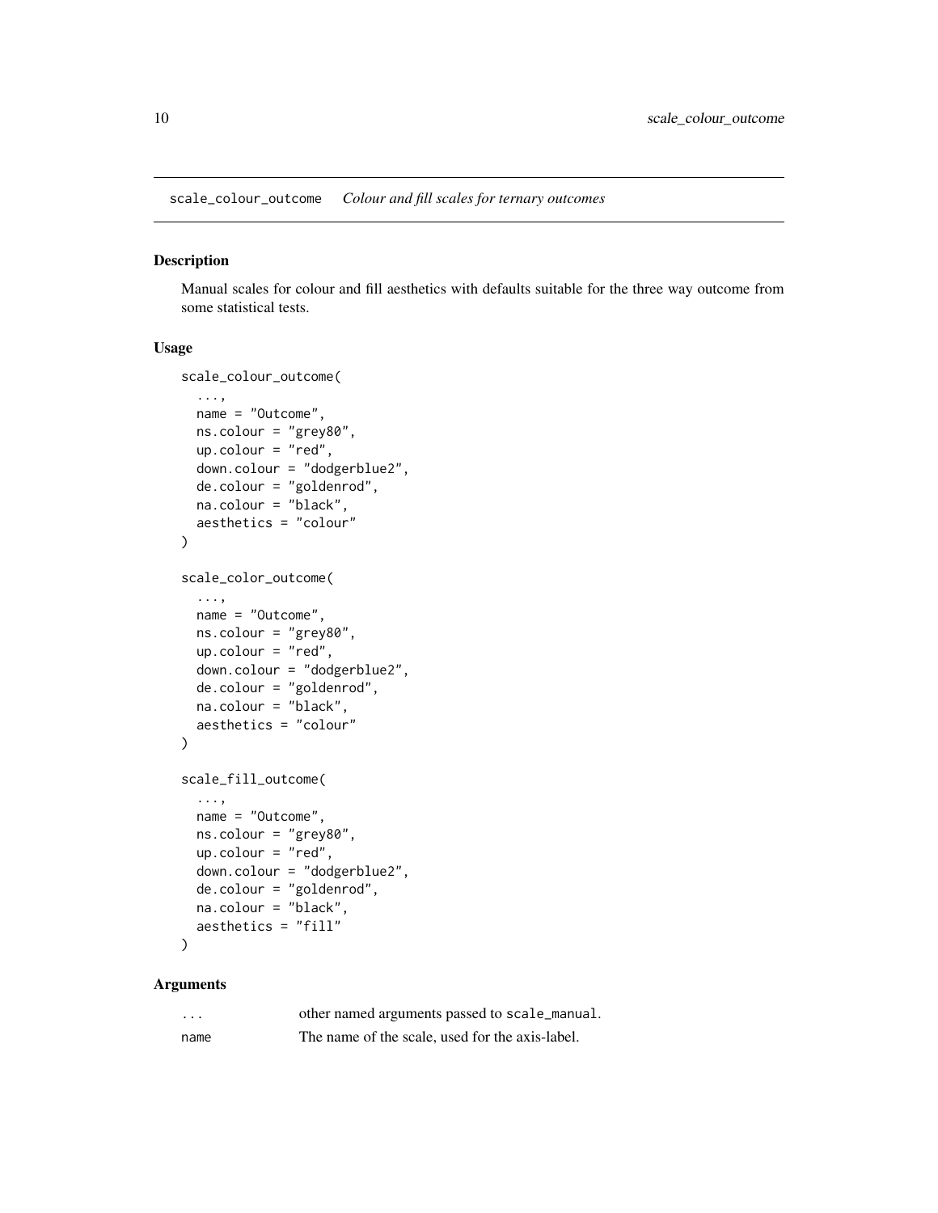## scale_colour_outcome *Colour and fill scales for ternary outcomes*

### Description

Manual scales for colour and fill aesthetics with defaults suitable for the three way outcome from some statistical tests.

### Usage

```
scale_colour_outcome(
  ...,
  name = "Outcome",
  ns.colour = "grey80",
  up.colour = "red",
  down.colour = "dodgerblue2",
  de.colour = "goldenrod",
  na.colour = "black",
  aesthetics = "colour"
)

scale_color_outcome(
  ...,
  name = "Outcome",
  ns.colour = "grey80",
  up.colour = "red",
  down.colour = "dodgerblue2",
  de.colour = "goldenrod",
  na.colour = "black",
  aesthetics = "colour"
)

scale_fill_outcome(
  ...,
  name = "Outcome",
  ns.colour = "grey80",
  up.colour = "red",
  down.colour = "dodgerblue2",
  de.colour = "goldenrod",
  na.colour = "black",
  aesthetics = "fill"
)
```

### Arguments

| | |
|---|---|
| `...` | other named arguments passed to `scale_manual`. |
| `name` | The name of the scale, used for the axis-label. |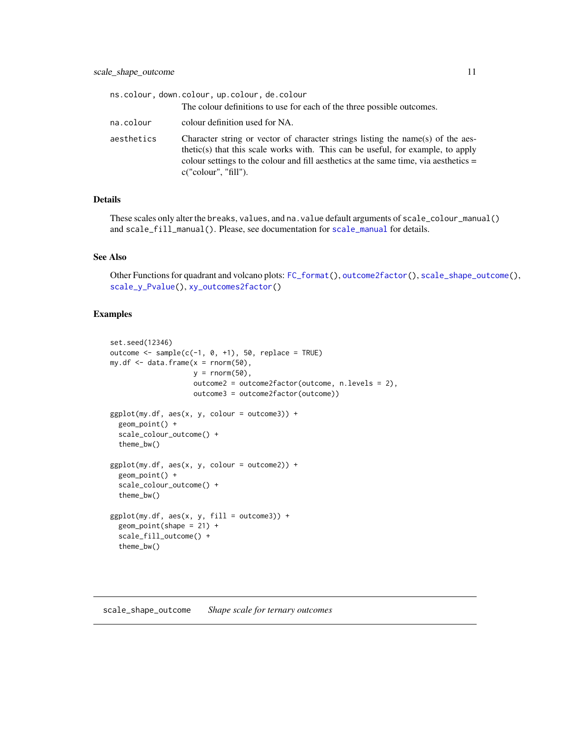| | |
|---|---|
| ns.colour, down.colour, up.colour, de.colour | The colour definitions to use for each of the three possible outcomes. |
| na.colour | colour definition used for NA. |
| aesthetics | Character string or vector of character strings listing the name(s) of the aesthetic(s) that this scale works with. This can be useful, for example, to apply colour settings to the colour and fill aesthetics at the same time, via aesthetics = c("colour", "fill"). |

## Details

These scales only alter the breaks, values, and na.value default arguments of scale_colour_manual() and scale_fill_manual(). Please, see documentation for scale_manual for details.

## See Also

Other Functions for quadrant and volcano plots: FC_format(), outcome2factor(), scale_shape_outcome(), scale_y_Pvalue(), xy_outcomes2factor()

## Examples

```
set.seed(12346)
outcome <- sample(c(-1, 0, +1), 50, replace = TRUE)
my.df <- data.frame(x = rnorm(50),
                    y = rnorm(50),
                    outcome2 = outcome2factor(outcome, n.levels = 2),
                    outcome3 = outcome2factor(outcome))

ggplot(my.df, aes(x, y, colour = outcome3)) +
  geom_point() +
  scale_colour_outcome() +
  theme_bw()

ggplot(my.df, aes(x, y, colour = outcome2)) +
  geom_point() +
  scale_colour_outcome() +
  theme_bw()

ggplot(my.df, aes(x, y, fill = outcome3)) +
  geom_point(shape = 21) +
  scale_fill_outcome() +
  theme_bw()
```

---

# scale_shape_outcome *Shape scale for ternary outcomes*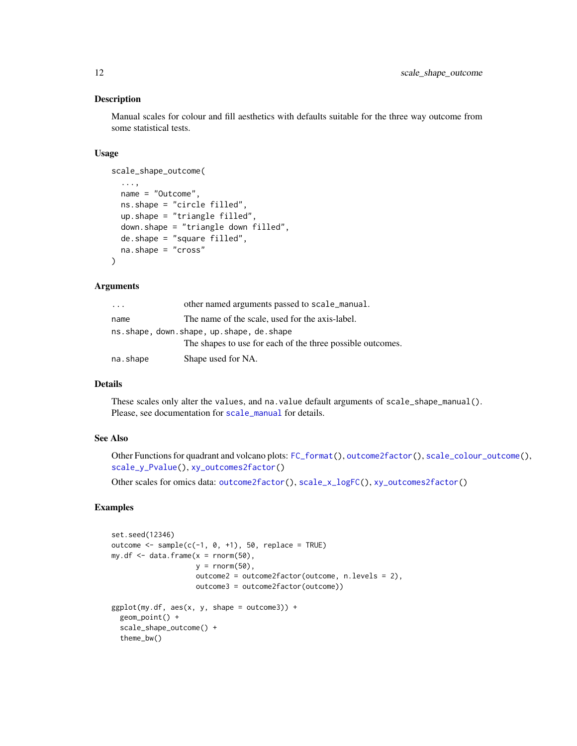### Description

Manual scales for colour and fill aesthetics with defaults suitable for the three way outcome from some statistical tests.

### Usage

```
scale_shape_outcome(
  ...,
  name = "Outcome",
  ns.shape = "circle filled",
  up.shape = "triangle filled",
  down.shape = "triangle down filled",
  de.shape = "square filled",
  na.shape = "cross"
)
```

### Arguments

| | |
|---|---|
| `...` | other named arguments passed to `scale_manual`. |
| `name` | The name of the scale, used for the axis-label. |
| `ns.shape, down.shape, up.shape, de.shape` | The shapes to use for each of the three possible outcomes. |
| `na.shape` | Shape used for NA. |

### Details

These scales only alter the `values`, and `na.value` default arguments of `scale_shape_manual()`. Please, see documentation for `scale_manual` for details.

### See Also

Other Functions for quadrant and volcano plots: `FC_format()`, `outcome2factor()`, `scale_colour_outcome()`, `scale_y_Pvalue()`, `xy_outcomes2factor()`

Other scales for omics data: `outcome2factor()`, `scale_x_logFC()`, `xy_outcomes2factor()`

### Examples

```
set.seed(12346)
outcome <- sample(c(-1, 0, +1), 50, replace = TRUE)
my.df <- data.frame(x = rnorm(50),
                    y = rnorm(50),
                    outcome2 = outcome2factor(outcome, n.levels = 2),
                    outcome3 = outcome2factor(outcome))

ggplot(my.df, aes(x, y, shape = outcome3)) +
  geom_point() +
  scale_shape_outcome() +
  theme_bw()
```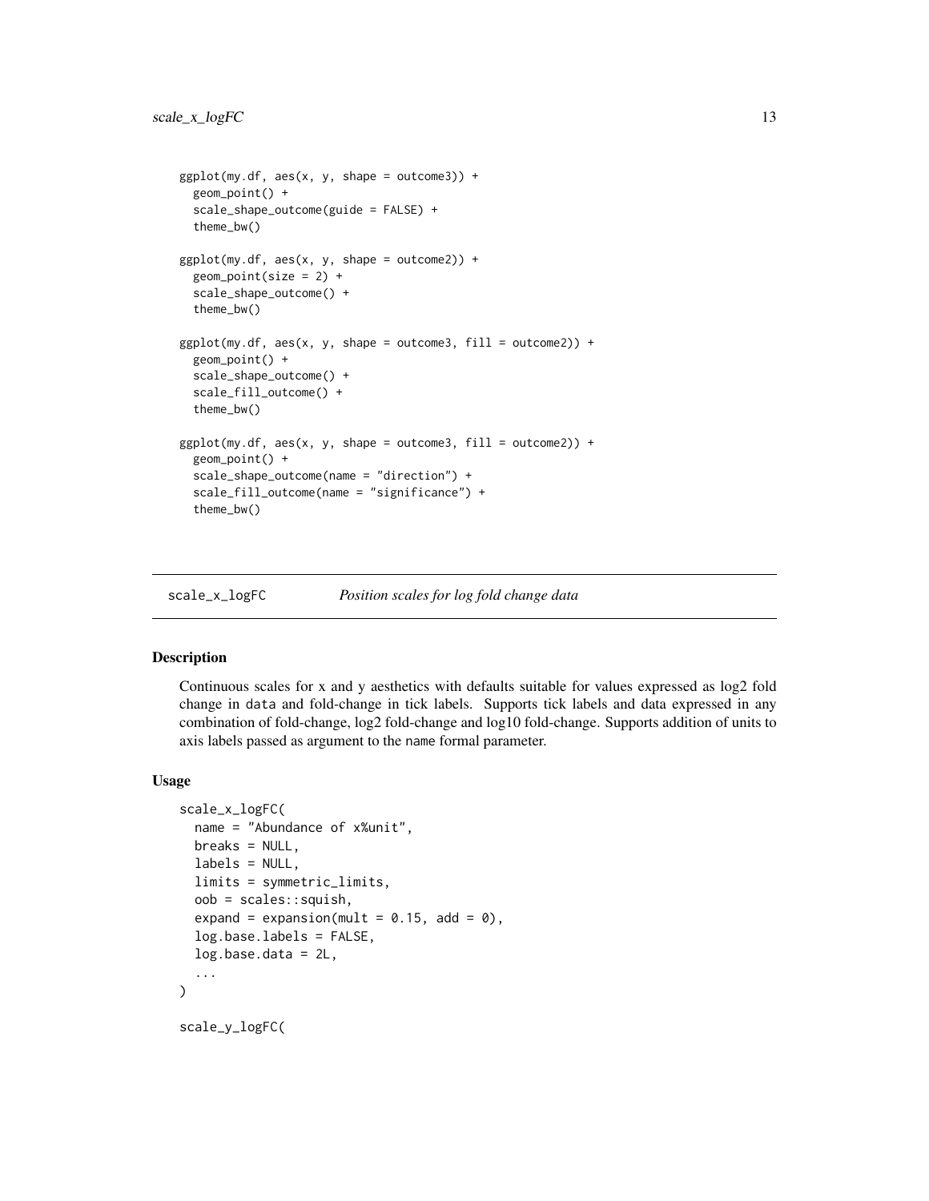```
ggplot(my.df, aes(x, y, shape = outcome3)) +
  geom_point() +
  scale_shape_outcome(guide = FALSE) +
  theme_bw()

ggplot(my.df, aes(x, y, shape = outcome2)) +
  geom_point(size = 2) +
  scale_shape_outcome() +
  theme_bw()

ggplot(my.df, aes(x, y, shape = outcome3, fill = outcome2)) +
  geom_point() +
  scale_shape_outcome() +
  scale_fill_outcome() +
  theme_bw()

ggplot(my.df, aes(x, y, shape = outcome3, fill = outcome2)) +
  geom_point() +
  scale_shape_outcome(name = "direction") +
  scale_fill_outcome(name = "significance") +
  theme_bw()
```

---

## scale_x_logFC — *Position scales for log fold change data*

### Description

Continuous scales for x and y aesthetics with defaults suitable for values expressed as log2 fold change in `data` and fold-change in tick labels. Supports tick labels and data expressed in any combination of fold-change, log2 fold-change and log10 fold-change. Supports addition of units to axis labels passed as argument to the `name` formal parameter.

### Usage

```
scale_x_logFC(
  name = "Abundance of x%unit",
  breaks = NULL,
  labels = NULL,
  limits = symmetric_limits,
  oob = scales::squish,
  expand = expansion(mult = 0.15, add = 0),
  log.base.labels = FALSE,
  log.base.data = 2L,
  ...
)

scale_y_logFC(
```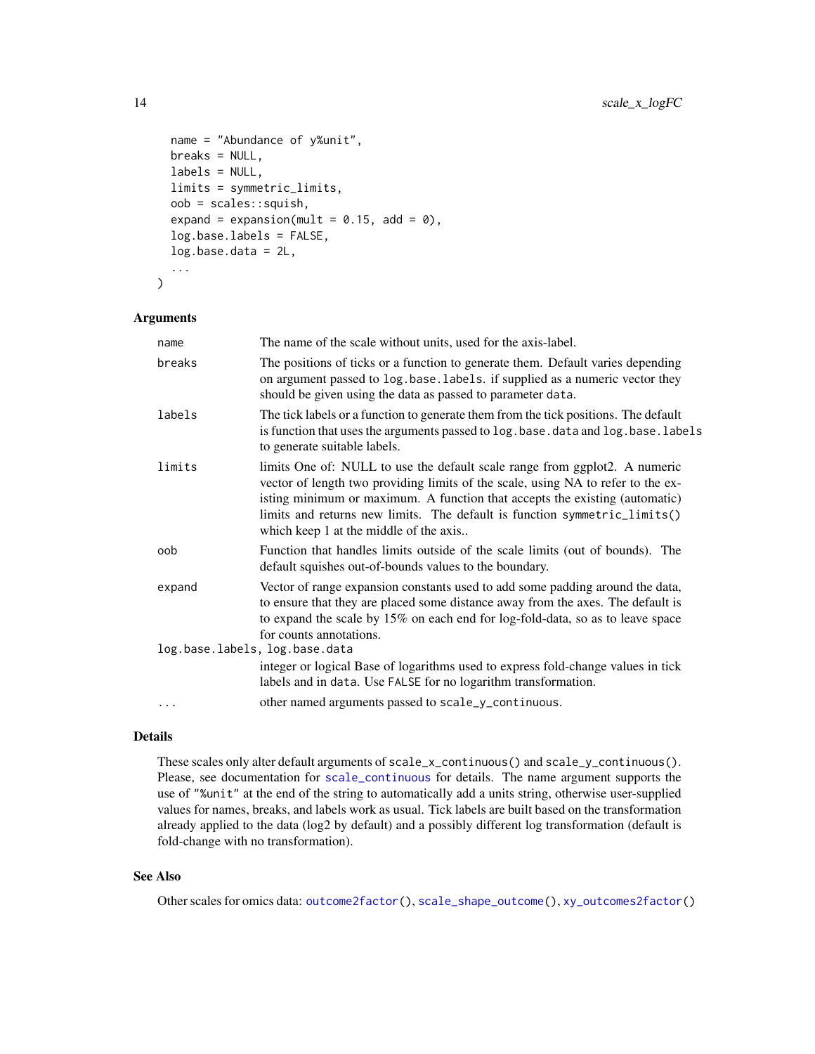```
  name = "Abundance of y%unit",
  breaks = NULL,
  labels = NULL,
  limits = symmetric_limits,
  oob = scales::squish,
  expand = expansion(mult = 0.15, add = 0),
  log.base.labels = FALSE,
  log.base.data = 2L,
  ...
)
```

## Arguments

| | |
|---|---|
| `name` | The name of the scale without units, used for the axis-label. |
| `breaks` | The positions of ticks or a function to generate them. Default varies depending on argument passed to `log.base.labels`. if supplied as a numeric vector they should be given using the data as passed to parameter `data`. |
| `labels` | The tick labels or a function to generate them from the tick positions. The default is function that uses the arguments passed to `log.base.data` and `log.base.labels` to generate suitable labels. |
| `limits` | limits One of: NULL to use the default scale range from ggplot2. A numeric vector of length two providing limits of the scale, using NA to refer to the existing minimum or maximum. A function that accepts the existing (automatic) limits and returns new limits. The default is function `symmetric_limits()` which keep 1 at the middle of the axis.. |
| `oob` | Function that handles limits outside of the scale limits (out of bounds). The default squishes out-of-bounds values to the boundary. |
| `expand` | Vector of range expansion constants used to add some padding around the data, to ensure that they are placed some distance away from the axes. The default is to expand the scale by 15% on each end for log-fold-data, so as to leave space for counts annotations. |
| `log.base.labels, log.base.data` | integer or logical Base of logarithms used to express fold-change values in tick labels and in `data`. Use `FALSE` for no logarithm transformation. |
| `...` | other named arguments passed to `scale_y_continuous`. |

## Details

These scales only alter default arguments of `scale_x_continuous()` and `scale_y_continuous()`. Please, see documentation for `scale_continuous` for details. The name argument supports the use of `"%unit"` at the end of the string to automatically add a units string, otherwise user-supplied values for names, breaks, and labels work as usual. Tick labels are built based on the transformation already applied to the data (log2 by default) and a possibly different log transformation (default is fold-change with no transformation).

## See Also

Other scales for omics data: `outcome2factor()`, `scale_shape_outcome()`, `xy_outcomes2factor()`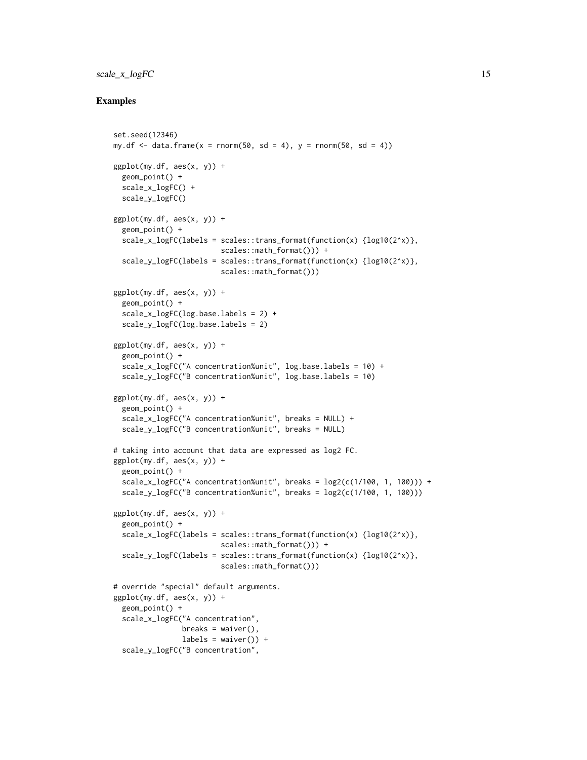## Examples

```
set.seed(12346)
my.df <- data.frame(x = rnorm(50, sd = 4), y = rnorm(50, sd = 4))

ggplot(my.df, aes(x, y)) +
  geom_point() +
  scale_x_logFC() +
  scale_y_logFC()

ggplot(my.df, aes(x, y)) +
  geom_point() +
  scale_x_logFC(labels = scales::trans_format(function(x) {log10(2^x)},
                         scales::math_format())) +
  scale_y_logFC(labels = scales::trans_format(function(x) {log10(2^x)},
                         scales::math_format()))

ggplot(my.df, aes(x, y)) +
  geom_point() +
  scale_x_logFC(log.base.labels = 2) +
  scale_y_logFC(log.base.labels = 2)

ggplot(my.df, aes(x, y)) +
  geom_point() +
  scale_x_logFC("A concentration%unit", log.base.labels = 10) +
  scale_y_logFC("B concentration%unit", log.base.labels = 10)

ggplot(my.df, aes(x, y)) +
  geom_point() +
  scale_x_logFC("A concentration%unit", breaks = NULL) +
  scale_y_logFC("B concentration%unit", breaks = NULL)

# taking into account that data are expressed as log2 FC.
ggplot(my.df, aes(x, y)) +
  geom_point() +
  scale_x_logFC("A concentration%unit", breaks = log2(c(1/100, 1, 100))) +
  scale_y_logFC("B concentration%unit", breaks = log2(c(1/100, 1, 100)))

ggplot(my.df, aes(x, y)) +
  geom_point() +
  scale_x_logFC(labels = scales::trans_format(function(x) {log10(2^x)},
                         scales::math_format())) +
  scale_y_logFC(labels = scales::trans_format(function(x) {log10(2^x)},
                         scales::math_format()))

# override "special" default arguments.
ggplot(my.df, aes(x, y)) +
  geom_point() +
  scale_x_logFC("A concentration",
                breaks = waiver(),
                labels = waiver()) +
  scale_y_logFC("B concentration",
```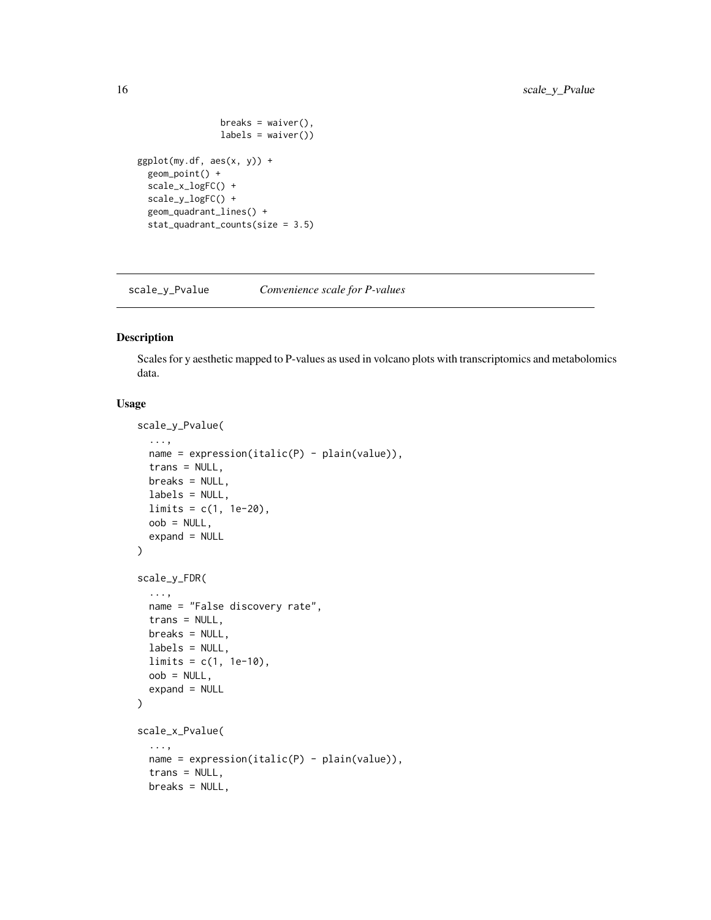```
                breaks = waiver(),
                labels = waiver())

ggplot(my.df, aes(x, y)) +
  geom_point() +
  scale_x_logFC() +
  scale_y_logFC() +
  geom_quadrant_lines() +
  stat_quadrant_counts(size = 3.5)
```

---

`scale_y_Pvalue` *Convenience scale for P-values*

---

## Description

Scales for y aesthetic mapped to P-values as used in volcano plots with transcriptomics and metabolomics data.

## Usage

```
scale_y_Pvalue(
  ...,
  name = expression(italic(P) - plain(value)),
  trans = NULL,
  breaks = NULL,
  labels = NULL,
  limits = c(1, 1e-20),
  oob = NULL,
  expand = NULL
)

scale_y_FDR(
  ...,
  name = "False discovery rate",
  trans = NULL,
  breaks = NULL,
  labels = NULL,
  limits = c(1, 1e-10),
  oob = NULL,
  expand = NULL
)

scale_x_Pvalue(
  ...,
  name = expression(italic(P) - plain(value)),
  trans = NULL,
  breaks = NULL,
```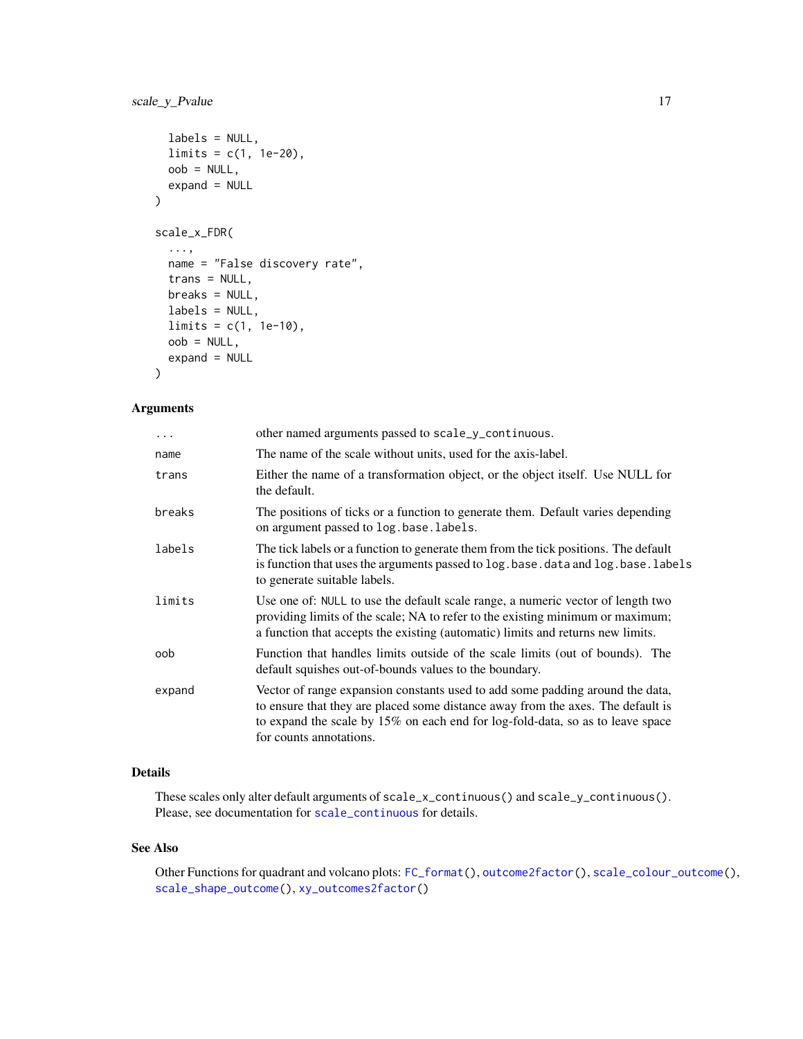```
  labels = NULL,
  limits = c(1, 1e-20),
  oob = NULL,
  expand = NULL
)

scale_x_FDR(
  ...,
  name = "False discovery rate",
  trans = NULL,
  breaks = NULL,
  labels = NULL,
  limits = c(1, 1e-10),
  oob = NULL,
  expand = NULL
)
```

## Arguments

| | |
|---|---|
| `...` | other named arguments passed to `scale_y_continuous`. |
| `name` | The name of the scale without units, used for the axis-label. |
| `trans` | Either the name of a transformation object, or the object itself. Use NULL for the default. |
| `breaks` | The positions of ticks or a function to generate them. Default varies depending on argument passed to `log.base.labels`. |
| `labels` | The tick labels or a function to generate them from the tick positions. The default is function that uses the arguments passed to `log.base.data` and `log.base.labels` to generate suitable labels. |
| `limits` | Use one of: `NULL` to use the default scale range, a numeric vector of length two providing limits of the scale; NA to refer to the existing minimum or maximum; a function that accepts the existing (automatic) limits and returns new limits. |
| `oob` | Function that handles limits outside of the scale limits (out of bounds). The default squishes out-of-bounds values to the boundary. |
| `expand` | Vector of range expansion constants used to add some padding around the data, to ensure that they are placed some distance away from the axes. The default is to expand the scale by 15% on each end for log-fold-data, so as to leave space for counts annotations. |

## Details

These scales only alter default arguments of `scale_x_continuous()` and `scale_y_continuous()`. Please, see documentation for `scale_continuous` for details.

## See Also

Other Functions for quadrant and volcano plots: `FC_format()`, `outcome2factor()`, `scale_colour_outcome()`, `scale_shape_outcome()`, `xy_outcomes2factor()`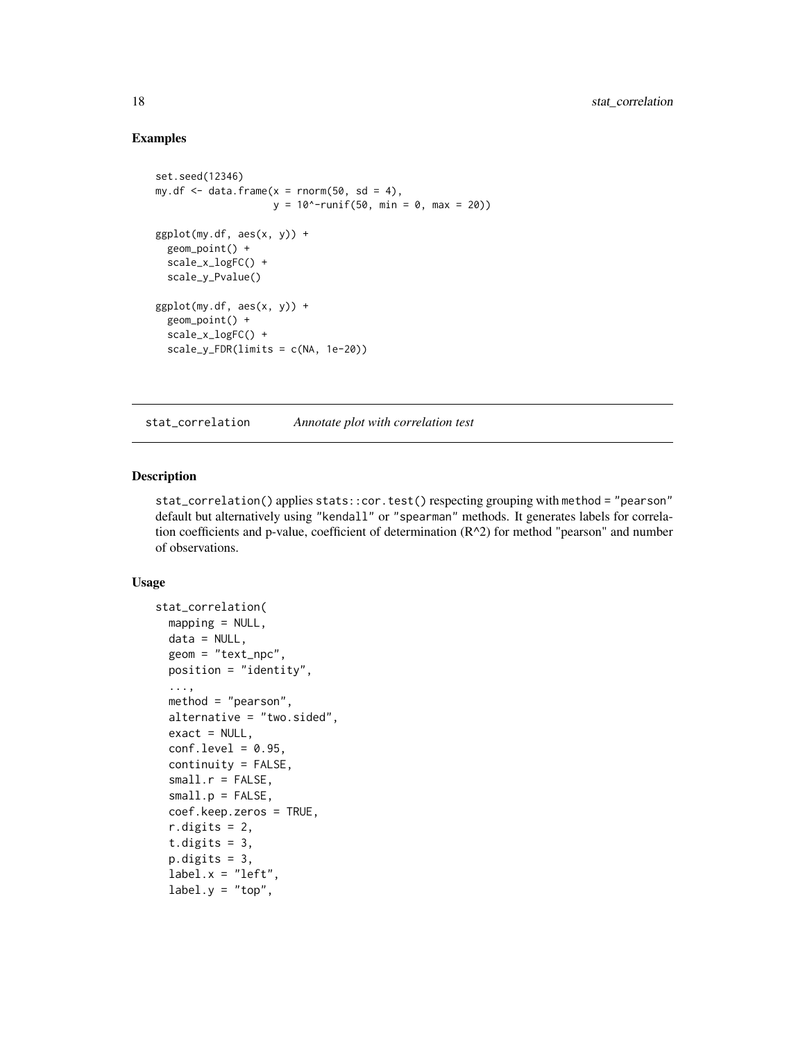## Examples

```
set.seed(12346)
my.df <- data.frame(x = rnorm(50, sd = 4),
                    y = 10^-runif(50, min = 0, max = 20))

ggplot(my.df, aes(x, y)) +
  geom_point() +
  scale_x_logFC() +
  scale_y_Pvalue()

ggplot(my.df, aes(x, y)) +
  geom_point() +
  scale_x_logFC() +
  scale_y_FDR(limits = c(NA, 1e-20))
```

---

stat_correlation    *Annotate plot with correlation test*

---

## Description

stat_correlation() applies stats::cor.test() respecting grouping with method = "pearson" default but alternatively using "kendall" or "spearman" methods. It generates labels for correlation coefficients and p-value, coefficient of determination (R^2) for method "pearson" and number of observations.

## Usage

```
stat_correlation(
  mapping = NULL,
  data = NULL,
  geom = "text_npc",
  position = "identity",
  ...,
  method = "pearson",
  alternative = "two.sided",
  exact = NULL,
  conf.level = 0.95,
  continuity = FALSE,
  small.r = FALSE,
  small.p = FALSE,
  coef.keep.zeros = TRUE,
  r.digits = 2,
  t.digits = 3,
  p.digits = 3,
  label.x = "left",
  label.y = "top",
```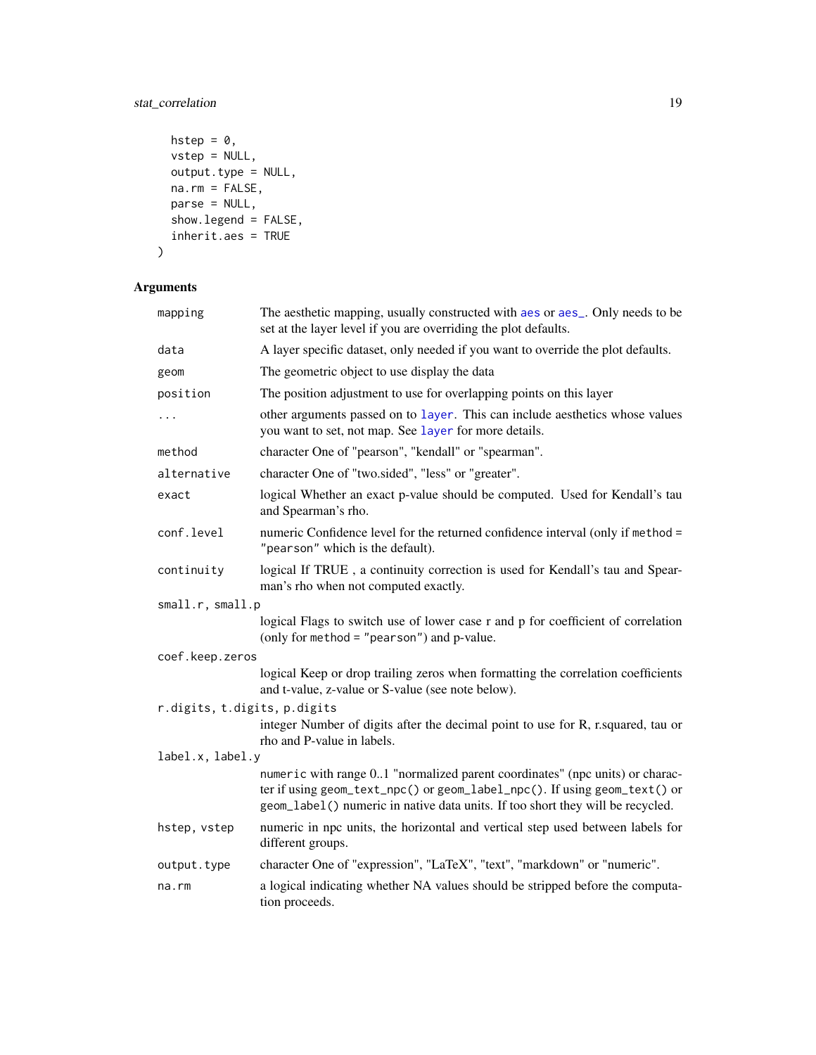```
  hstep = 0,
  vstep = NULL,
  output.type = NULL,
  na.rm = FALSE,
  parse = NULL,
  show.legend = FALSE,
  inherit.aes = TRUE
)
```

## Arguments

| Argument | Description |
|---|---|
| `mapping` | The aesthetic mapping, usually constructed with `aes` or `aes_`. Only needs to be set at the layer level if you are overriding the plot defaults. |
| `data` | A layer specific dataset, only needed if you want to override the plot defaults. |
| `geom` | The geometric object to use display the data |
| `position` | The position adjustment to use for overlapping points on this layer |
| `...` | other arguments passed on to `layer`. This can include aesthetics whose values you want to set, not map. See `layer` for more details. |
| `method` | character One of "pearson", "kendall" or "spearman". |
| `alternative` | character One of "two.sided", "less" or "greater". |
| `exact` | logical Whether an exact p-value should be computed. Used for Kendall's tau and Spearman's rho. |
| `conf.level` | numeric Confidence level for the returned confidence interval (only if `method = "pearson"` which is the default). |
| `continuity` | logical If TRUE , a continuity correction is used for Kendall's tau and Spearman's rho when not computed exactly. |
| `small.r, small.p` | logical Flags to switch use of lower case r and p for coefficient of correlation (only for `method = "pearson"`) and p-value. |
| `coef.keep.zeros` | logical Keep or drop trailing zeros when formatting the correlation coefficients and t-value, z-value or S-value (see note below). |
| `r.digits, t.digits, p.digits` | integer Number of digits after the decimal point to use for R, r.squared, tau or rho and P-value in labels. |
| `label.x, label.y` | `numeric` with range 0..1 "normalized parent coordinates" (npc units) or character if using `geom_text_npc()` or `geom_label_npc()`. If using `geom_text()` or `geom_label()` numeric in native data units. If too short they will be recycled. |
| `hstep, vstep` | numeric in npc units, the horizontal and vertical step used between labels for different groups. |
| `output.type` | character One of "expression", "LaTeX", "text", "markdown" or "numeric". |
| `na.rm` | a logical indicating whether NA values should be stripped before the computation proceeds. |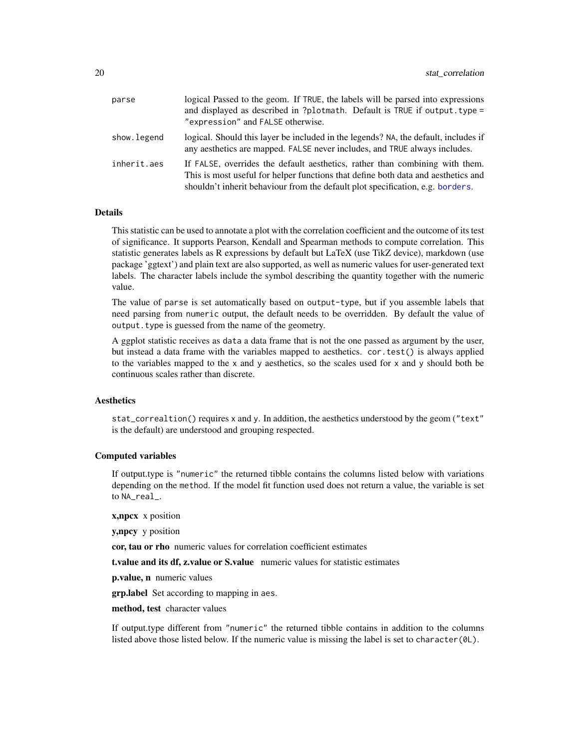parse logical Passed to the geom. If TRUE, the labels will be parsed into expressions and displayed as described in ?plotmath. Default is TRUE if output.type = "expression" and FALSE otherwise.

show.legend logical. Should this layer be included in the legends? NA, the default, includes if any aesthetics are mapped. FALSE never includes, and TRUE always includes.

inherit.aes If FALSE, overrides the default aesthetics, rather than combining with them. This is most useful for helper functions that define both data and aesthetics and shouldn't inherit behaviour from the default plot specification, e.g. borders.

### Details

This statistic can be used to annotate a plot with the correlation coefficient and the outcome of its test of significance. It supports Pearson, Kendall and Spearman methods to compute correlation. This statistic generates labels as R expressions by default but LaTeX (use TikZ device), markdown (use package 'ggtext') and plain text are also supported, as well as numeric values for user-generated text labels. The character labels include the symbol describing the quantity together with the numeric value.

The value of parse is set automatically based on output-type, but if you assemble labels that need parsing from numeric output, the default needs to be overridden. By default the value of output.type is guessed from the name of the geometry.

A ggplot statistic receives as data a data frame that is not the one passed as argument by the user, but instead a data frame with the variables mapped to aesthetics. cor.test() is always applied to the variables mapped to the x and y aesthetics, so the scales used for x and y should both be continuous scales rather than discrete.

### Aesthetics

stat_correaltion() requires x and y. In addition, the aesthetics understood by the geom ("text" is the default) are understood and grouping respected.

### Computed variables

If output.type is "numeric" the returned tibble contains the columns listed below with variations depending on the method. If the model fit function used does not return a value, the variable is set to NA_real_.

**x,npcx** x position

**y,npcy** y position

**cor, tau or rho** numeric values for correlation coefficient estimates

**t.value and its df, z.value or S.value** numeric values for statistic estimates

**p.value, n** numeric values

**grp.label** Set according to mapping in aes.

**method, test** character values

If output.type different from "numeric" the returned tibble contains in addition to the columns listed above those listed below. If the numeric value is missing the label is set to character(0L).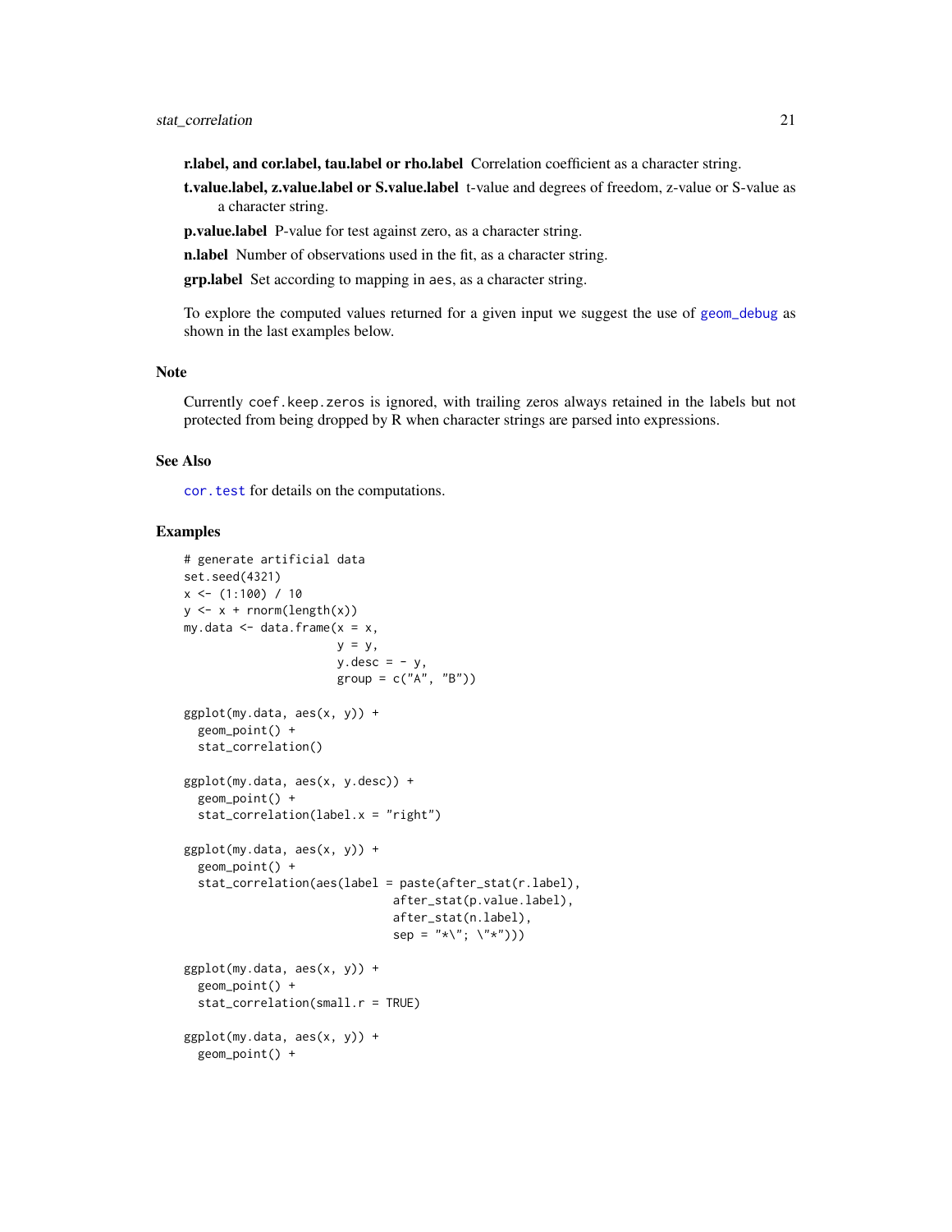**r.label, and cor.label, tau.label or rho.label** Correlation coefficient as a character string.

**t.value.label, z.value.label or S.value.label** t-value and degrees of freedom, z-value or S-value as a character string.

**p.value.label** P-value for test against zero, as a character string.

**n.label** Number of observations used in the fit, as a character string.

**grp.label** Set according to mapping in `aes`, as a character string.

To explore the computed values returned for a given input we suggest the use of `geom_debug` as shown in the last examples below.

## Note

Currently `coef.keep.zeros` is ignored, with trailing zeros always retained in the labels but not protected from being dropped by R when character strings are parsed into expressions.

## See Also

`cor.test` for details on the computations.

## Examples

```
# generate artificial data
set.seed(4321)
x <- (1:100) / 10
y <- x + rnorm(length(x))
my.data <- data.frame(x = x,
                      y = y,
                      y.desc = - y,
                      group = c("A", "B"))

ggplot(my.data, aes(x, y)) +
  geom_point() +
  stat_correlation()

ggplot(my.data, aes(x, y.desc)) +
  geom_point() +
  stat_correlation(label.x = "right")

ggplot(my.data, aes(x, y)) +
  geom_point() +
  stat_correlation(aes(label = paste(after_stat(r.label),
                              after_stat(p.value.label),
                              after_stat(n.label),
                              sep = "*\"; \"*")))

ggplot(my.data, aes(x, y)) +
  geom_point() +
  stat_correlation(small.r = TRUE)

ggplot(my.data, aes(x, y)) +
  geom_point() +
```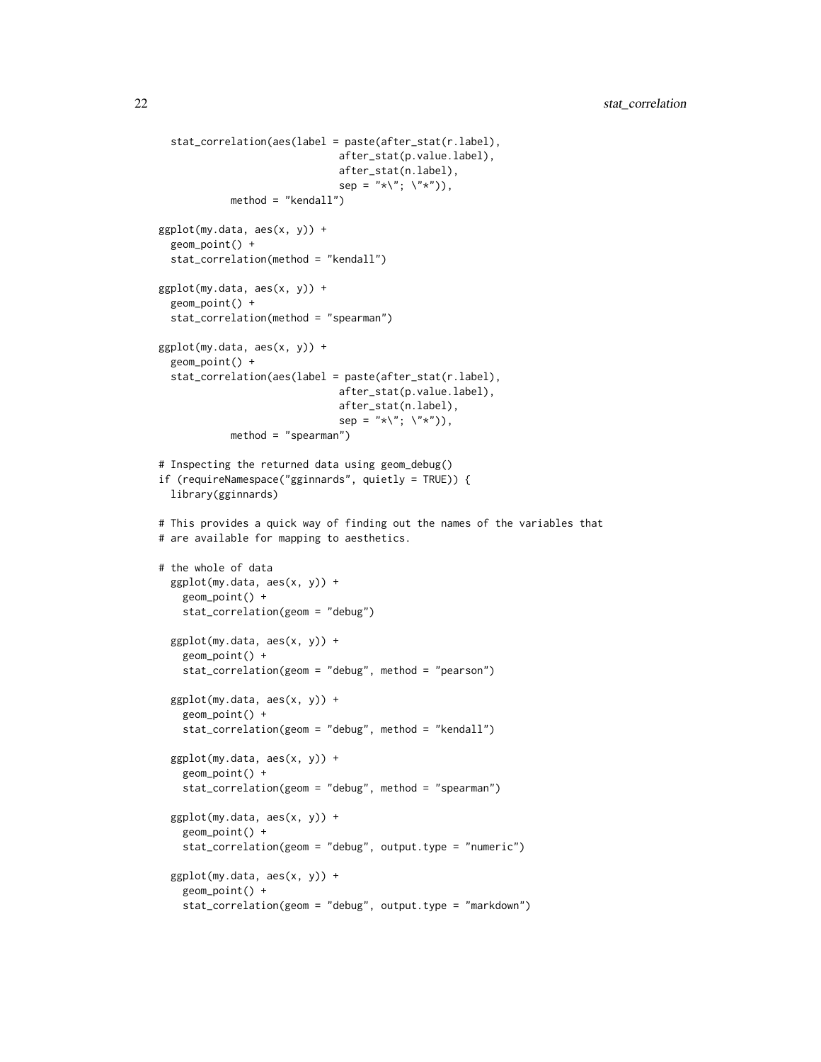```
  stat_correlation(aes(label = paste(after_stat(r.label),
                              after_stat(p.value.label),
                              after_stat(n.label),
                              sep = "*\"; \"*")),
            method = "kendall")

ggplot(my.data, aes(x, y)) +
  geom_point() +
  stat_correlation(method = "kendall")

ggplot(my.data, aes(x, y)) +
  geom_point() +
  stat_correlation(method = "spearman")

ggplot(my.data, aes(x, y)) +
  geom_point() +
  stat_correlation(aes(label = paste(after_stat(r.label),
                              after_stat(p.value.label),
                              after_stat(n.label),
                              sep = "*\"; \"*")),
            method = "spearman")

# Inspecting the returned data using geom_debug()
if (requireNamespace("gginnards", quietly = TRUE)) {
  library(gginnards)

# This provides a quick way of finding out the names of the variables that
# are available for mapping to aesthetics.

# the whole of data
  ggplot(my.data, aes(x, y)) +
    geom_point() +
    stat_correlation(geom = "debug")

  ggplot(my.data, aes(x, y)) +
    geom_point() +
    stat_correlation(geom = "debug", method = "pearson")

  ggplot(my.data, aes(x, y)) +
    geom_point() +
    stat_correlation(geom = "debug", method = "kendall")

  ggplot(my.data, aes(x, y)) +
    geom_point() +
    stat_correlation(geom = "debug", method = "spearman")

  ggplot(my.data, aes(x, y)) +
    geom_point() +
    stat_correlation(geom = "debug", output.type = "numeric")

  ggplot(my.data, aes(x, y)) +
    geom_point() +
    stat_correlation(geom = "debug", output.type = "markdown")
```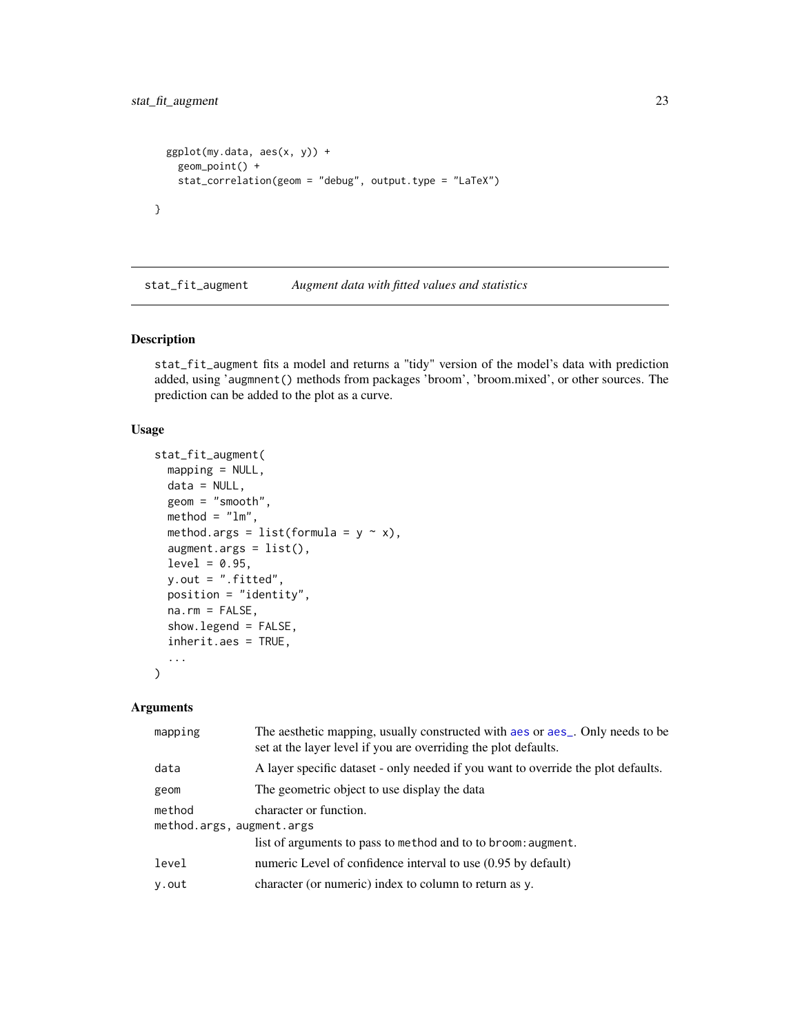```
  ggplot(my.data, aes(x, y)) +
    geom_point() +
    stat_correlation(geom = "debug", output.type = "LaTeX")

}
```

---

stat_fit_augment &nbsp;&nbsp;&nbsp;&nbsp; *Augment data with fitted values and statistics*

---

## Description

stat_fit_augment fits a model and returns a "tidy" version of the model's data with prediction added, using 'augmnent() methods from packages 'broom', 'broom.mixed', or other sources. The prediction can be added to the plot as a curve.

## Usage

```
stat_fit_augment(
  mapping = NULL,
  data = NULL,
  geom = "smooth",
  method = "lm",
  method.args = list(formula = y ~ x),
  augment.args = list(),
  level = 0.95,
  y.out = ".fitted",
  position = "identity",
  na.rm = FALSE,
  show.legend = FALSE,
  inherit.aes = TRUE,
  ...
)
```

## Arguments

| | |
|---|---|
| mapping | The aesthetic mapping, usually constructed with aes or aes_. Only needs to be set at the layer level if you are overriding the plot defaults. |
| data | A layer specific dataset - only needed if you want to override the plot defaults. |
| geom | The geometric object to use display the data |
| method | character or function. |
| method.args, augment.args | list of arguments to pass to method and to to broom:augment. |
| level | numeric Level of confidence interval to use (0.95 by default) |
| y.out | character (or numeric) index to column to return as y. |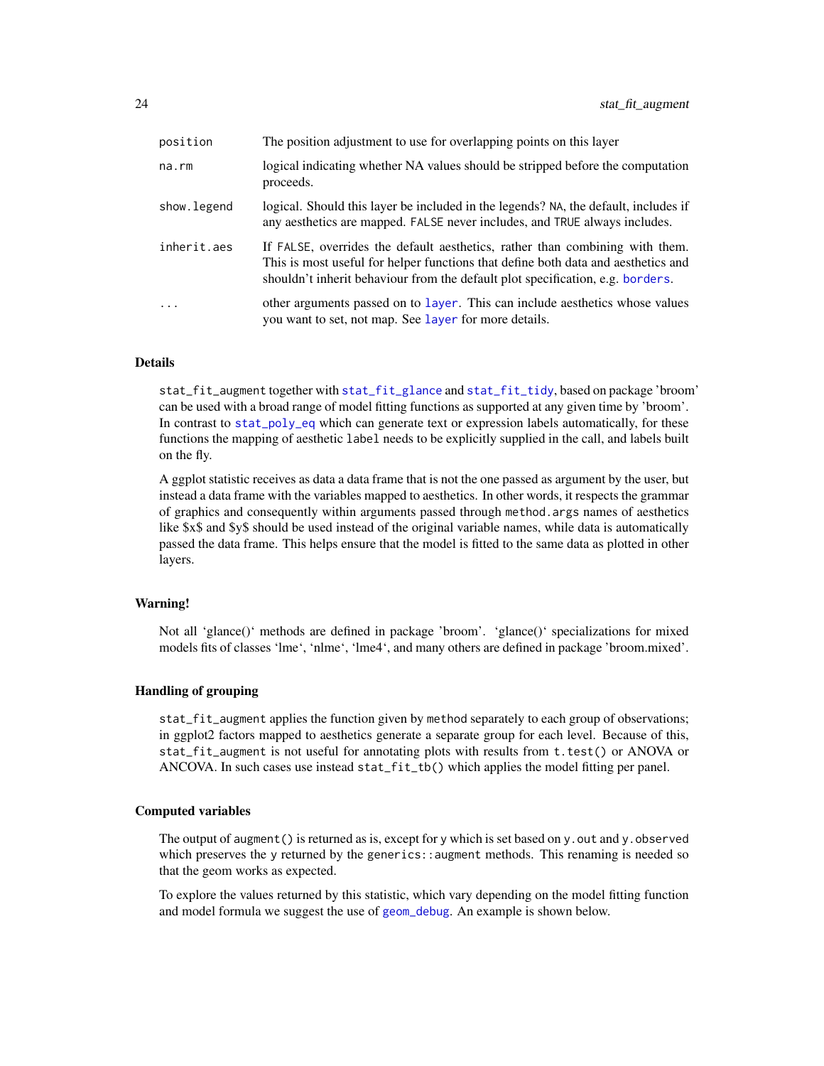| | |
|---|---|
| position | The position adjustment to use for overlapping points on this layer |
| na.rm | logical indicating whether NA values should be stripped before the computation proceeds. |
| show.legend | logical. Should this layer be included in the legends? NA, the default, includes if any aesthetics are mapped. FALSE never includes, and TRUE always includes. |
| inherit.aes | If FALSE, overrides the default aesthetics, rather than combining with them. This is most useful for helper functions that define both data and aesthetics and shouldn't inherit behaviour from the default plot specification, e.g. borders. |
| ... | other arguments passed on to layer. This can include aesthetics whose values you want to set, not map. See layer for more details. |

### Details

stat_fit_augment together with stat_fit_glance and stat_fit_tidy, based on package 'broom' can be used with a broad range of model fitting functions as supported at any given time by 'broom'. In contrast to stat_poly_eq which can generate text or expression labels automatically, for these functions the mapping of aesthetic label needs to be explicitly supplied in the call, and labels built on the fly.

A ggplot statistic receives as data a data frame that is not the one passed as argument by the user, but instead a data frame with the variables mapped to aesthetics. In other words, it respects the grammar of graphics and consequently within arguments passed through method.args names of aesthetics like $x$ and $y$ should be used instead of the original variable names, while data is automatically passed the data frame. This helps ensure that the model is fitted to the same data as plotted in other layers.

### Warning!

Not all 'glance()' methods are defined in package 'broom'. 'glance()' specializations for mixed models fits of classes 'lme', 'nlme', 'lme4', and many others are defined in package 'broom.mixed'.

### Handling of grouping

stat_fit_augment applies the function given by method separately to each group of observations; in ggplot2 factors mapped to aesthetics generate a separate group for each level. Because of this, stat_fit_augment is not useful for annotating plots with results from t.test() or ANOVA or ANCOVA. In such cases use instead stat_fit_tb() which applies the model fitting per panel.

### Computed variables

The output of augment() is returned as is, except for y which is set based on y.out and y.observed which preserves the y returned by the generics::augment methods. This renaming is needed so that the geom works as expected.

To explore the values returned by this statistic, which vary depending on the model fitting function and model formula we suggest the use of geom_debug. An example is shown below.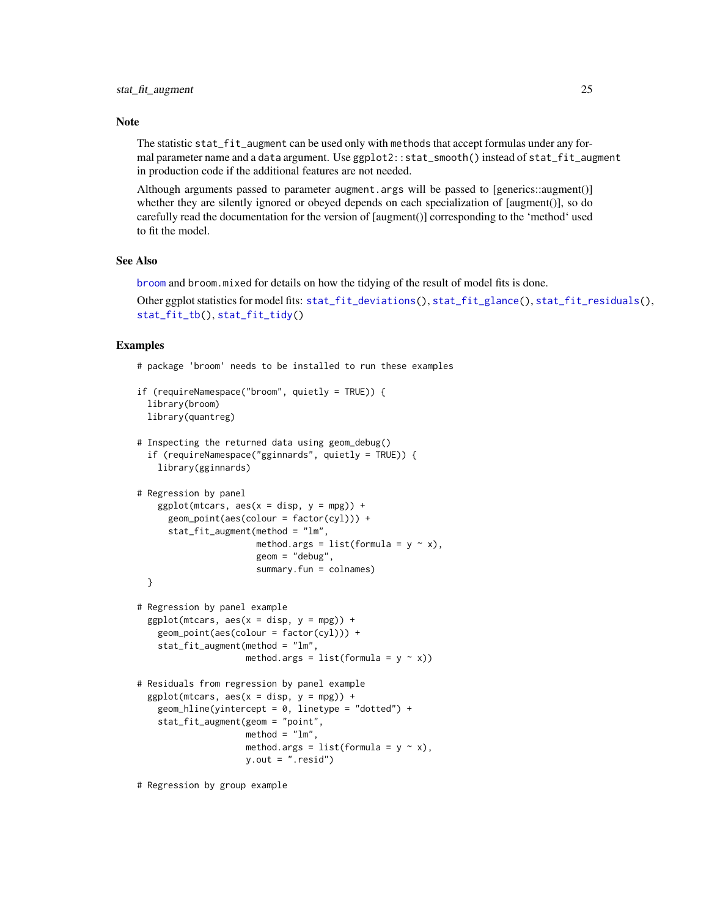## Note

The statistic `stat_fit_augment` can be used only with `methods` that accept formulas under any formal parameter name and a `data` argument. Use `ggplot2::stat_smooth()` instead of `stat_fit_augment` in production code if the additional features are not needed.

Although arguments passed to parameter `augment.args` will be passed to [generics::augment()] whether they are silently ignored or obeyed depends on each specialization of [augment()], so do carefully read the documentation for the version of [augment()] corresponding to the 'method' used to fit the model.

## See Also

`broom` and `broom.mixed` for details on how the tidying of the result of model fits is done.

Other ggplot statistics for model fits: `stat_fit_deviations()`, `stat_fit_glance()`, `stat_fit_residuals()`, `stat_fit_tb()`, `stat_fit_tidy()`

## Examples

```
# package 'broom' needs to be installed to run these examples

if (requireNamespace("broom", quietly = TRUE)) {
  library(broom)
  library(quantreg)

# Inspecting the returned data using geom_debug()
  if (requireNamespace("gginnards", quietly = TRUE)) {
    library(gginnards)

# Regression by panel
    ggplot(mtcars, aes(x = disp, y = mpg)) +
      geom_point(aes(colour = factor(cyl))) +
      stat_fit_augment(method = "lm",
                       method.args = list(formula = y ~ x),
                       geom = "debug",
                       summary.fun = colnames)
  }

# Regression by panel example
  ggplot(mtcars, aes(x = disp, y = mpg)) +
    geom_point(aes(colour = factor(cyl))) +
    stat_fit_augment(method = "lm",
                     method.args = list(formula = y ~ x))

# Residuals from regression by panel example
  ggplot(mtcars, aes(x = disp, y = mpg)) +
    geom_hline(yintercept = 0, linetype = "dotted") +
    stat_fit_augment(geom = "point",
                     method = "lm",
                     method.args = list(formula = y ~ x),
                     y.out = ".resid")

# Regression by group example
```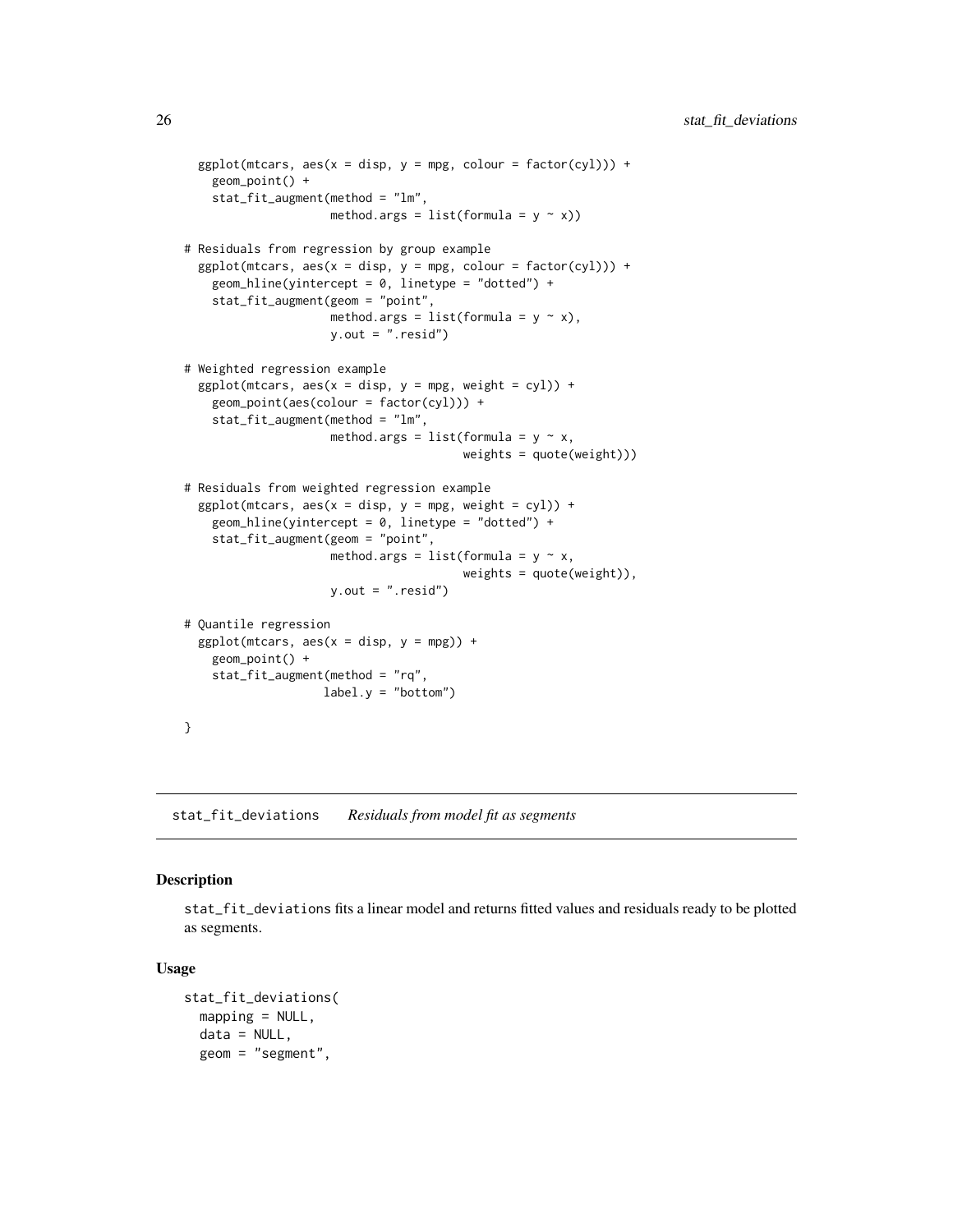```
  ggplot(mtcars, aes(x = disp, y = mpg, colour = factor(cyl))) +
    geom_point() +
    stat_fit_augment(method = "lm",
                     method.args = list(formula = y ~ x))

# Residuals from regression by group example
  ggplot(mtcars, aes(x = disp, y = mpg, colour = factor(cyl))) +
    geom_hline(yintercept = 0, linetype = "dotted") +
    stat_fit_augment(geom = "point",
                     method.args = list(formula = y ~ x),
                     y.out = ".resid")

# Weighted regression example
  ggplot(mtcars, aes(x = disp, y = mpg, weight = cyl)) +
    geom_point(aes(colour = factor(cyl))) +
    stat_fit_augment(method = "lm",
                     method.args = list(formula = y ~ x,
                                        weights = quote(weight)))

# Residuals from weighted regression example
  ggplot(mtcars, aes(x = disp, y = mpg, weight = cyl)) +
    geom_hline(yintercept = 0, linetype = "dotted") +
    stat_fit_augment(geom = "point",
                     method.args = list(formula = y ~ x,
                                        weights = quote(weight)),
                     y.out = ".resid")

# Quantile regression
  ggplot(mtcars, aes(x = disp, y = mpg)) +
    geom_point() +
    stat_fit_augment(method = "rq",
                    label.y = "bottom")

}
```

## stat_fit_deviations *Residuals from model fit as segments*

### Description

stat_fit_deviations fits a linear model and returns fitted values and residuals ready to be plotted as segments.

### Usage

```
stat_fit_deviations(
  mapping = NULL,
  data = NULL,
  geom = "segment",
```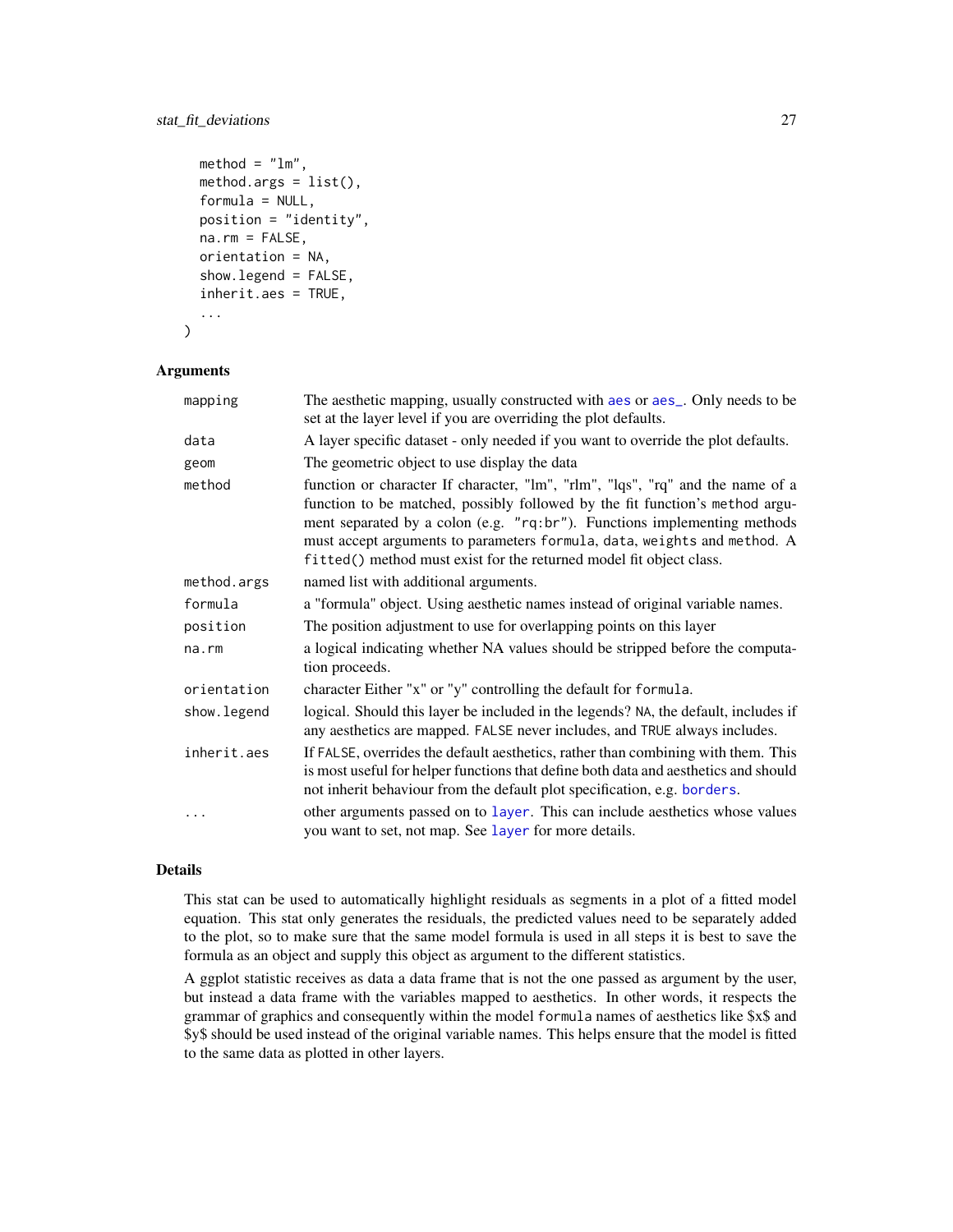```
  method = "lm",
  method.args = list(),
  formula = NULL,
  position = "identity",
  na.rm = FALSE,
  orientation = NA,
  show.legend = FALSE,
  inherit.aes = TRUE,
  ...
)
```

## Arguments

| | |
|---|---|
| mapping | The aesthetic mapping, usually constructed with aes or aes_. Only needs to be set at the layer level if you are overriding the plot defaults. |
| data | A layer specific dataset - only needed if you want to override the plot defaults. |
| geom | The geometric object to use display the data |
| method | function or character If character, "lm", "rlm", "lqs", "rq" and the name of a function to be matched, possibly followed by the fit function's method argument separated by a colon (e.g. "rq:br"). Functions implementing methods must accept arguments to parameters formula, data, weights and method. A fitted() method must exist for the returned model fit object class. |
| method.args | named list with additional arguments. |
| formula | a "formula" object. Using aesthetic names instead of original variable names. |
| position | The position adjustment to use for overlapping points on this layer |
| na.rm | a logical indicating whether NA values should be stripped before the computation proceeds. |
| orientation | character Either "x" or "y" controlling the default for formula. |
| show.legend | logical. Should this layer be included in the legends? NA, the default, includes if any aesthetics are mapped. FALSE never includes, and TRUE always includes. |
| inherit.aes | If FALSE, overrides the default aesthetics, rather than combining with them. This is most useful for helper functions that define both data and aesthetics and should not inherit behaviour from the default plot specification, e.g. borders. |
| ... | other arguments passed on to layer. This can include aesthetics whose values you want to set, not map. See layer for more details. |

## Details

This stat can be used to automatically highlight residuals as segments in a plot of a fitted model equation. This stat only generates the residuals, the predicted values need to be separately added to the plot, so to make sure that the same model formula is used in all steps it is best to save the formula as an object and supply this object as argument to the different statistics.

A ggplot statistic receives as data a data frame that is not the one passed as argument by the user, but instead a data frame with the variables mapped to aesthetics. In other words, it respects the grammar of graphics and consequently within the model formula names of aesthetics like $x$ and $y$ should be used instead of the original variable names. This helps ensure that the model is fitted to the same data as plotted in other layers.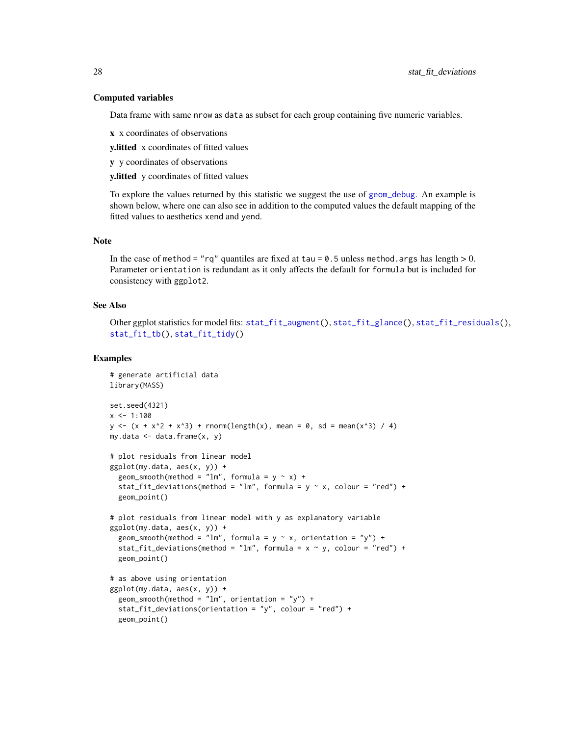### Computed variables

Data frame with same `nrow` as `data` as subset for each group containing five numeric variables.

**x** x coordinates of observations

**y.fitted** x coordinates of fitted values

**y** y coordinates of observations

**y.fitted** y coordinates of fitted values

To explore the values returned by this statistic we suggest the use of `geom_debug`. An example is shown below, where one can also see in addition to the computed values the default mapping of the fitted values to aesthetics `xend` and `yend`.

### Note

In the case of `method = "rq"` quantiles are fixed at `tau = 0.5` unless `method.args` has length > 0. Parameter `orientation` is redundant as it only affects the default for `formula` but is included for consistency with `ggplot2`.

### See Also

Other ggplot statistics for model fits: `stat_fit_augment()`, `stat_fit_glance()`, `stat_fit_residuals()`, `stat_fit_tb()`, `stat_fit_tidy()`

### Examples

```
# generate artificial data
library(MASS)

set.seed(4321)
x <- 1:100
y <- (x + x^2 + x^3) + rnorm(length(x), mean = 0, sd = mean(x^3) / 4)
my.data <- data.frame(x, y)

# plot residuals from linear model
ggplot(my.data, aes(x, y)) +
  geom_smooth(method = "lm", formula = y ~ x) +
  stat_fit_deviations(method = "lm", formula = y ~ x, colour = "red") +
  geom_point()

# plot residuals from linear model with y as explanatory variable
ggplot(my.data, aes(x, y)) +
  geom_smooth(method = "lm", formula = y ~ x, orientation = "y") +
  stat_fit_deviations(method = "lm", formula = x ~ y, colour = "red") +
  geom_point()

# as above using orientation
ggplot(my.data, aes(x, y)) +
  geom_smooth(method = "lm", orientation = "y") +
  stat_fit_deviations(orientation = "y", colour = "red") +
  geom_point()
```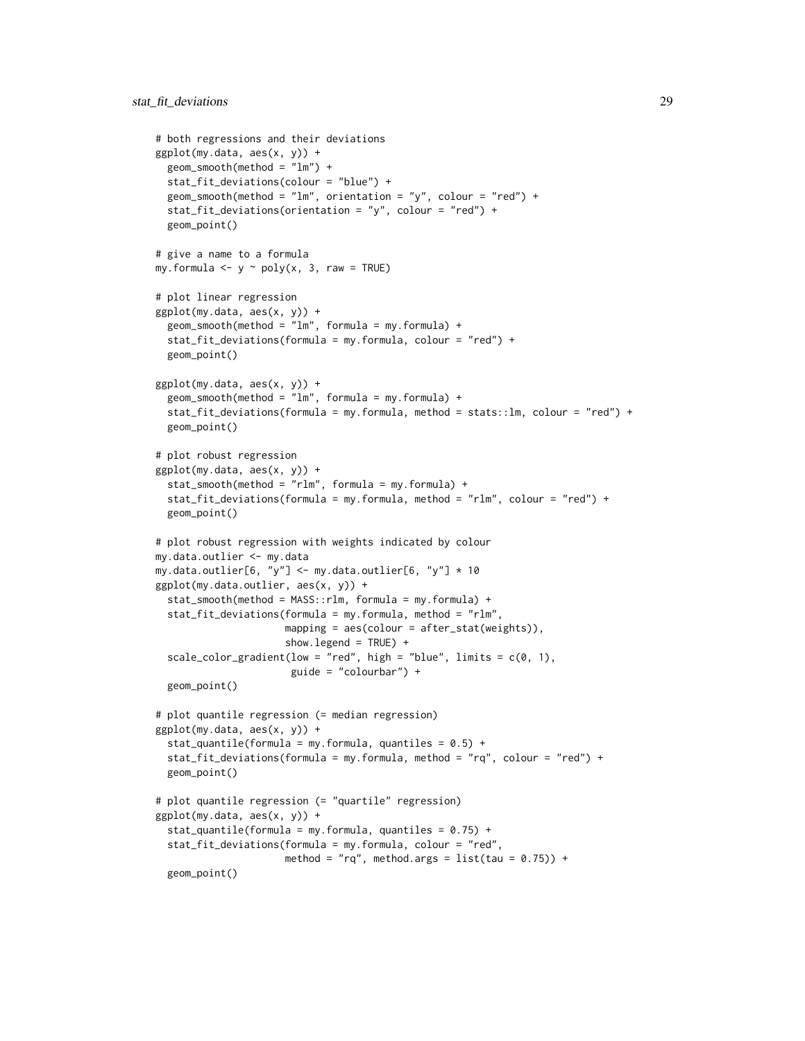```
# both regressions and their deviations
ggplot(my.data, aes(x, y)) +
  geom_smooth(method = "lm") +
  stat_fit_deviations(colour = "blue") +
  geom_smooth(method = "lm", orientation = "y", colour = "red") +
  stat_fit_deviations(orientation = "y", colour = "red") +
  geom_point()

# give a name to a formula
my.formula <- y ~ poly(x, 3, raw = TRUE)

# plot linear regression
ggplot(my.data, aes(x, y)) +
  geom_smooth(method = "lm", formula = my.formula) +
  stat_fit_deviations(formula = my.formula, colour = "red") +
  geom_point()

ggplot(my.data, aes(x, y)) +
  geom_smooth(method = "lm", formula = my.formula) +
  stat_fit_deviations(formula = my.formula, method = stats::lm, colour = "red") +
  geom_point()

# plot robust regression
ggplot(my.data, aes(x, y)) +
  stat_smooth(method = "rlm", formula = my.formula) +
  stat_fit_deviations(formula = my.formula, method = "rlm", colour = "red") +
  geom_point()

# plot robust regression with weights indicated by colour
my.data.outlier <- my.data
my.data.outlier[6, "y"] <- my.data.outlier[6, "y"] * 10
ggplot(my.data.outlier, aes(x, y)) +
  stat_smooth(method = MASS::rlm, formula = my.formula) +
  stat_fit_deviations(formula = my.formula, method = "rlm",
                      mapping = aes(colour = after_stat(weights)),
                      show.legend = TRUE) +
  scale_color_gradient(low = "red", high = "blue", limits = c(0, 1),
                       guide = "colourbar") +
  geom_point()

# plot quantile regression (= median regression)
ggplot(my.data, aes(x, y)) +
  stat_quantile(formula = my.formula, quantiles = 0.5) +
  stat_fit_deviations(formula = my.formula, method = "rq", colour = "red") +
  geom_point()

# plot quantile regression (= "quartile" regression)
ggplot(my.data, aes(x, y)) +
  stat_quantile(formula = my.formula, quantiles = 0.75) +
  stat_fit_deviations(formula = my.formula, colour = "red",
                      method = "rq", method.args = list(tau = 0.75)) +
  geom_point()
```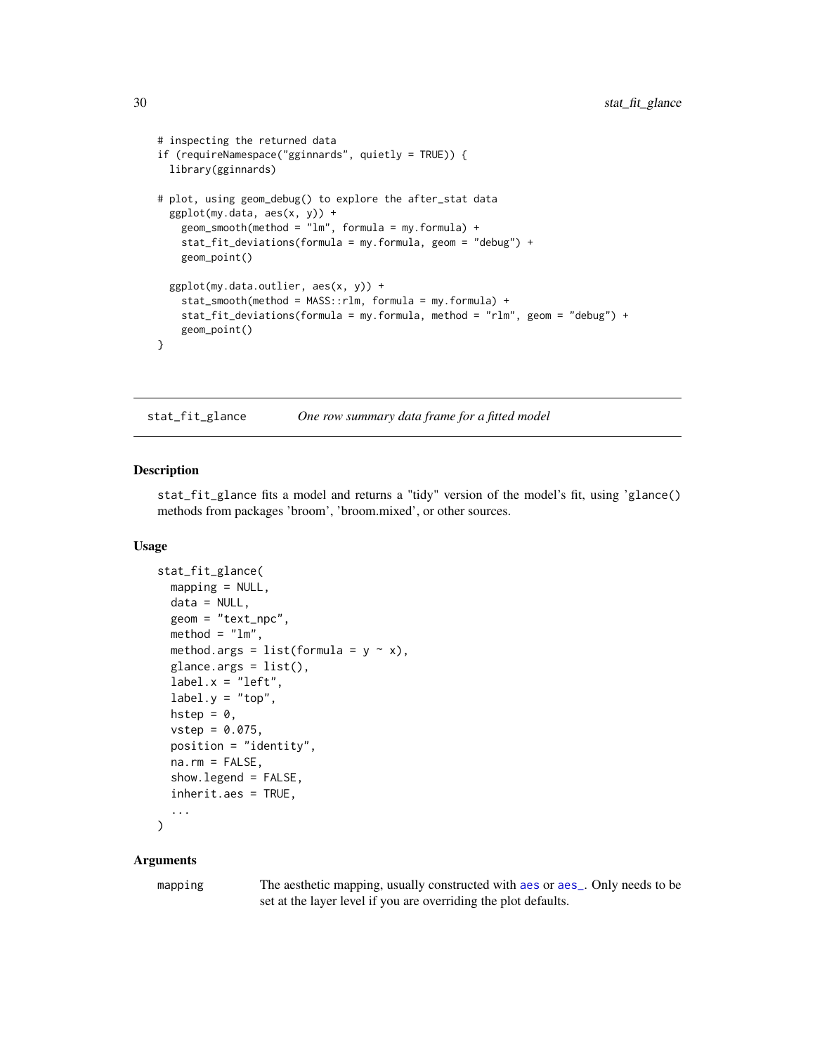```
# inspecting the returned data
if (requireNamespace("gginnards", quietly = TRUE)) {
  library(gginnards)

# plot, using geom_debug() to explore the after_stat data
  ggplot(my.data, aes(x, y)) +
    geom_smooth(method = "lm", formula = my.formula) +
    stat_fit_deviations(formula = my.formula, geom = "debug") +
    geom_point()

  ggplot(my.data.outlier, aes(x, y)) +
    stat_smooth(method = MASS::rlm, formula = my.formula) +
    stat_fit_deviations(formula = my.formula, method = "rlm", geom = "debug") +
    geom_point()
}
```

## stat_fit_glance — *One row summary data frame for a fitted model*

### Description

stat_fit_glance fits a model and returns a "tidy" version of the model's fit, using 'glance() methods from packages 'broom', 'broom.mixed', or other sources.

### Usage

```
stat_fit_glance(
  mapping = NULL,
  data = NULL,
  geom = "text_npc",
  method = "lm",
  method.args = list(formula = y ~ x),
  glance.args = list(),
  label.x = "left",
  label.y = "top",
  hstep = 0,
  vstep = 0.075,
  position = "identity",
  na.rm = FALSE,
  show.legend = FALSE,
  inherit.aes = TRUE,
  ...
)
```

### Arguments

mapping — The aesthetic mapping, usually constructed with aes or aes_. Only needs to be set at the layer level if you are overriding the plot defaults.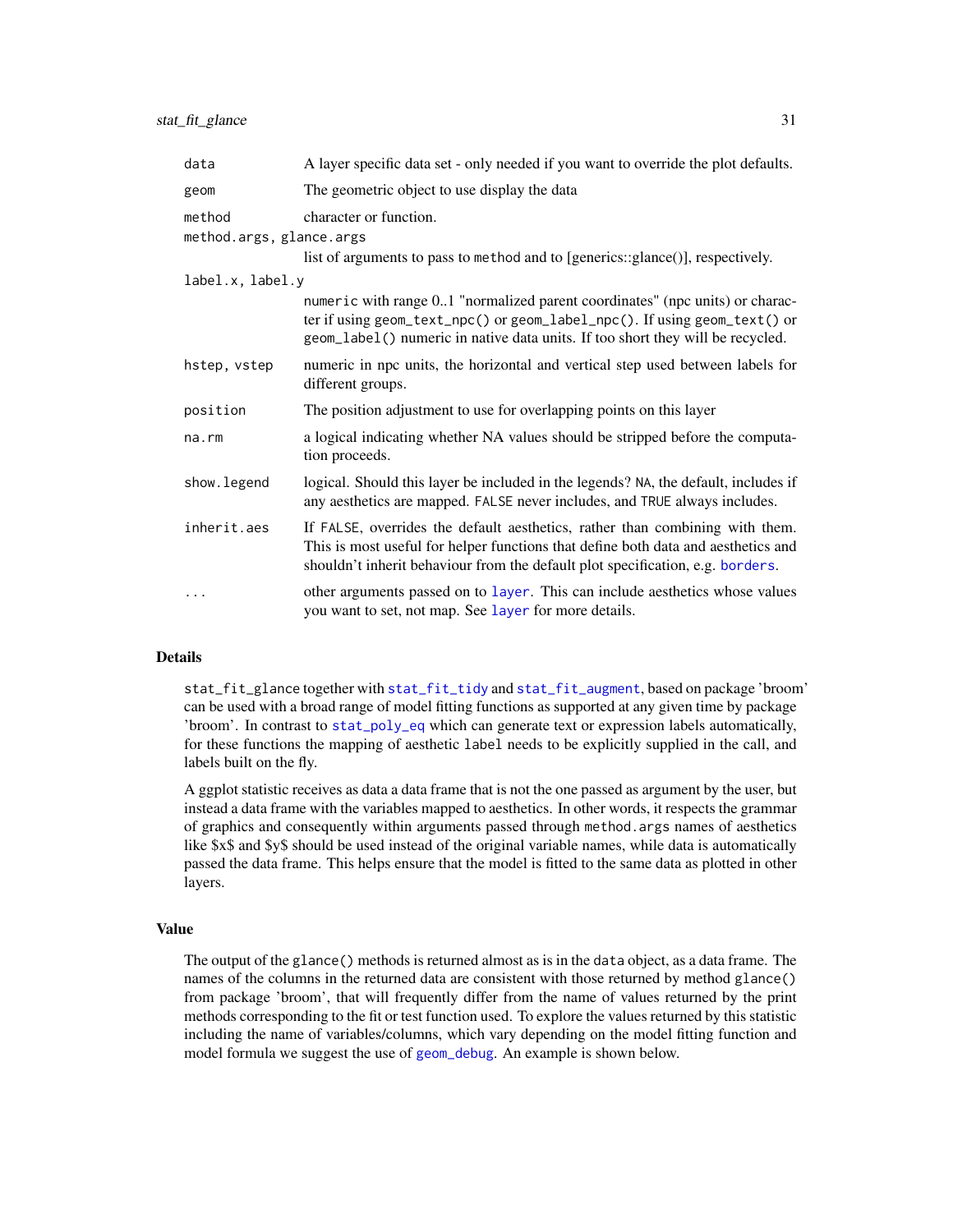| | |
|---|---|
| `data` | A layer specific data set - only needed if you want to override the plot defaults. |
| `geom` | The geometric object to use display the data |
| `method` | character or function. |
| `method.args, glance.args` | list of arguments to pass to `method` and to [generics::glance()], respectively. |
| `label.x, label.y` | `numeric` with range 0..1 "normalized parent coordinates" (npc units) or character if using `geom_text_npc()` or `geom_label_npc()`. If using `geom_text()` or `geom_label()` numeric in native data units. If too short they will be recycled. |
| `hstep, vstep` | numeric in npc units, the horizontal and vertical step used between labels for different groups. |
| `position` | The position adjustment to use for overlapping points on this layer |
| `na.rm` | a logical indicating whether NA values should be stripped before the computation proceeds. |
| `show.legend` | logical. Should this layer be included in the legends? `NA`, the default, includes if any aesthetics are mapped. `FALSE` never includes, and `TRUE` always includes. |
| `inherit.aes` | If `FALSE`, overrides the default aesthetics, rather than combining with them. This is most useful for helper functions that define both data and aesthetics and shouldn't inherit behaviour from the default plot specification, e.g. `borders`. |
| `...` | other arguments passed on to `layer`. This can include aesthetics whose values you want to set, not map. See `layer` for more details. |

## Details

`stat_fit_glance` together with `stat_fit_tidy` and `stat_fit_augment`, based on package 'broom' can be used with a broad range of model fitting functions as supported at any given time by package 'broom'. In contrast to `stat_poly_eq` which can generate text or expression labels automatically, for these functions the mapping of aesthetic `label` needs to be explicitly supplied in the call, and labels built on the fly.

A ggplot statistic receives as data a data frame that is not the one passed as argument by the user, but instead a data frame with the variables mapped to aesthetics. In other words, it respects the grammar of graphics and consequently within arguments passed through `method.args` names of aesthetics like $x$ and $y$ should be used instead of the original variable names, while data is automatically passed the data frame. This helps ensure that the model is fitted to the same data as plotted in other layers.

## Value

The output of the `glance()` methods is returned almost as is in the `data` object, as a data frame. The names of the columns in the returned data are consistent with those returned by method `glance()` from package 'broom', that will frequently differ from the name of values returned by the print methods corresponding to the fit or test function used. To explore the values returned by this statistic including the name of variables/columns, which vary depending on the model fitting function and model formula we suggest the use of `geom_debug`. An example is shown below.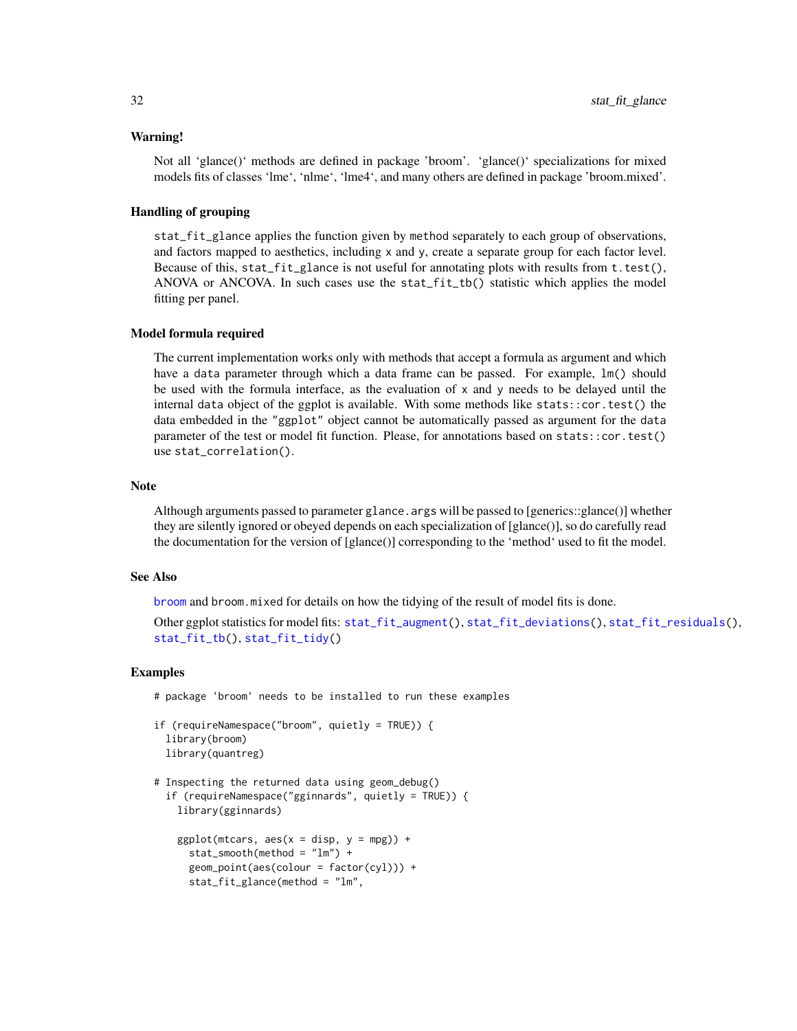### Warning!

Not all 'glance()' methods are defined in package 'broom'. 'glance()' specializations for mixed models fits of classes 'lme', 'nlme', 'lme4', and many others are defined in package 'broom.mixed'.

### Handling of grouping

`stat_fit_glance` applies the function given by `method` separately to each group of observations, and factors mapped to aesthetics, including `x` and `y`, create a separate group for each factor level. Because of this, `stat_fit_glance` is not useful for annotating plots with results from `t.test()`, ANOVA or ANCOVA. In such cases use the `stat_fit_tb()` statistic which applies the model fitting per panel.

### Model formula required

The current implementation works only with methods that accept a formula as argument and which have a `data` parameter through which a data frame can be passed. For example, `lm()` should be used with the formula interface, as the evaluation of `x` and `y` needs to be delayed until the internal `data` object of the ggplot is available. With some methods like `stats::cor.test()` the data embedded in the `"ggplot"` object cannot be automatically passed as argument for the `data` parameter of the test or model fit function. Please, for annotations based on `stats::cor.test()` use `stat_correlation()`.

## Note

Although arguments passed to parameter `glance.args` will be passed to [generics::glance()] whether they are silently ignored or obeyed depends on each specialization of [glance()], so do carefully read the documentation for the version of [glance()] corresponding to the 'method' used to fit the model.

## See Also

broom and `broom.mixed` for details on how the tidying of the result of model fits is done.

Other ggplot statistics for model fits: `stat_fit_augment()`, `stat_fit_deviations()`, `stat_fit_residuals()`, `stat_fit_tb()`, `stat_fit_tidy()`

## Examples

```
# package 'broom' needs to be installed to run these examples

if (requireNamespace("broom", quietly = TRUE)) {
  library(broom)
  library(quantreg)

# Inspecting the returned data using geom_debug()
  if (requireNamespace("gginnards", quietly = TRUE)) {
    library(gginnards)

    ggplot(mtcars, aes(x = disp, y = mpg)) +
      stat_smooth(method = "lm") +
      geom_point(aes(colour = factor(cyl))) +
      stat_fit_glance(method = "lm",
```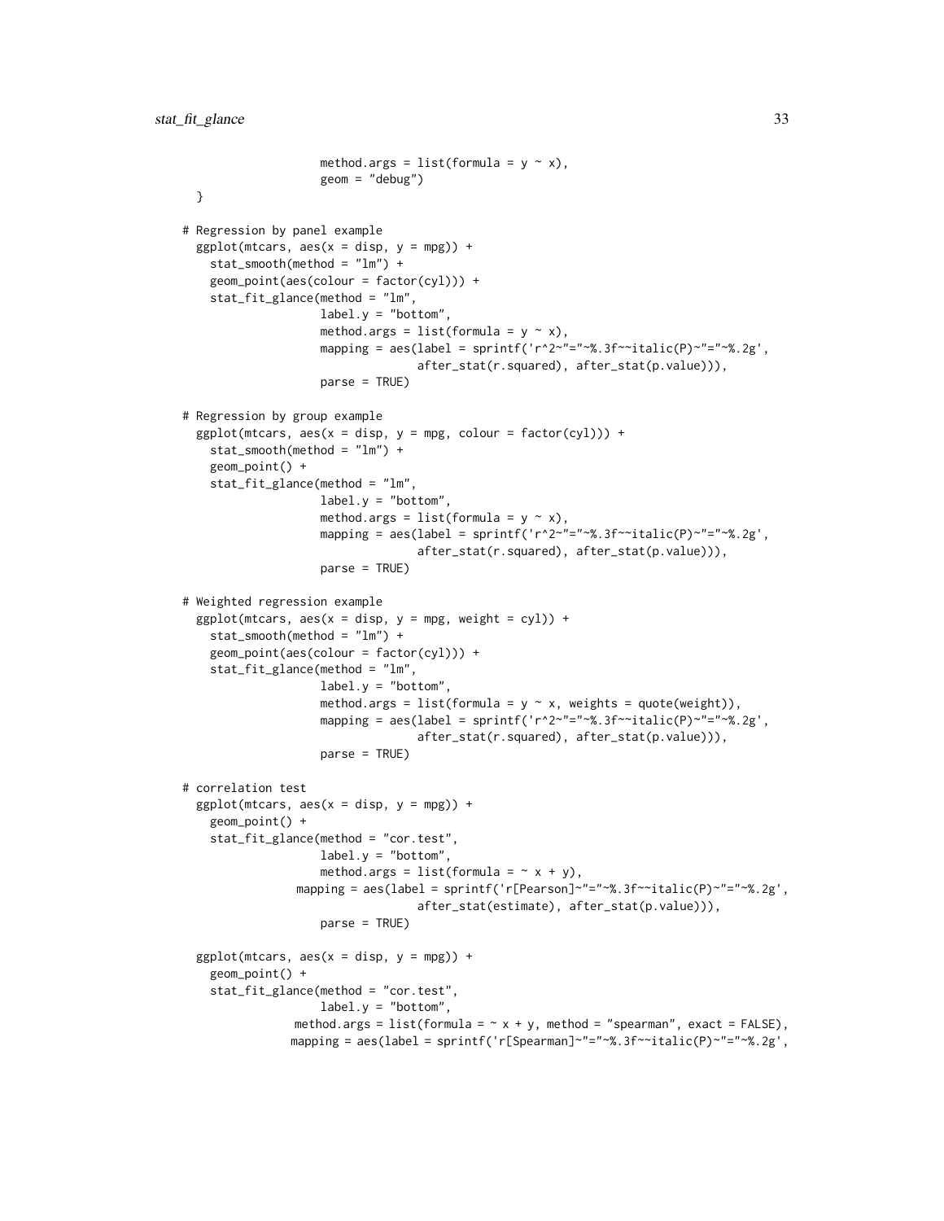```
                    method.args = list(formula = y ~ x),
                    geom = "debug")
  }

# Regression by panel example
  ggplot(mtcars, aes(x = disp, y = mpg)) +
    stat_smooth(method = "lm") +
    geom_point(aes(colour = factor(cyl))) +
    stat_fit_glance(method = "lm",
                    label.y = "bottom",
                    method.args = list(formula = y ~ x),
                    mapping = aes(label = sprintf('r^2~"="~%.3f~~italic(P)~"="~%.2g',
                                  after_stat(r.squared), after_stat(p.value))),
                    parse = TRUE)

# Regression by group example
  ggplot(mtcars, aes(x = disp, y = mpg, colour = factor(cyl))) +
    stat_smooth(method = "lm") +
    geom_point() +
    stat_fit_glance(method = "lm",
                    label.y = "bottom",
                    method.args = list(formula = y ~ x),
                    mapping = aes(label = sprintf('r^2~"="~%.3f~~italic(P)~"="~%.2g',
                                  after_stat(r.squared), after_stat(p.value))),
                    parse = TRUE)

# Weighted regression example
  ggplot(mtcars, aes(x = disp, y = mpg, weight = cyl)) +
    stat_smooth(method = "lm") +
    geom_point(aes(colour = factor(cyl))) +
    stat_fit_glance(method = "lm",
                    label.y = "bottom",
                    method.args = list(formula = y ~ x, weights = quote(weight)),
                    mapping = aes(label = sprintf('r^2~"="~%.3f~~italic(P)~"="~%.2g',
                                  after_stat(r.squared), after_stat(p.value))),
                    parse = TRUE)

# correlation test
  ggplot(mtcars, aes(x = disp, y = mpg)) +
    geom_point() +
    stat_fit_glance(method = "cor.test",
                    label.y = "bottom",
                    method.args = list(formula = ~ x + y),
                 mapping = aes(label = sprintf('r[Pearson]~"="~%.3f~~italic(P)~"="~%.2g',
                                  after_stat(estimate), after_stat(p.value))),
                    parse = TRUE)

  ggplot(mtcars, aes(x = disp, y = mpg)) +
    geom_point() +
    stat_fit_glance(method = "cor.test",
                    label.y = "bottom",
                 method.args = list(formula = ~ x + y, method = "spearman", exact = FALSE),
                mapping = aes(label = sprintf('r[Spearman]~"="~%.3f~~italic(P)~"="~%.2g',
```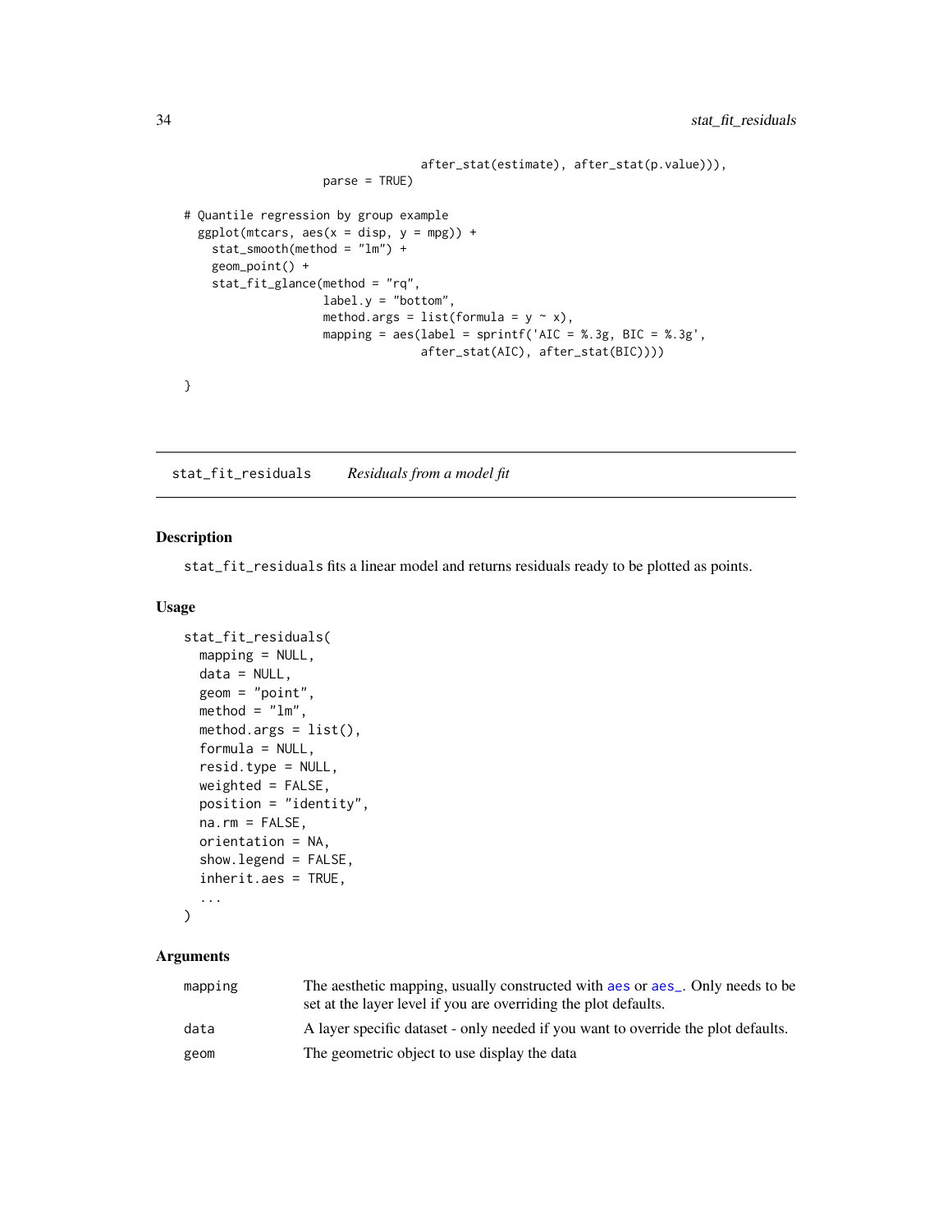```
                                   after_stat(estimate), after_stat(p.value))),
                     parse = TRUE)

# Quantile regression by group example
  ggplot(mtcars, aes(x = disp, y = mpg)) +
    stat_smooth(method = "lm") +
    geom_point() +
    stat_fit_glance(method = "rq",
                    label.y = "bottom",
                    method.args = list(formula = y ~ x),
                    mapping = aes(label = sprintf('AIC = %.3g, BIC = %.3g',
                                  after_stat(AIC), after_stat(BIC))))

}
```

## stat_fit_residuals *Residuals from a model fit*

### Description

stat_fit_residuals fits a linear model and returns residuals ready to be plotted as points.

### Usage

```
stat_fit_residuals(
  mapping = NULL,
  data = NULL,
  geom = "point",
  method = "lm",
  method.args = list(),
  formula = NULL,
  resid.type = NULL,
  weighted = FALSE,
  position = "identity",
  na.rm = FALSE,
  orientation = NA,
  show.legend = FALSE,
  inherit.aes = TRUE,
  ...
)
```

### Arguments

| | |
|---|---|
| mapping | The aesthetic mapping, usually constructed with aes or aes_. Only needs to be set at the layer level if you are overriding the plot defaults. |
| data | A layer specific dataset - only needed if you want to override the plot defaults. |
| geom | The geometric object to use display the data |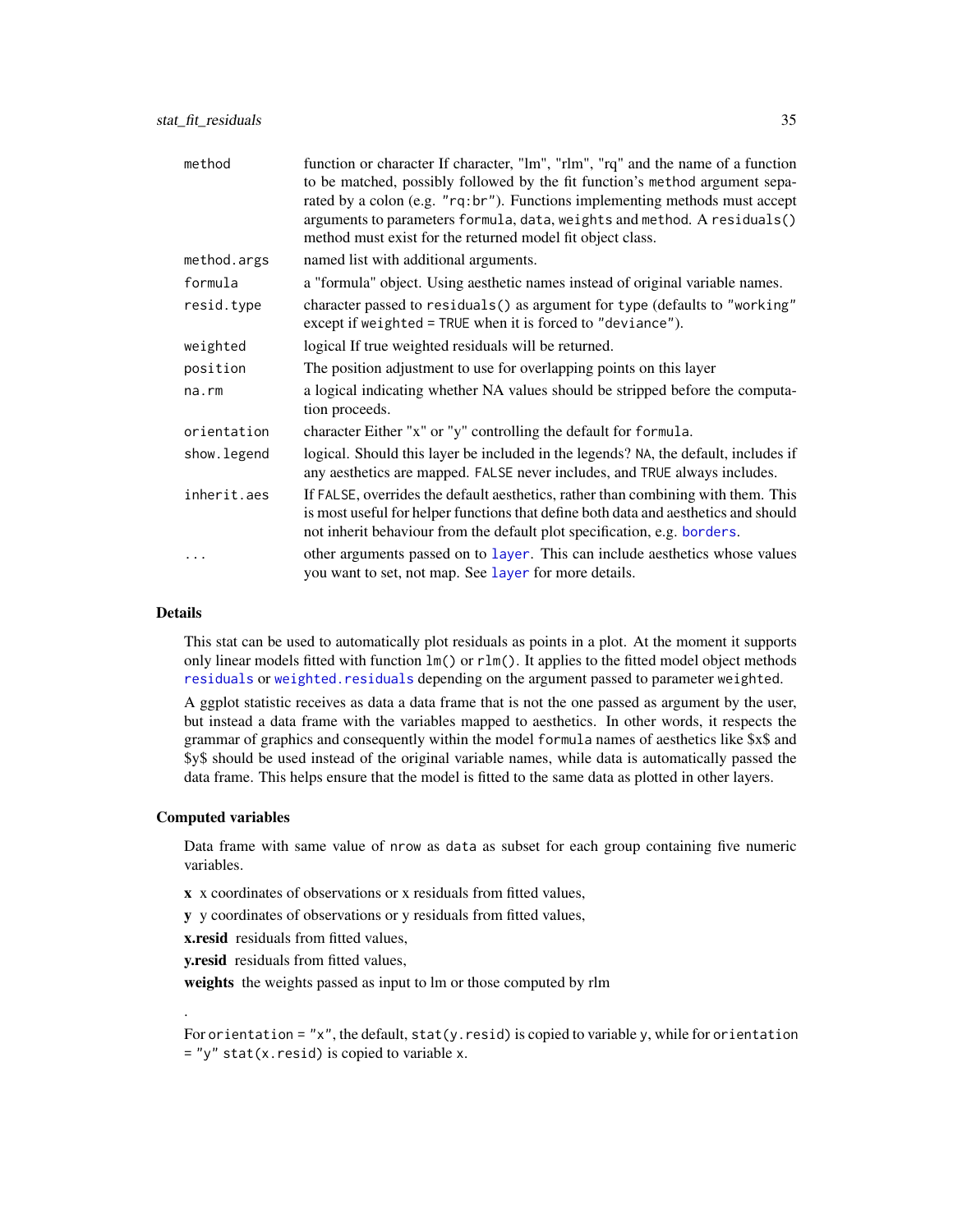| | |
|---|---|
| `method` | function or character If character, "lm", "rlm", "rq" and the name of a function to be matched, possibly followed by the fit function's `method` argument separated by a colon (e.g. `"rq:br"`). Functions implementing methods must accept arguments to parameters `formula`, `data`, `weights` and `method`. A `residuals()` method must exist for the returned model fit object class. |
| `method.args` | named list with additional arguments. |
| `formula` | a "formula" object. Using aesthetic names instead of original variable names. |
| `resid.type` | character passed to `residuals()` as argument for type (defaults to `"working"` except if `weighted = TRUE` when it is forced to `"deviance"`). |
| `weighted` | logical If true weighted residuals will be returned. |
| `position` | The position adjustment to use for overlapping points on this layer |
| `na.rm` | a logical indicating whether NA values should be stripped before the computation proceeds. |
| `orientation` | character Either "x" or "y" controlling the default for `formula`. |
| `show.legend` | logical. Should this layer be included in the legends? `NA`, the default, includes if any aesthetics are mapped. `FALSE` never includes, and `TRUE` always includes. |
| `inherit.aes` | If `FALSE`, overrides the default aesthetics, rather than combining with them. This is most useful for helper functions that define both data and aesthetics and should not inherit behaviour from the default plot specification, e.g. `borders`. |
| `...` | other arguments passed on to `layer`. This can include aesthetics whose values you want to set, not map. See `layer` for more details. |

## Details

This stat can be used to automatically plot residuals as points in a plot. At the moment it supports only linear models fitted with function `lm()` or `rlm()`. It applies to the fitted model object methods `residuals` or `weighted.residuals` depending on the argument passed to parameter `weighted`.

A ggplot statistic receives as data a data frame that is not the one passed as argument by the user, but instead a data frame with the variables mapped to aesthetics. In other words, it respects the grammar of graphics and consequently within the model `formula` names of aesthetics like $x$ and $y$ should be used instead of the original variable names, while data is automatically passed the data frame. This helps ensure that the model is fitted to the same data as plotted in other layers.

## Computed variables

Data frame with same value of `nrow` as `data` as subset for each group containing five numeric variables.

**x** x coordinates of observations or x residuals from fitted values,

**y** y coordinates of observations or y residuals from fitted values,

**x.resid** residuals from fitted values,

**y.resid** residuals from fitted values,

**weights** the weights passed as input to lm or those computed by rlm

.

For `orientation = "x"`, the default, `stat(y.resid)` is copied to variable `y`, while for `orientation = "y"` `stat(x.resid)` is copied to variable `x`.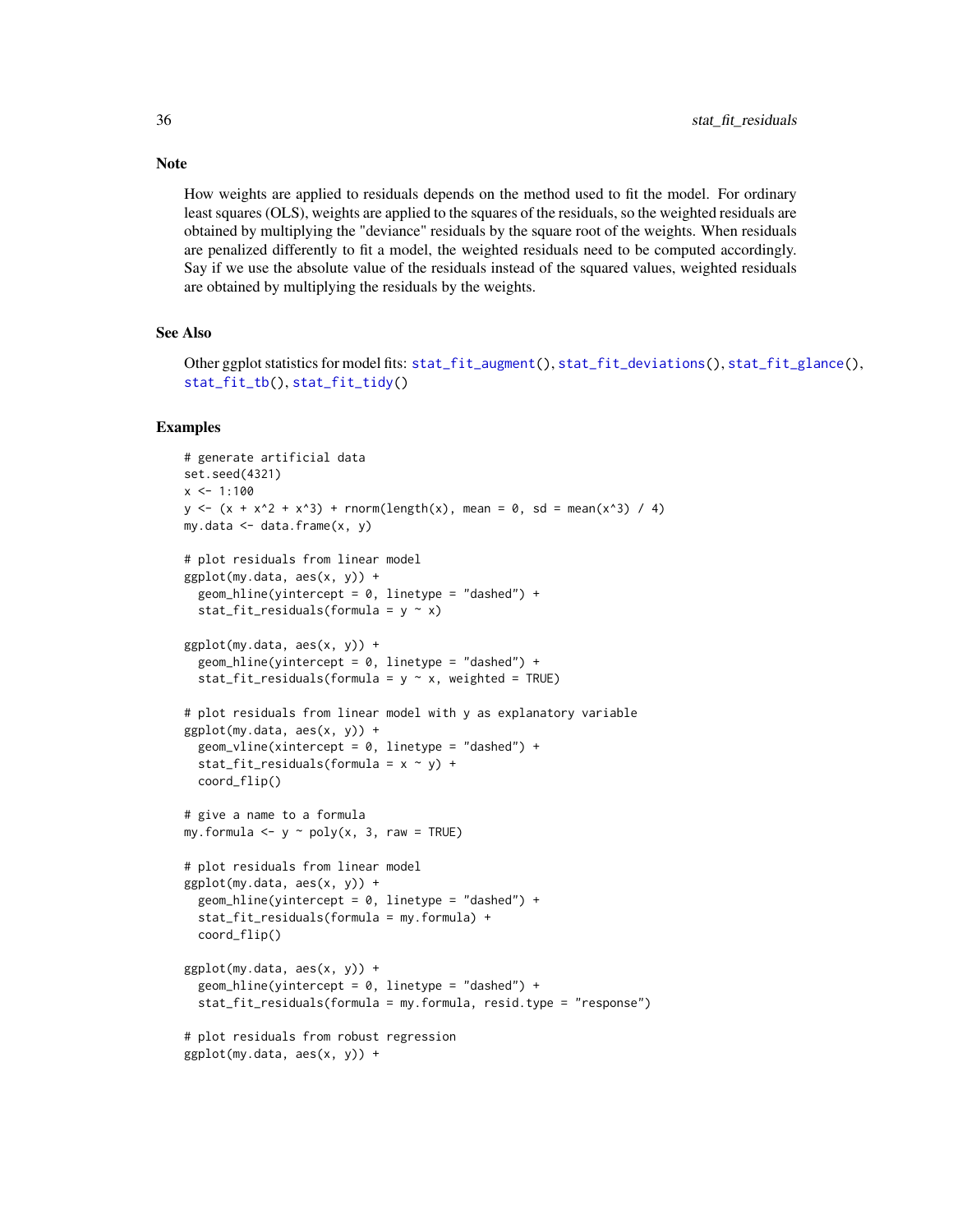## Note

How weights are applied to residuals depends on the method used to fit the model. For ordinary least squares (OLS), weights are applied to the squares of the residuals, so the weighted residuals are obtained by multiplying the "deviance" residuals by the square root of the weights. When residuals are penalized differently to fit a model, the weighted residuals need to be computed accordingly. Say if we use the absolute value of the residuals instead of the squared values, weighted residuals are obtained by multiplying the residuals by the weights.

## See Also

Other ggplot statistics for model fits: stat_fit_augment(), stat_fit_deviations(), stat_fit_glance(), stat_fit_tb(), stat_fit_tidy()

## Examples

```
# generate artificial data
set.seed(4321)
x <- 1:100
y <- (x + x^2 + x^3) + rnorm(length(x), mean = 0, sd = mean(x^3) / 4)
my.data <- data.frame(x, y)

# plot residuals from linear model
ggplot(my.data, aes(x, y)) +
  geom_hline(yintercept = 0, linetype = "dashed") +
  stat_fit_residuals(formula = y ~ x)

ggplot(my.data, aes(x, y)) +
  geom_hline(yintercept = 0, linetype = "dashed") +
  stat_fit_residuals(formula = y ~ x, weighted = TRUE)

# plot residuals from linear model with y as explanatory variable
ggplot(my.data, aes(x, y)) +
  geom_vline(xintercept = 0, linetype = "dashed") +
  stat_fit_residuals(formula = x ~ y) +
  coord_flip()

# give a name to a formula
my.formula <- y ~ poly(x, 3, raw = TRUE)

# plot residuals from linear model
ggplot(my.data, aes(x, y)) +
  geom_hline(yintercept = 0, linetype = "dashed") +
  stat_fit_residuals(formula = my.formula) +
  coord_flip()

ggplot(my.data, aes(x, y)) +
  geom_hline(yintercept = 0, linetype = "dashed") +
  stat_fit_residuals(formula = my.formula, resid.type = "response")

# plot residuals from robust regression
ggplot(my.data, aes(x, y)) +
```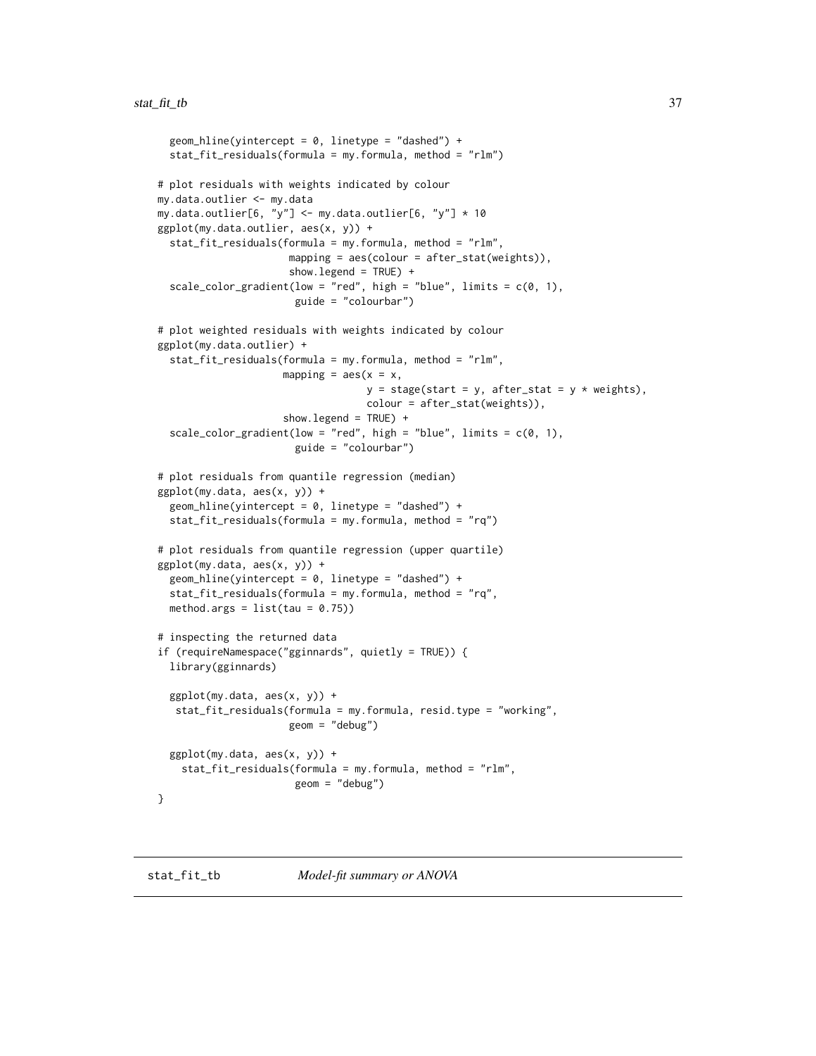```
  geom_hline(yintercept = 0, linetype = "dashed") +
  stat_fit_residuals(formula = my.formula, method = "rlm")

# plot residuals with weights indicated by colour
my.data.outlier <- my.data
my.data.outlier[6, "y"] <- my.data.outlier[6, "y"] * 10
ggplot(my.data.outlier, aes(x, y)) +
  stat_fit_residuals(formula = my.formula, method = "rlm",
                     mapping = aes(colour = after_stat(weights)),
                     show.legend = TRUE) +
  scale_color_gradient(low = "red", high = "blue", limits = c(0, 1),
                      guide = "colourbar")

# plot weighted residuals with weights indicated by colour
ggplot(my.data.outlier) +
  stat_fit_residuals(formula = my.formula, method = "rlm",
                    mapping = aes(x = x,
                                  y = stage(start = y, after_stat = y * weights),
                                  colour = after_stat(weights)),
                    show.legend = TRUE) +
  scale_color_gradient(low = "red", high = "blue", limits = c(0, 1),
                      guide = "colourbar")

# plot residuals from quantile regression (median)
ggplot(my.data, aes(x, y)) +
  geom_hline(yintercept = 0, linetype = "dashed") +
  stat_fit_residuals(formula = my.formula, method = "rq")

# plot residuals from quantile regression (upper quartile)
ggplot(my.data, aes(x, y)) +
  geom_hline(yintercept = 0, linetype = "dashed") +
  stat_fit_residuals(formula = my.formula, method = "rq",
  method.args = list(tau = 0.75))

# inspecting the returned data
if (requireNamespace("gginnards", quietly = TRUE)) {
  library(gginnards)

  ggplot(my.data, aes(x, y)) +
   stat_fit_residuals(formula = my.formula, resid.type = "working",
                     geom = "debug")

  ggplot(my.data, aes(x, y)) +
    stat_fit_residuals(formula = my.formula, method = "rlm",
                      geom = "debug")
}
```

## stat_fit_tb — *Model-fit summary or ANOVA*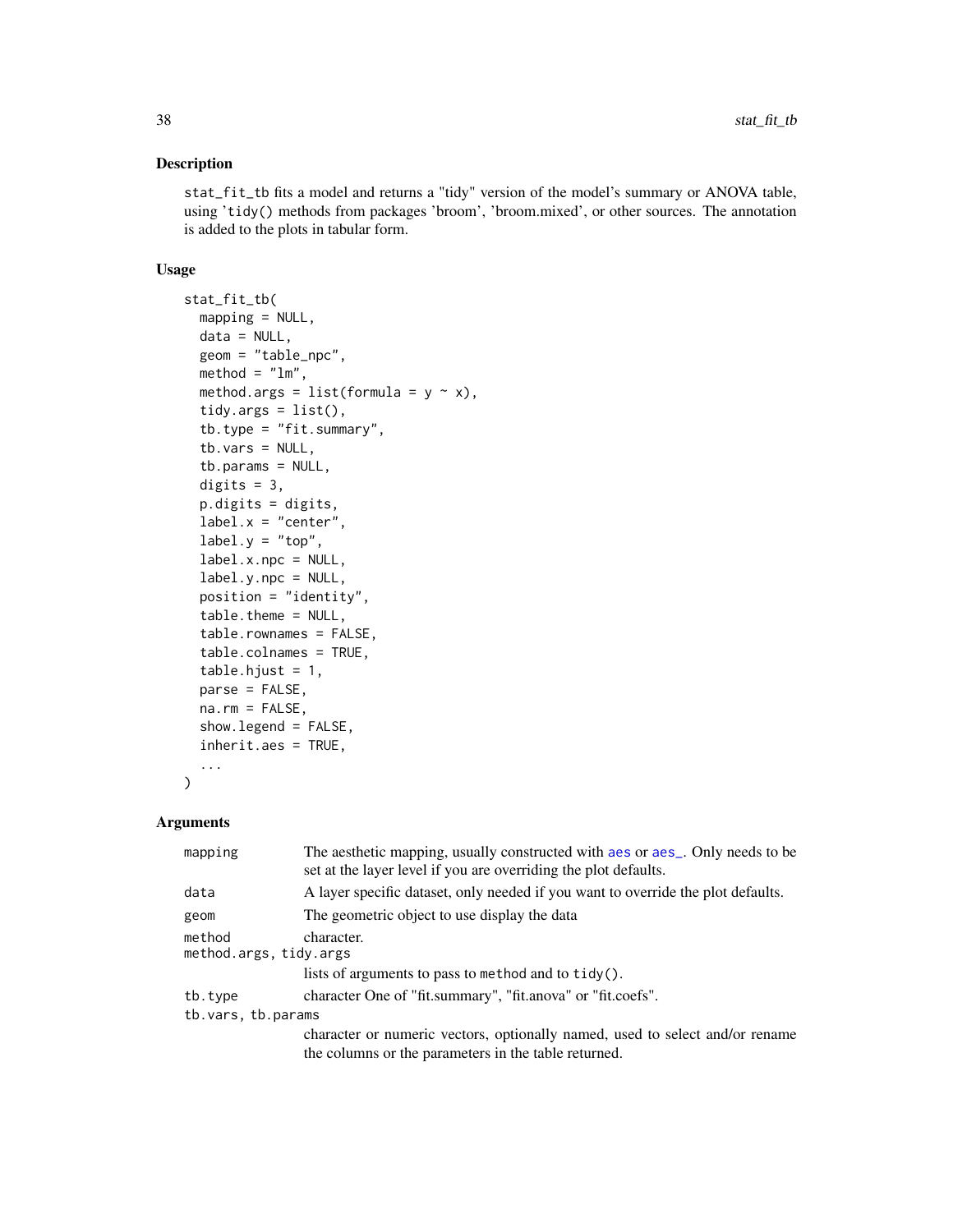## Description

`stat_fit_tb` fits a model and returns a "tidy" version of the model's summary or ANOVA table, using 'tidy() methods from packages 'broom', 'broom.mixed', or other sources. The annotation is added to the plots in tabular form.

## Usage

```
stat_fit_tb(
  mapping = NULL,
  data = NULL,
  geom = "table_npc",
  method = "lm",
  method.args = list(formula = y ~ x),
  tidy.args = list(),
  tb.type = "fit.summary",
  tb.vars = NULL,
  tb.params = NULL,
  digits = 3,
  p.digits = digits,
  label.x = "center",
  label.y = "top",
  label.x.npc = NULL,
  label.y.npc = NULL,
  position = "identity",
  table.theme = NULL,
  table.rownames = FALSE,
  table.colnames = TRUE,
  table.hjust = 1,
  parse = FALSE,
  na.rm = FALSE,
  show.legend = FALSE,
  inherit.aes = TRUE,
  ...
)
```

## Arguments

`mapping` The aesthetic mapping, usually constructed with `aes` or `aes_`. Only needs to be set at the layer level if you are overriding the plot defaults.

`data` A layer specific dataset, only needed if you want to override the plot defaults.

`geom` The geometric object to use display the data

`method` character.

`method.args, tidy.args` lists of arguments to pass to `method` and to `tidy()`.

`tb.type` character One of "fit.summary", "fit.anova" or "fit.coefs".

`tb.vars, tb.params` character or numeric vectors, optionally named, used to select and/or rename the columns or the parameters in the table returned.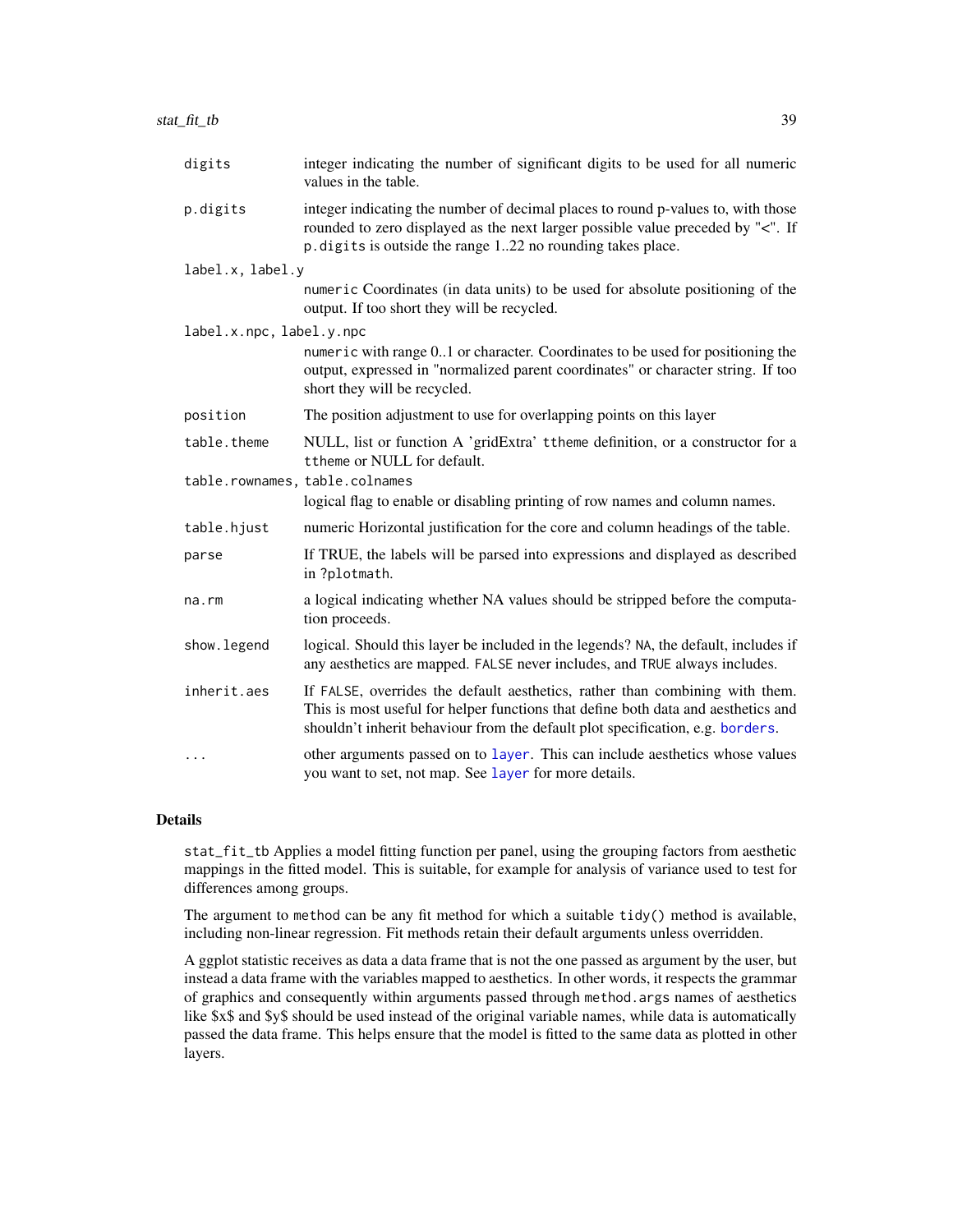| | |
|---|---|
| digits | integer indicating the number of significant digits to be used for all numeric values in the table. |
| p.digits | integer indicating the number of decimal places to round p-values to, with those rounded to zero displayed as the next larger possible value preceded by "<". If p.digits is outside the range 1..22 no rounding takes place. |
| label.x, label.y | numeric Coordinates (in data units) to be used for absolute positioning of the output. If too short they will be recycled. |
| label.x.npc, label.y.npc | numeric with range 0..1 or character. Coordinates to be used for positioning the output, expressed in "normalized parent coordinates" or character string. If too short they will be recycled. |
| position | The position adjustment to use for overlapping points on this layer |
| table.theme | NULL, list or function A 'gridExtra' ttheme definition, or a constructor for a ttheme or NULL for default. |
| table.rownames, table.colnames | logical flag to enable or disabling printing of row names and column names. |
| table.hjust | numeric Horizontal justification for the core and column headings of the table. |
| parse | If TRUE, the labels will be parsed into expressions and displayed as described in ?plotmath. |
| na.rm | a logical indicating whether NA values should be stripped before the computation proceeds. |
| show.legend | logical. Should this layer be included in the legends? NA, the default, includes if any aesthetics are mapped. FALSE never includes, and TRUE always includes. |
| inherit.aes | If FALSE, overrides the default aesthetics, rather than combining with them. This is most useful for helper functions that define both data and aesthetics and shouldn't inherit behaviour from the default plot specification, e.g. borders. |
| ... | other arguments passed on to layer. This can include aesthetics whose values you want to set, not map. See layer for more details. |

## Details

stat_fit_tb Applies a model fitting function per panel, using the grouping factors from aesthetic mappings in the fitted model. This is suitable, for example for analysis of variance used to test for differences among groups.

The argument to method can be any fit method for which a suitable tidy() method is available, including non-linear regression. Fit methods retain their default arguments unless overridden.

A ggplot statistic receives as data a data frame that is not the one passed as argument by the user, but instead a data frame with the variables mapped to aesthetics. In other words, it respects the grammar of graphics and consequently within arguments passed through method.args names of aesthetics like $x$ and $y$ should be used instead of the original variable names, while data is automatically passed the data frame. This helps ensure that the model is fitted to the same data as plotted in other layers.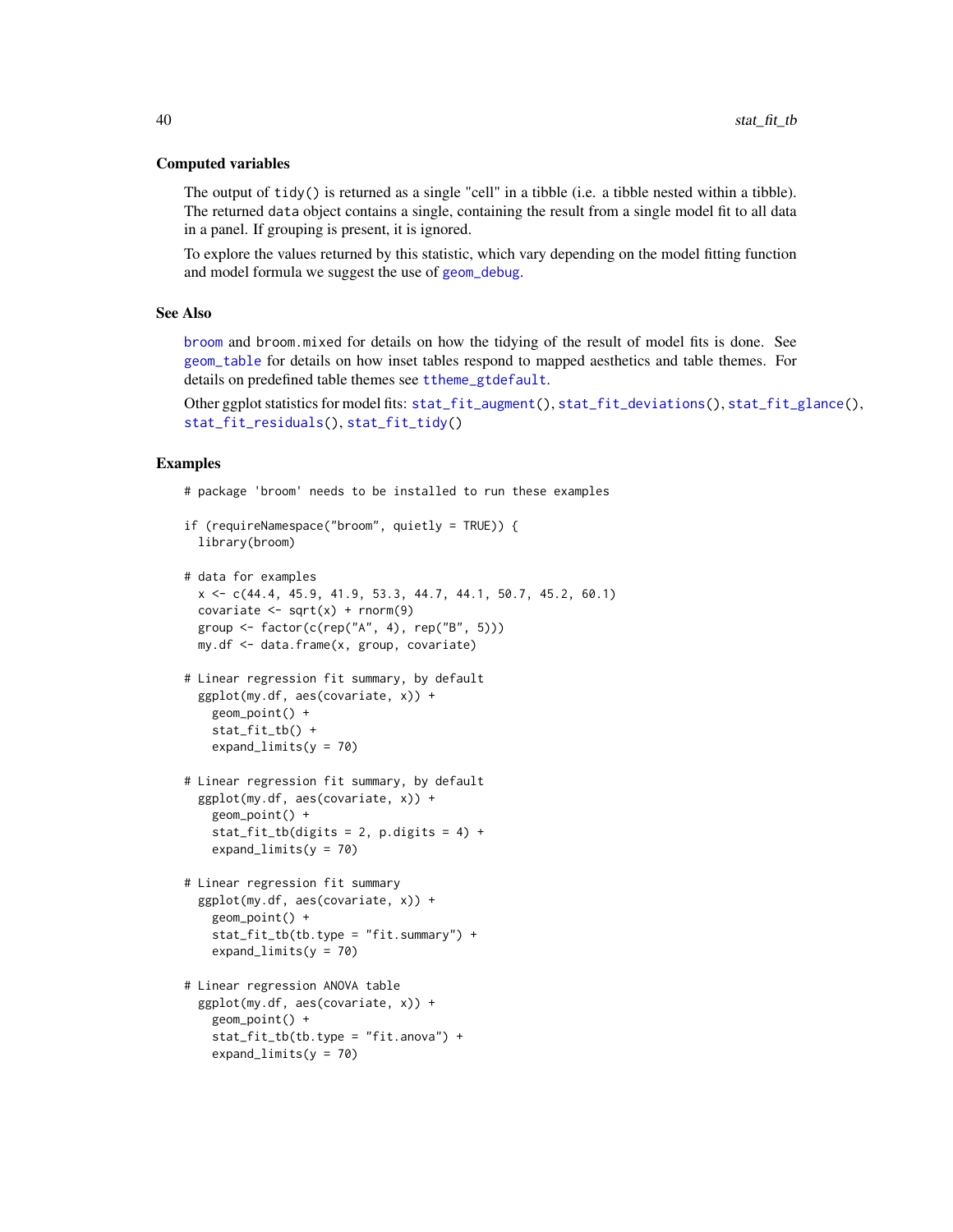### Computed variables

The output of `tidy()` is returned as a single "cell" in a tibble (i.e. a tibble nested within a tibble). The returned `data` object contains a single, containing the result from a single model fit to all data in a panel. If grouping is present, it is ignored.

To explore the values returned by this statistic, which vary depending on the model fitting function and model formula we suggest the use of `geom_debug`.

### See Also

`broom` and `broom.mixed` for details on how the tidying of the result of model fits is done. See `geom_table` for details on how inset tables respond to mapped aesthetics and table themes. For details on predefined table themes see `ttheme_gtdefault`.

Other ggplot statistics for model fits: `stat_fit_augment()`, `stat_fit_deviations()`, `stat_fit_glance()`, `stat_fit_residuals()`, `stat_fit_tidy()`

### Examples

```
# package 'broom' needs to be installed to run these examples

if (requireNamespace("broom", quietly = TRUE)) {
  library(broom)

# data for examples
  x <- c(44.4, 45.9, 41.9, 53.3, 44.7, 44.1, 50.7, 45.2, 60.1)
  covariate <- sqrt(x) + rnorm(9)
  group <- factor(c(rep("A", 4), rep("B", 5)))
  my.df <- data.frame(x, group, covariate)

# Linear regression fit summary, by default
  ggplot(my.df, aes(covariate, x)) +
    geom_point() +
    stat_fit_tb() +
    expand_limits(y = 70)

# Linear regression fit summary, by default
  ggplot(my.df, aes(covariate, x)) +
    geom_point() +
    stat_fit_tb(digits = 2, p.digits = 4) +
    expand_limits(y = 70)

# Linear regression fit summary
  ggplot(my.df, aes(covariate, x)) +
    geom_point() +
    stat_fit_tb(tb.type = "fit.summary") +
    expand_limits(y = 70)

# Linear regression ANOVA table
  ggplot(my.df, aes(covariate, x)) +
    geom_point() +
    stat_fit_tb(tb.type = "fit.anova") +
    expand_limits(y = 70)
```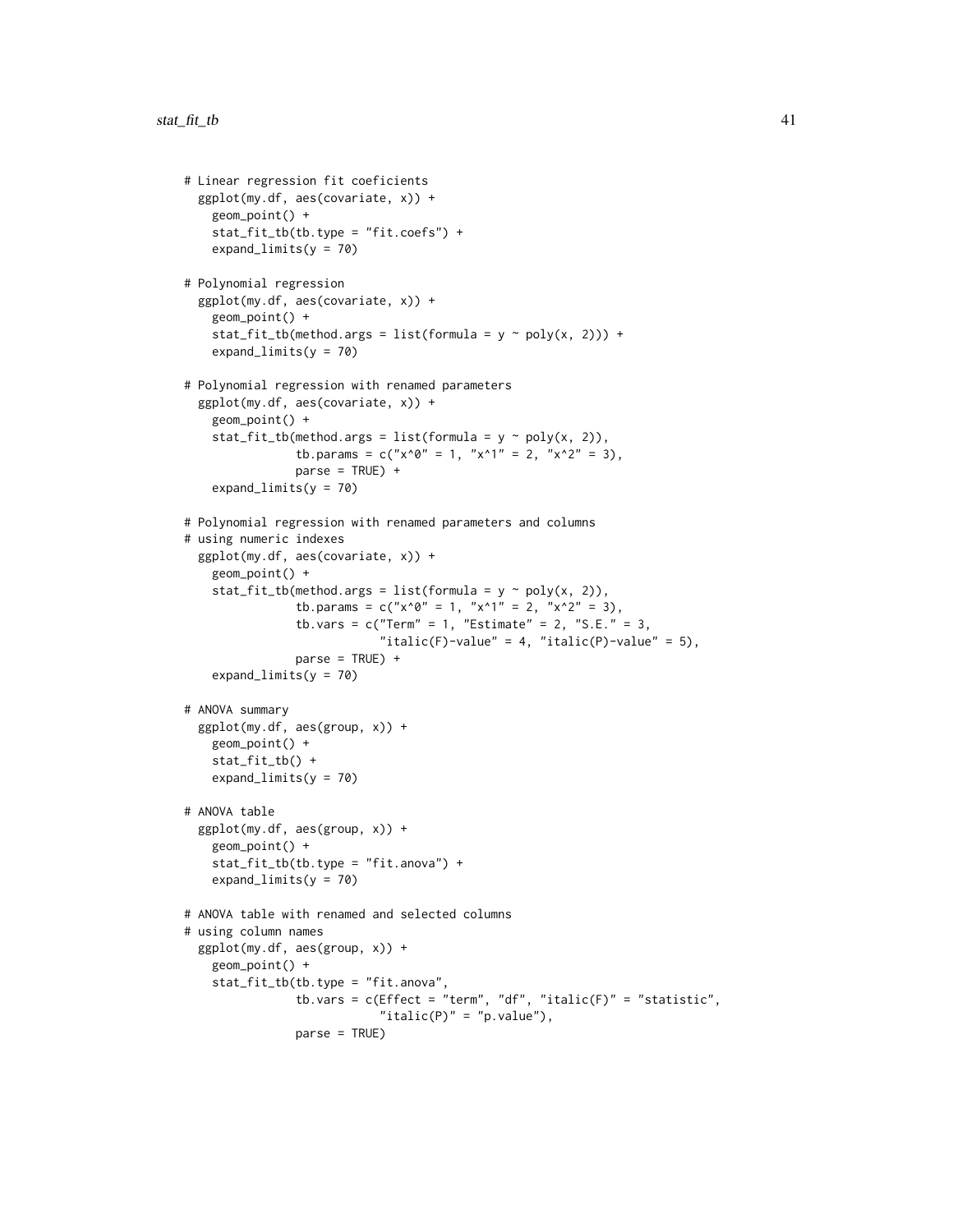```
# Linear regression fit coeficients
  ggplot(my.df, aes(covariate, x)) +
    geom_point() +
    stat_fit_tb(tb.type = "fit.coefs") +
    expand_limits(y = 70)

# Polynomial regression
  ggplot(my.df, aes(covariate, x)) +
    geom_point() +
    stat_fit_tb(method.args = list(formula = y ~ poly(x, 2))) +
    expand_limits(y = 70)

# Polynomial regression with renamed parameters
  ggplot(my.df, aes(covariate, x)) +
    geom_point() +
    stat_fit_tb(method.args = list(formula = y ~ poly(x, 2)),
                tb.params = c("x^0" = 1, "x^1" = 2, "x^2" = 3),
                parse = TRUE) +
    expand_limits(y = 70)

# Polynomial regression with renamed parameters and columns
# using numeric indexes
  ggplot(my.df, aes(covariate, x)) +
    geom_point() +
    stat_fit_tb(method.args = list(formula = y ~ poly(x, 2)),
                tb.params = c("x^0" = 1, "x^1" = 2, "x^2" = 3),
                tb.vars = c("Term" = 1, "Estimate" = 2, "S.E." = 3,
                            "italic(F)-value" = 4, "italic(P)-value" = 5),
                parse = TRUE) +
    expand_limits(y = 70)

# ANOVA summary
  ggplot(my.df, aes(group, x)) +
    geom_point() +
    stat_fit_tb() +
    expand_limits(y = 70)

# ANOVA table
  ggplot(my.df, aes(group, x)) +
    geom_point() +
    stat_fit_tb(tb.type = "fit.anova") +
    expand_limits(y = 70)

# ANOVA table with renamed and selected columns
# using column names
  ggplot(my.df, aes(group, x)) +
    geom_point() +
    stat_fit_tb(tb.type = "fit.anova",
                tb.vars = c(Effect = "term", "df", "italic(F)" = "statistic",
                            "italic(P)" = "p.value"),
                parse = TRUE)
```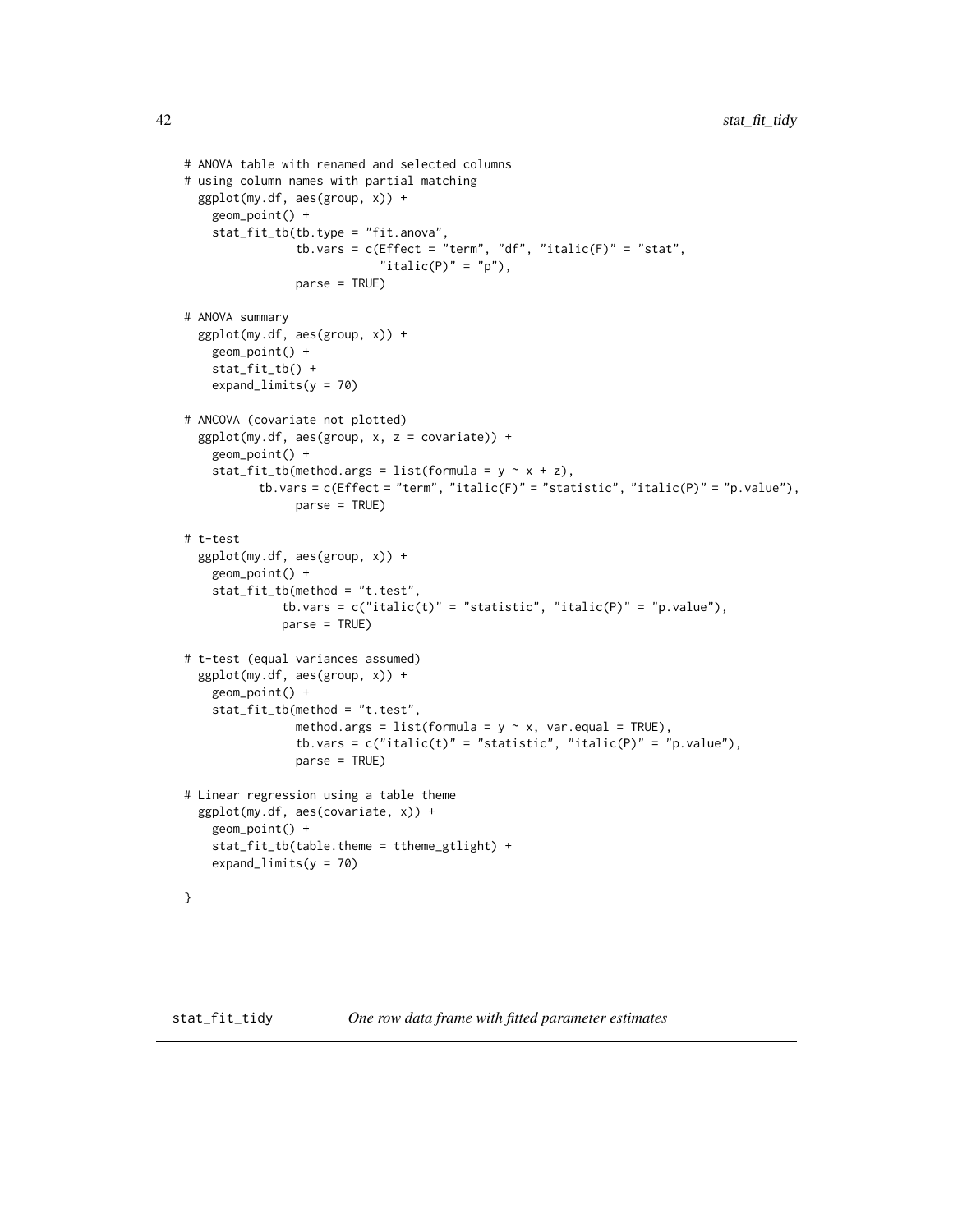```
# ANOVA table with renamed and selected columns
# using column names with partial matching
  ggplot(my.df, aes(group, x)) +
    geom_point() +
    stat_fit_tb(tb.type = "fit.anova",
                tb.vars = c(Effect = "term", "df", "italic(F)" = "stat",
                            "italic(P)" = "p"),
                parse = TRUE)

# ANOVA summary
  ggplot(my.df, aes(group, x)) +
    geom_point() +
    stat_fit_tb() +
    expand_limits(y = 70)

# ANCOVA (covariate not plotted)
  ggplot(my.df, aes(group, x, z = covariate)) +
    geom_point() +
    stat_fit_tb(method.args = list(formula = y ~ x + z),
           tb.vars = c(Effect = "term", "italic(F)" = "statistic", "italic(P)" = "p.value"),
                parse = TRUE)

# t-test
  ggplot(my.df, aes(group, x)) +
    geom_point() +
    stat_fit_tb(method = "t.test",
              tb.vars = c("italic(t)" = "statistic", "italic(P)" = "p.value"),
              parse = TRUE)

# t-test (equal variances assumed)
  ggplot(my.df, aes(group, x)) +
    geom_point() +
    stat_fit_tb(method = "t.test",
                method.args = list(formula = y ~ x, var.equal = TRUE),
                tb.vars = c("italic(t)" = "statistic", "italic(P)" = "p.value"),
                parse = TRUE)

# Linear regression using a table theme
  ggplot(my.df, aes(covariate, x)) +
    geom_point() +
    stat_fit_tb(table.theme = ttheme_gtlight) +
    expand_limits(y = 70)

}
```

## stat_fit_tidy *One row data frame with fitted parameter estimates*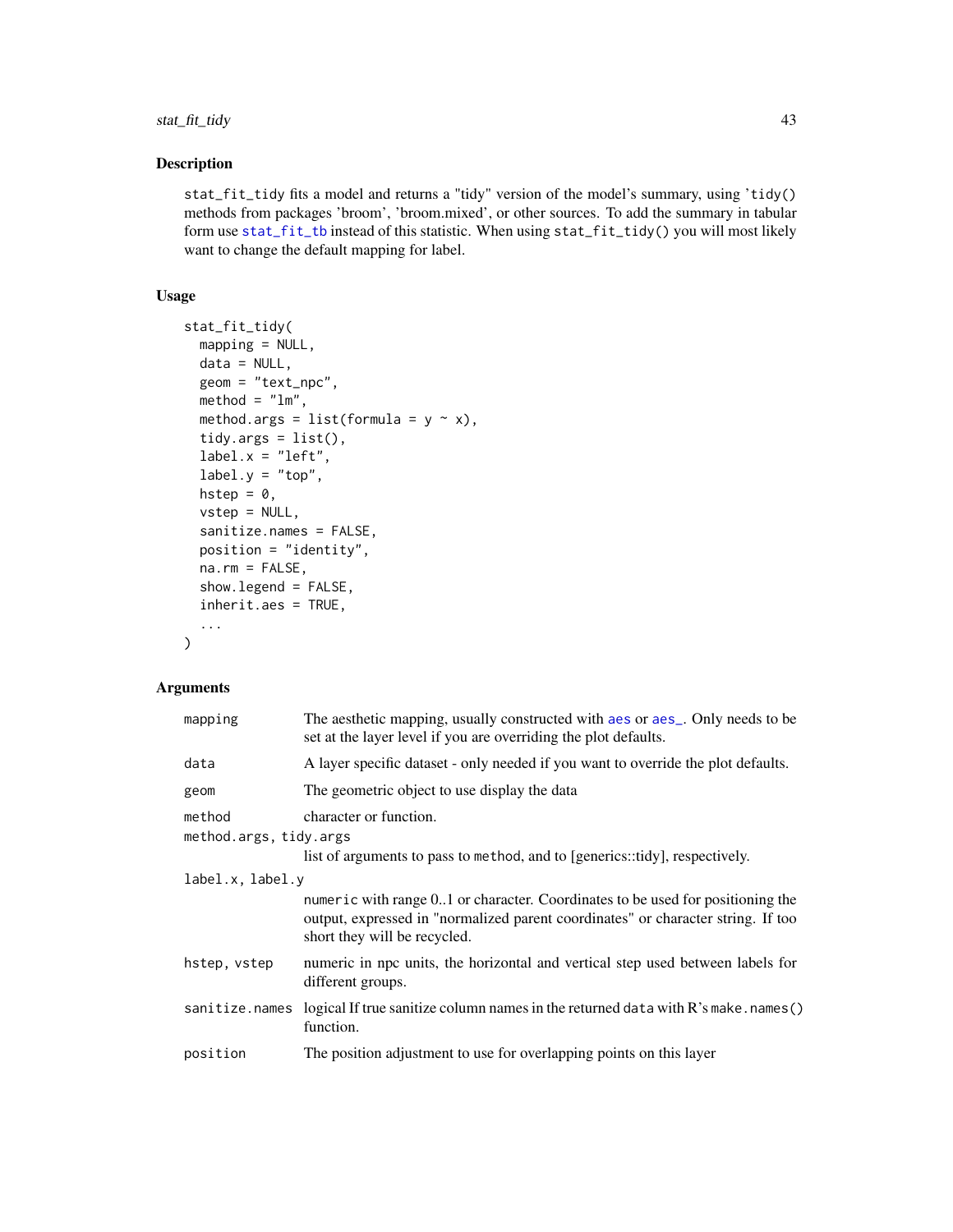## Description

stat_fit_tidy fits a model and returns a "tidy" version of the model's summary, using 'tidy() methods from packages 'broom', 'broom.mixed', or other sources. To add the summary in tabular form use stat_fit_tb instead of this statistic. When using stat_fit_tidy() you will most likely want to change the default mapping for label.

## Usage

```
stat_fit_tidy(
  mapping = NULL,
  data = NULL,
  geom = "text_npc",
  method = "lm",
  method.args = list(formula = y ~ x),
  tidy.args = list(),
  label.x = "left",
  label.y = "top",
  hstep = 0,
  vstep = NULL,
  sanitize.names = FALSE,
  position = "identity",
  na.rm = FALSE,
  show.legend = FALSE,
  inherit.aes = TRUE,
  ...
)
```

## Arguments

| | |
|---|---|
| mapping | The aesthetic mapping, usually constructed with aes or aes_. Only needs to be set at the layer level if you are overriding the plot defaults. |
| data | A layer specific dataset - only needed if you want to override the plot defaults. |
| geom | The geometric object to use display the data |
| method | character or function. |
| method.args, tidy.args | list of arguments to pass to method, and to [generics::tidy], respectively. |
| label.x, label.y | numeric with range 0..1 or character. Coordinates to be used for positioning the output, expressed in "normalized parent coordinates" or character string. If too short they will be recycled. |
| hstep, vstep | numeric in npc units, the horizontal and vertical step used between labels for different groups. |
| sanitize.names | logical If true sanitize column names in the returned data with R's make.names() function. |
| position | The position adjustment to use for overlapping points on this layer |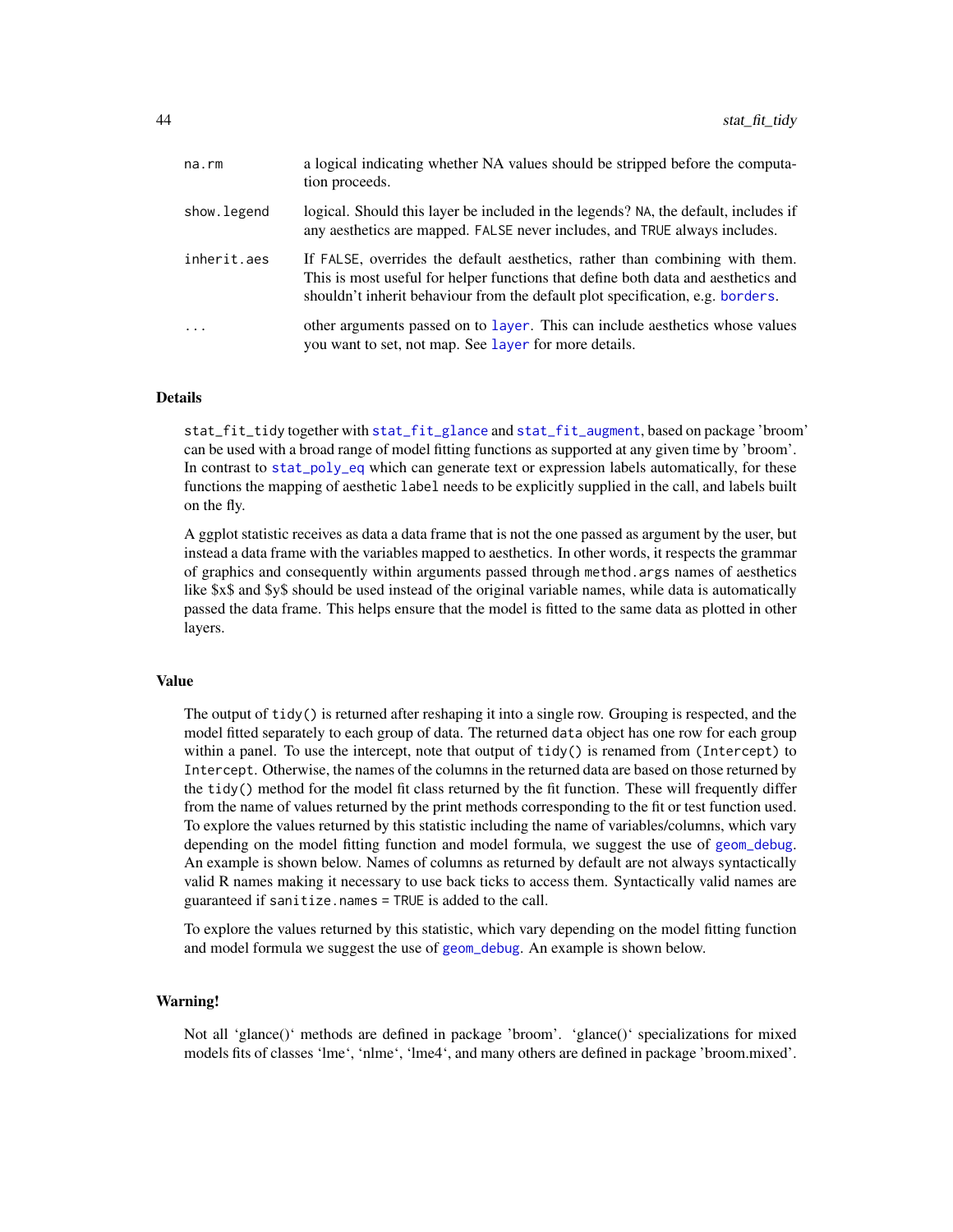| | |
|---|---|
| na.rm | a logical indicating whether NA values should be stripped before the computation proceeds. |
| show.legend | logical. Should this layer be included in the legends? NA, the default, includes if any aesthetics are mapped. FALSE never includes, and TRUE always includes. |
| inherit.aes | If FALSE, overrides the default aesthetics, rather than combining with them. This is most useful for helper functions that define both data and aesthetics and shouldn't inherit behaviour from the default plot specification, e.g. borders. |
| ... | other arguments passed on to layer. This can include aesthetics whose values you want to set, not map. See layer for more details. |

## Details

stat_fit_tidy together with stat_fit_glance and stat_fit_augment, based on package 'broom' can be used with a broad range of model fitting functions as supported at any given time by 'broom'. In contrast to stat_poly_eq which can generate text or expression labels automatically, for these functions the mapping of aesthetic label needs to be explicitly supplied in the call, and labels built on the fly.

A ggplot statistic receives as data a data frame that is not the one passed as argument by the user, but instead a data frame with the variables mapped to aesthetics. In other words, it respects the grammar of graphics and consequently within arguments passed through method.args names of aesthetics like $x$ and $y$ should be used instead of the original variable names, while data is automatically passed the data frame. This helps ensure that the model is fitted to the same data as plotted in other layers.

## Value

The output of tidy() is returned after reshaping it into a single row. Grouping is respected, and the model fitted separately to each group of data. The returned data object has one row for each group within a panel. To use the intercept, note that output of tidy() is renamed from (Intercept) to Intercept. Otherwise, the names of the columns in the returned data are based on those returned by the tidy() method for the model fit class returned by the fit function. These will frequently differ from the name of values returned by the print methods corresponding to the fit or test function used. To explore the values returned by this statistic including the name of variables/columns, which vary depending on the model fitting function and model formula, we suggest the use of geom_debug. An example is shown below. Names of columns as returned by default are not always syntactically valid R names making it necessary to use back ticks to access them. Syntactically valid names are guaranteed if sanitize.names = TRUE is added to the call.

To explore the values returned by this statistic, which vary depending on the model fitting function and model formula we suggest the use of geom_debug. An example is shown below.

## Warning!

Not all 'glance()' methods are defined in package 'broom'. 'glance()' specializations for mixed models fits of classes 'lme', 'nlme', 'lme4', and many others are defined in package 'broom.mixed'.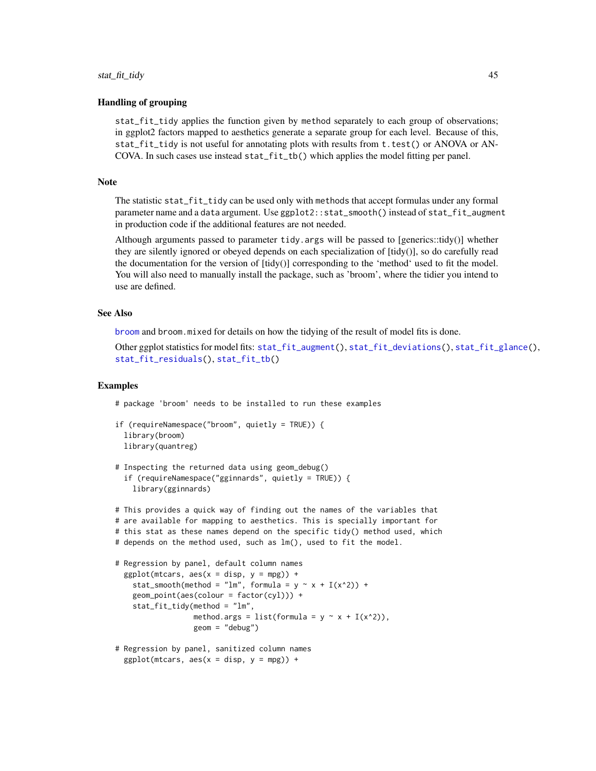### Handling of grouping

`stat_fit_tidy` applies the function given by `method` separately to each group of observations; in ggplot2 factors mapped to aesthetics generate a separate group for each level. Because of this, `stat_fit_tidy` is not useful for annotating plots with results from `t.test()` or ANOVA or ANCOVA. In such cases use instead `stat_fit_tb()` which applies the model fitting per panel.

### Note

The statistic `stat_fit_tidy` can be used only with `methods` that accept formulas under any formal parameter name and a `data` argument. Use `ggplot2::stat_smooth()` instead of `stat_fit_augment` in production code if the additional features are not needed.

Although arguments passed to parameter `tidy.args` will be passed to [generics::tidy()] whether they are silently ignored or obeyed depends on each specialization of [tidy()], so do carefully read the documentation for the version of [tidy()] corresponding to the 'method' used to fit the model. You will also need to manually install the package, such as 'broom', where the tidier you intend to use are defined.

### See Also

broom and `broom.mixed` for details on how the tidying of the result of model fits is done.

Other ggplot statistics for model fits: `stat_fit_augment()`, `stat_fit_deviations()`, `stat_fit_glance()`, `stat_fit_residuals()`, `stat_fit_tb()`

### Examples

```
# package 'broom' needs to be installed to run these examples

if (requireNamespace("broom", quietly = TRUE)) {
  library(broom)
  library(quantreg)

# Inspecting the returned data using geom_debug()
  if (requireNamespace("gginnards", quietly = TRUE)) {
    library(gginnards)

# This provides a quick way of finding out the names of the variables that
# are available for mapping to aesthetics. This is specially important for
# this stat as these names depend on the specific tidy() method used, which
# depends on the method used, such as lm(), used to fit the model.

# Regression by panel, default column names
  ggplot(mtcars, aes(x = disp, y = mpg)) +
    stat_smooth(method = "lm", formula = y ~ x + I(x^2)) +
    geom_point(aes(colour = factor(cyl))) +
    stat_fit_tidy(method = "lm",
                  method.args = list(formula = y ~ x + I(x^2)),
                  geom = "debug")

# Regression by panel, sanitized column names
  ggplot(mtcars, aes(x = disp, y = mpg)) +
```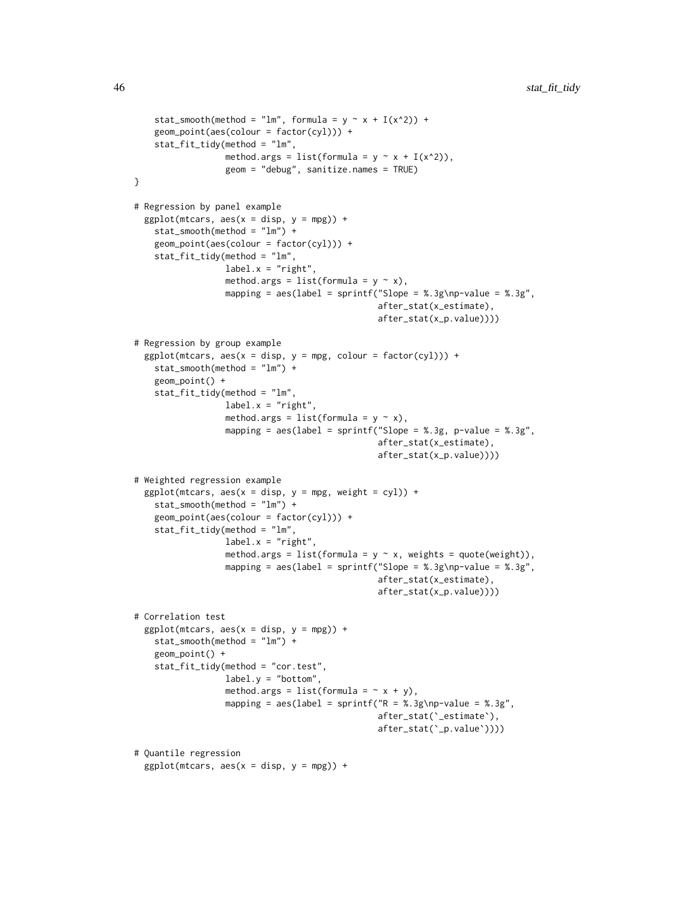```
    stat_smooth(method = "lm", formula = y ~ x + I(x^2)) +
    geom_point(aes(colour = factor(cyl))) +
    stat_fit_tidy(method = "lm",
                  method.args = list(formula = y ~ x + I(x^2)),
                  geom = "debug", sanitize.names = TRUE)
}

# Regression by panel example
  ggplot(mtcars, aes(x = disp, y = mpg)) +
    stat_smooth(method = "lm") +
    geom_point(aes(colour = factor(cyl))) +
    stat_fit_tidy(method = "lm",
                  label.x = "right",
                  method.args = list(formula = y ~ x),
                  mapping = aes(label = sprintf("Slope = %.3g\np-value = %.3g",
                                                after_stat(x_estimate),
                                                after_stat(x_p.value))))

# Regression by group example
  ggplot(mtcars, aes(x = disp, y = mpg, colour = factor(cyl))) +
    stat_smooth(method = "lm") +
    geom_point() +
    stat_fit_tidy(method = "lm",
                  label.x = "right",
                  method.args = list(formula = y ~ x),
                  mapping = aes(label = sprintf("Slope = %.3g, p-value = %.3g",
                                                after_stat(x_estimate),
                                                after_stat(x_p.value))))

# Weighted regression example
  ggplot(mtcars, aes(x = disp, y = mpg, weight = cyl)) +
    stat_smooth(method = "lm") +
    geom_point(aes(colour = factor(cyl))) +
    stat_fit_tidy(method = "lm",
                  label.x = "right",
                  method.args = list(formula = y ~ x, weights = quote(weight)),
                  mapping = aes(label = sprintf("Slope = %.3g\np-value = %.3g",
                                                after_stat(x_estimate),
                                                after_stat(x_p.value))))

# Correlation test
  ggplot(mtcars, aes(x = disp, y = mpg)) +
    stat_smooth(method = "lm") +
    geom_point() +
    stat_fit_tidy(method = "cor.test",
                  label.y = "bottom",
                  method.args = list(formula = ~ x + y),
                  mapping = aes(label = sprintf("R = %.3g\np-value = %.3g",
                                                after_stat(`_estimate`),
                                                after_stat(`_p.value`))))

# Quantile regression
  ggplot(mtcars, aes(x = disp, y = mpg)) +
```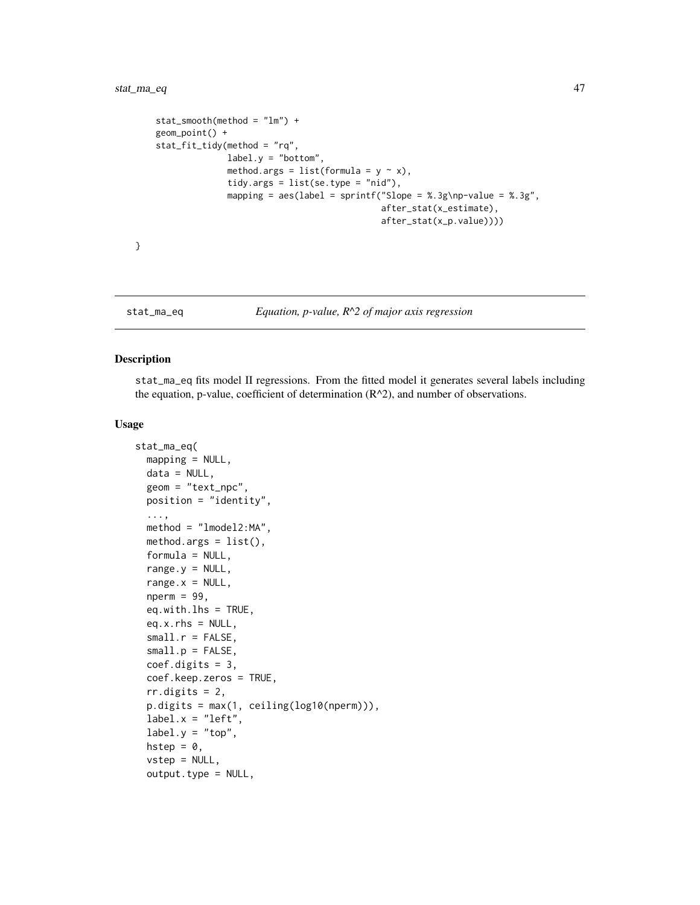```
    stat_smooth(method = "lm") +
    geom_point() +
    stat_fit_tidy(method = "rq",
                  label.y = "bottom",
                  method.args = list(formula = y ~ x),
                  tidy.args = list(se.type = "nid"),
                  mapping = aes(label = sprintf("Slope = %.3g\np-value = %.3g",
                                                after_stat(x_estimate),
                                                after_stat(x_p.value))))

}
```

## stat_ma_eq — *Equation, p-value, R^2 of major axis regression*

### Description

stat_ma_eq fits model II regressions. From the fitted model it generates several labels including the equation, p-value, coefficient of determination (R^2), and number of observations.

### Usage

```
stat_ma_eq(
  mapping = NULL,
  data = NULL,
  geom = "text_npc",
  position = "identity",
  ...,
  method = "lmodel2:MA",
  method.args = list(),
  formula = NULL,
  range.y = NULL,
  range.x = NULL,
  nperm = 99,
  eq.with.lhs = TRUE,
  eq.x.rhs = NULL,
  small.r = FALSE,
  small.p = FALSE,
  coef.digits = 3,
  coef.keep.zeros = TRUE,
  rr.digits = 2,
  p.digits = max(1, ceiling(log10(nperm))),
  label.x = "left",
  label.y = "top",
  hstep = 0,
  vstep = NULL,
  output.type = NULL,
```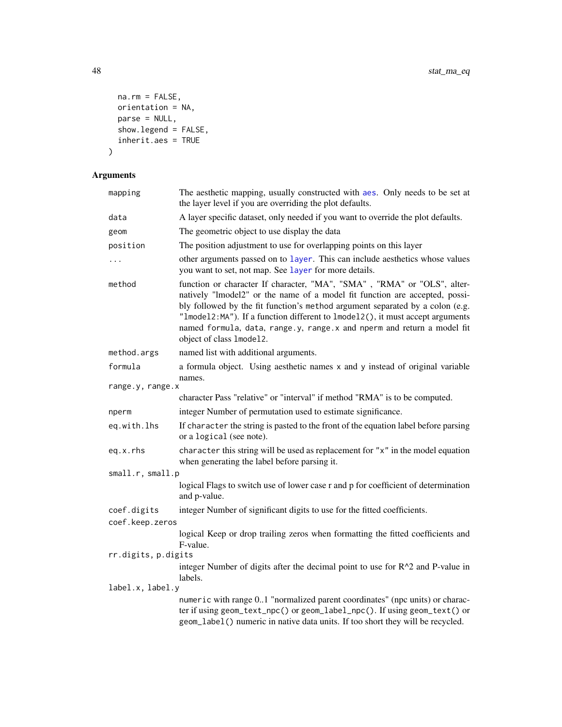```
  na.rm = FALSE,
  orientation = NA,
  parse = NULL,
  show.legend = FALSE,
  inherit.aes = TRUE
)
```

## Arguments

| Argument | Description |
|---|---|
| `mapping` | The aesthetic mapping, usually constructed with `aes`. Only needs to be set at the layer level if you are overriding the plot defaults. |
| `data` | A layer specific dataset, only needed if you want to override the plot defaults. |
| `geom` | The geometric object to use display the data |
| `position` | The position adjustment to use for overlapping points on this layer |
| `...` | other arguments passed on to `layer`. This can include aesthetics whose values you want to set, not map. See `layer` for more details. |
| `method` | function or character If character, "MA", "SMA" , "RMA" or "OLS", alternatively "lmodel2" or the name of a model fit function are accepted, possibly followed by the fit function's `method` argument separated by a colon (e.g. `"lmodel2:MA"`). If a function different to `lmodel2()`, it must accept arguments named `formula`, `data`, `range.y`, `range.x` and `nperm` and return a model fit object of class `lmodel2`. |
| `method.args` | named list with additional arguments. |
| `formula` | a formula object. Using aesthetic names `x` and `y` instead of original variable names. |
| `range.y, range.x` | character Pass "relative" or "interval" if method "RMA" is to be computed. |
| `nperm` | integer Number of permutation used to estimate significance. |
| `eq.with.lhs` | If `character` the string is pasted to the front of the equation label before parsing or a `logical` (see note). |
| `eq.x.rhs` | `character` this string will be used as replacement for `"x"` in the model equation when generating the label before parsing it. |
| `small.r, small.p` | logical Flags to switch use of lower case r and p for coefficient of determination and p-value. |
| `coef.digits` | integer Number of significant digits to use for the fitted coefficients. |
| `coef.keep.zeros` | logical Keep or drop trailing zeros when formatting the fitted coefficients and F-value. |
| `rr.digits, p.digits` | integer Number of digits after the decimal point to use for R^2 and P-value in labels. |
| `label.x, label.y` | `numeric` with range 0..1 "normalized parent coordinates" (npc units) or character if using `geom_text_npc()` or `geom_label_npc()`. If using `geom_text()` or `geom_label()` numeric in native data units. If too short they will be recycled. |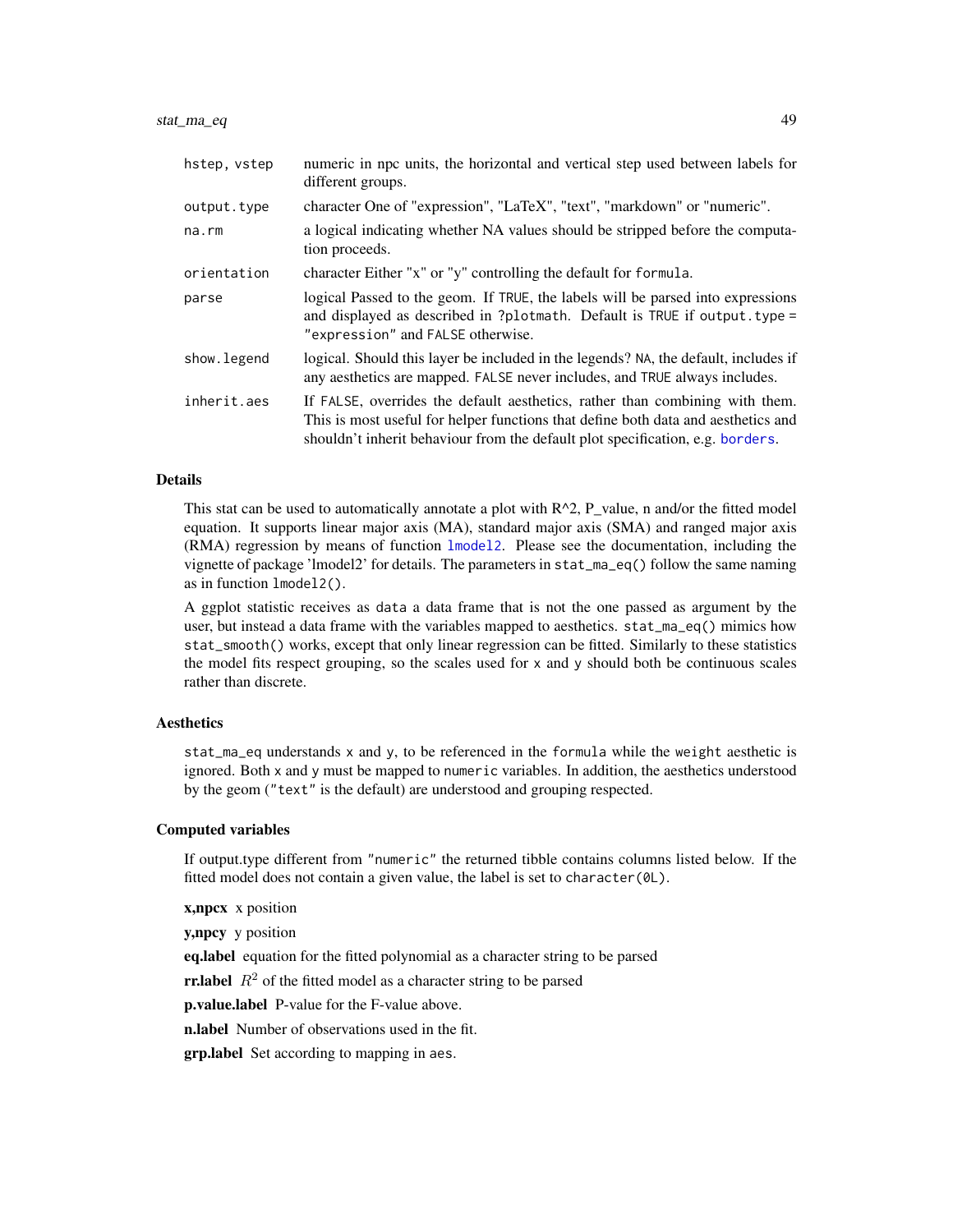| | |
|---|---|
| hstep, vstep | numeric in npc units, the horizontal and vertical step used between labels for different groups. |
| output.type | character One of "expression", "LaTeX", "text", "markdown" or "numeric". |
| na.rm | a logical indicating whether NA values should be stripped before the computation proceeds. |
| orientation | character Either "x" or "y" controlling the default for formula. |
| parse | logical Passed to the geom. If TRUE, the labels will be parsed into expressions and displayed as described in ?plotmath. Default is TRUE if output.type = "expression" and FALSE otherwise. |
| show.legend | logical. Should this layer be included in the legends? NA, the default, includes if any aesthetics are mapped. FALSE never includes, and TRUE always includes. |
| inherit.aes | If FALSE, overrides the default aesthetics, rather than combining with them. This is most useful for helper functions that define both data and aesthetics and shouldn't inherit behaviour from the default plot specification, e.g. borders. |

### Details

This stat can be used to automatically annotate a plot with R^2, P_value, n and/or the fitted model equation. It supports linear major axis (MA), standard major axis (SMA) and ranged major axis (RMA) regression by means of function lmodel2. Please see the documentation, including the vignette of package 'lmodel2' for details. The parameters in stat_ma_eq() follow the same naming as in function lmodel2().

A ggplot statistic receives as data a data frame that is not the one passed as argument by the user, but instead a data frame with the variables mapped to aesthetics. stat_ma_eq() mimics how stat_smooth() works, except that only linear regression can be fitted. Similarly to these statistics the model fits respect grouping, so the scales used for x and y should both be continuous scales rather than discrete.

### Aesthetics

stat_ma_eq understands x and y, to be referenced in the formula while the weight aesthetic is ignored. Both x and y must be mapped to numeric variables. In addition, the aesthetics understood by the geom ("text" is the default) are understood and grouping respected.

### Computed variables

If output.type different from "numeric" the returned tibble contains columns listed below. If the fitted model does not contain a given value, the label is set to character(0L).

**x,npcx** x position

**y,npcy** y position

**eq.label** equation for the fitted polynomial as a character string to be parsed

**rr.label** $R^2$ of the fitted model as a character string to be parsed

**p.value.label** P-value for the F-value above.

**n.label** Number of observations used in the fit.

**grp.label** Set according to mapping in aes.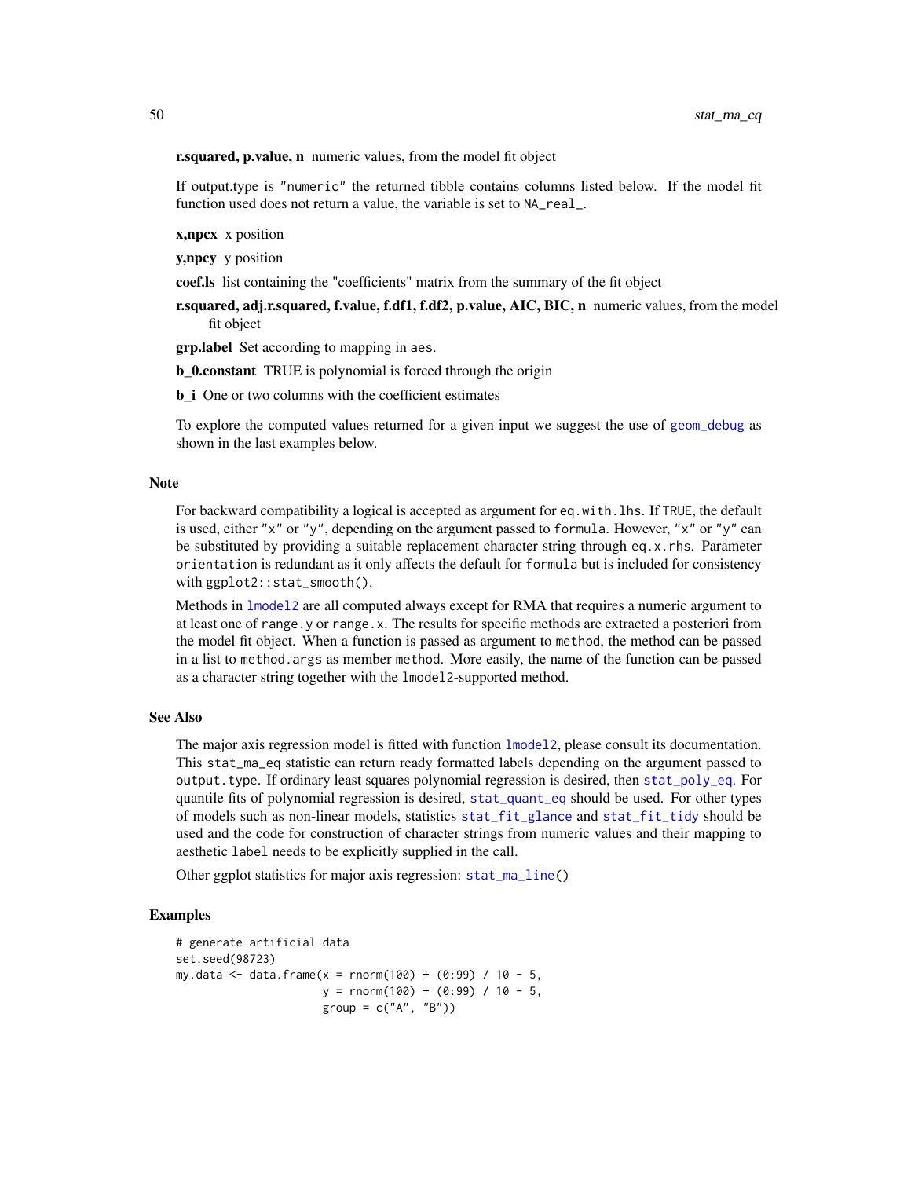**r.squared, p.value, n** numeric values, from the model fit object

If output.type is `"numeric"` the returned tibble contains columns listed below. If the model fit function used does not return a value, the variable is set to `NA_real_`.

**x,npcx** x position

**y,npcy** y position

**coef.ls** list containing the "coefficients" matrix from the summary of the fit object

**r.squared, adj.r.squared, f.value, f.df1, f.df2, p.value, AIC, BIC, n** numeric values, from the model fit object

**grp.label** Set according to mapping in `aes`.

**b_0.constant** TRUE is polynomial is forced through the origin

**b_i** One or two columns with the coefficient estimates

To explore the computed values returned for a given input we suggest the use of `geom_debug` as shown in the last examples below.

## Note

For backward compatibility a logical is accepted as argument for `eq.with.lhs`. If `TRUE`, the default is used, either `"x"` or `"y"`, depending on the argument passed to `formula`. However, `"x"` or `"y"` can be substituted by providing a suitable replacement character string through `eq.x.rhs`. Parameter `orientation` is redundant as it only affects the default for `formula` but is included for consistency with `ggplot2::stat_smooth()`.

Methods in `lmodel2` are all computed always except for RMA that requires a numeric argument to at least one of `range.y` or `range.x`. The results for specific methods are extracted a posteriori from the model fit object. When a function is passed as argument to `method`, the method can be passed in a list to `method.args` as member `method`. More easily, the name of the function can be passed as a character string together with the `lmodel2`-supported method.

## See Also

The major axis regression model is fitted with function `lmodel2`, please consult its documentation. This `stat_ma_eq` statistic can return ready formatted labels depending on the argument passed to `output.type`. If ordinary least squares polynomial regression is desired, then `stat_poly_eq`. For quantile fits of polynomial regression is desired, `stat_quant_eq` should be used. For other types of models such as non-linear models, statistics `stat_fit_glance` and `stat_fit_tidy` should be used and the code for construction of character strings from numeric values and their mapping to aesthetic `label` needs to be explicitly supplied in the call.

Other ggplot statistics for major axis regression: `stat_ma_line()`

## Examples

```
# generate artificial data
set.seed(98723)
my.data <- data.frame(x = rnorm(100) + (0:99) / 10 - 5,
                      y = rnorm(100) + (0:99) / 10 - 5,
                      group = c("A", "B"))
```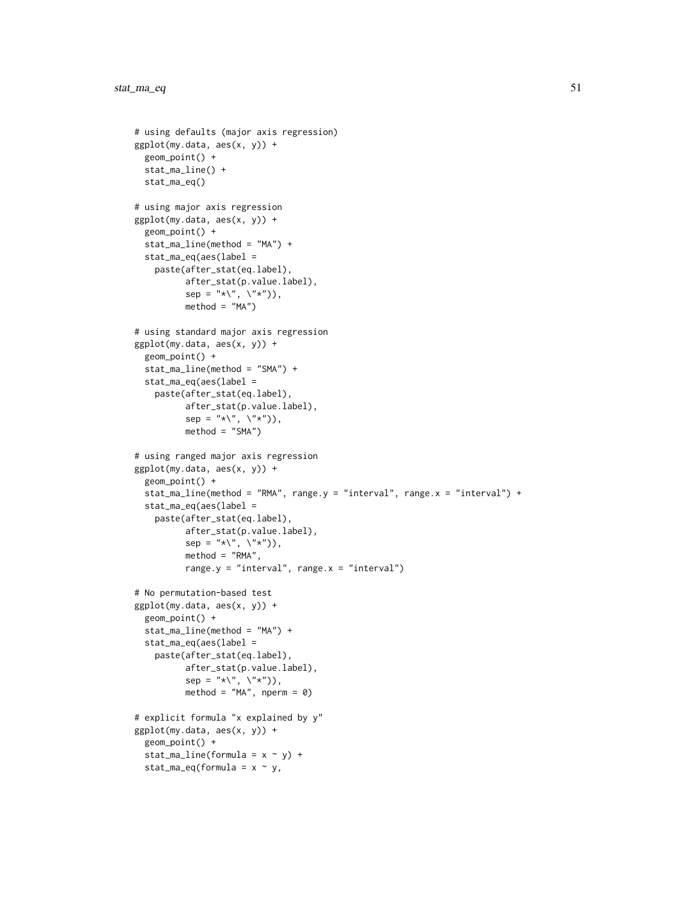```
# using defaults (major axis regression)
ggplot(my.data, aes(x, y)) +
  geom_point() +
  stat_ma_line() +
  stat_ma_eq()

# using major axis regression
ggplot(my.data, aes(x, y)) +
  geom_point() +
  stat_ma_line(method = "MA") +
  stat_ma_eq(aes(label =
    paste(after_stat(eq.label),
          after_stat(p.value.label),
          sep = "*\", \"*")),
          method = "MA")

# using standard major axis regression
ggplot(my.data, aes(x, y)) +
  geom_point() +
  stat_ma_line(method = "SMA") +
  stat_ma_eq(aes(label =
    paste(after_stat(eq.label),
          after_stat(p.value.label),
          sep = "*\", \"*")),
          method = "SMA")

# using ranged major axis regression
ggplot(my.data, aes(x, y)) +
  geom_point() +
  stat_ma_line(method = "RMA", range.y = "interval", range.x = "interval") +
  stat_ma_eq(aes(label =
    paste(after_stat(eq.label),
          after_stat(p.value.label),
          sep = "*\", \"*")),
          method = "RMA",
          range.y = "interval", range.x = "interval")

# No permutation-based test
ggplot(my.data, aes(x, y)) +
  geom_point() +
  stat_ma_line(method = "MA") +
  stat_ma_eq(aes(label =
    paste(after_stat(eq.label),
          after_stat(p.value.label),
          sep = "*\", \"*")),
          method = "MA", nperm = 0)

# explicit formula "x explained by y"
ggplot(my.data, aes(x, y)) +
  geom_point() +
  stat_ma_line(formula = x ~ y) +
  stat_ma_eq(formula = x ~ y,
```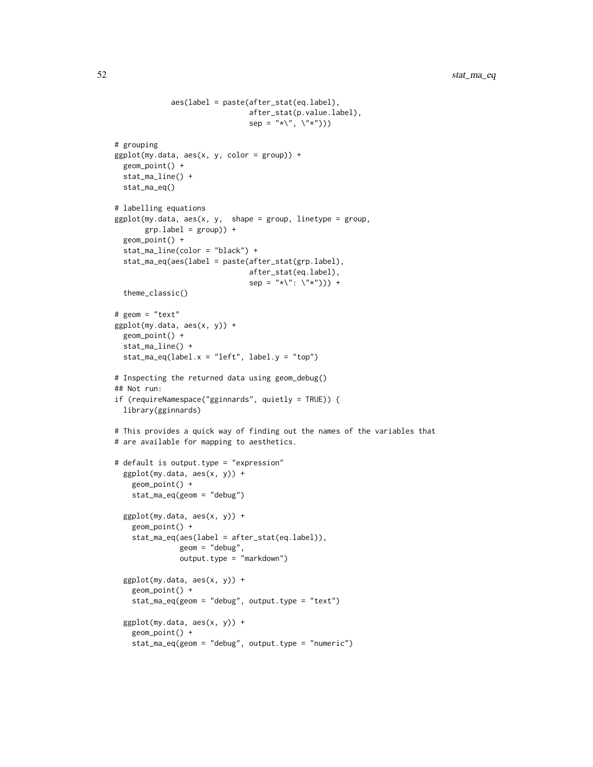```
            aes(label = paste(after_stat(eq.label),
                              after_stat(p.value.label),
                              sep = "*\", \"*")))

# grouping
ggplot(my.data, aes(x, y, color = group)) +
  geom_point() +
  stat_ma_line() +
  stat_ma_eq()

# labelling equations
ggplot(my.data, aes(x, y,  shape = group, linetype = group,
       grp.label = group)) +
  geom_point() +
  stat_ma_line(color = "black") +
  stat_ma_eq(aes(label = paste(after_stat(grp.label),
                              after_stat(eq.label),
                              sep = "*\": \"*"))) +
  theme_classic()

# geom = "text"
ggplot(my.data, aes(x, y)) +
  geom_point() +
  stat_ma_line() +
  stat_ma_eq(label.x = "left", label.y = "top")

# Inspecting the returned data using geom_debug()
## Not run:
if (requireNamespace("gginnards", quietly = TRUE)) {
  library(gginnards)

# This provides a quick way of finding out the names of the variables that
# are available for mapping to aesthetics.

# default is output.type = "expression"
  ggplot(my.data, aes(x, y)) +
    geom_point() +
    stat_ma_eq(geom = "debug")

  ggplot(my.data, aes(x, y)) +
    geom_point() +
    stat_ma_eq(aes(label = after_stat(eq.label)),
               geom = "debug",
               output.type = "markdown")

  ggplot(my.data, aes(x, y)) +
    geom_point() +
    stat_ma_eq(geom = "debug", output.type = "text")

  ggplot(my.data, aes(x, y)) +
    geom_point() +
    stat_ma_eq(geom = "debug", output.type = "numeric")
```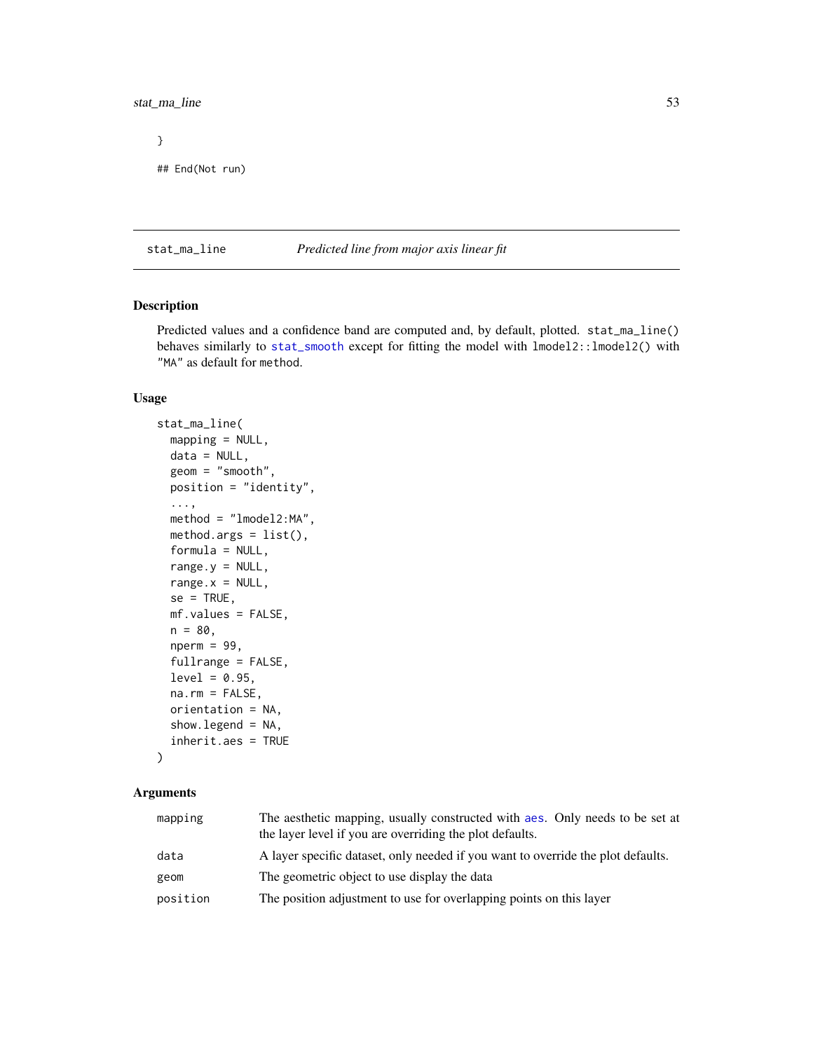```
}

## End(Not run)
```

---

`stat_ma_line` *Predicted line from major axis linear fit*

---

## Description

Predicted values and a confidence band are computed and, by default, plotted. `stat_ma_line()` behaves similarly to `stat_smooth` except for fitting the model with `lmodel2::lmodel2()` with `"MA"` as default for `method`.

## Usage

```
stat_ma_line(
  mapping = NULL,
  data = NULL,
  geom = "smooth",
  position = "identity",
  ...,
  method = "lmodel2:MA",
  method.args = list(),
  formula = NULL,
  range.y = NULL,
  range.x = NULL,
  se = TRUE,
  mf.values = FALSE,
  n = 80,
  nperm = 99,
  fullrange = FALSE,
  level = 0.95,
  na.rm = FALSE,
  orientation = NA,
  show.legend = NA,
  inherit.aes = TRUE
)
```

## Arguments

| | |
|---|---|
| `mapping` | The aesthetic mapping, usually constructed with `aes`. Only needs to be set at the layer level if you are overriding the plot defaults. |
| `data` | A layer specific dataset, only needed if you want to override the plot defaults. |
| `geom` | The geometric object to use display the data |
| `position` | The position adjustment to use for overlapping points on this layer |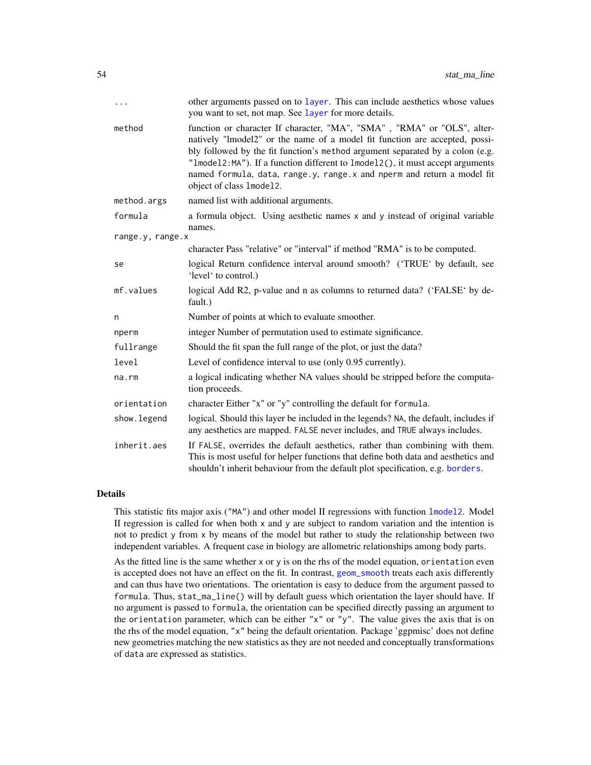| | |
|---|---|
| ... | other arguments passed on to `layer`. This can include aesthetics whose values you want to set, not map. See `layer` for more details. |
| method | function or character If character, "MA", "SMA" , "RMA" or "OLS", alternatively "lmodel2" or the name of a model fit function are accepted, possibly followed by the fit function's `method` argument separated by a colon (e.g. `"lmodel2:MA"`). If a function different to `lmodel2()`, it must accept arguments named `formula`, `data`, `range.y`, `range.x` and `nperm` and return a model fit object of class `lmodel2`. |
| method.args | named list with additional arguments. |
| formula | a formula object. Using aesthetic names `x` and `y` instead of original variable names. |
| range.y, range.x | character Pass "relative" or "interval" if method "RMA" is to be computed. |
| se | logical Return confidence interval around smooth? ('TRUE' by default, see 'level' to control.) |
| mf.values | logical Add R2, p-value and n as columns to returned data? ('FALSE' by default.) |
| n | Number of points at which to evaluate smoother. |
| nperm | integer Number of permutation used to estimate significance. |
| fullrange | Should the fit span the full range of the plot, or just the data? |
| level | Level of confidence interval to use (only 0.95 currently). |
| na.rm | a logical indicating whether NA values should be stripped before the computation proceeds. |
| orientation | character Either "x" or "y" controlling the default for `formula`. |
| show.legend | logical. Should this layer be included in the legends? `NA`, the default, includes if any aesthetics are mapped. `FALSE` never includes, and `TRUE` always includes. |
| inherit.aes | If `FALSE`, overrides the default aesthetics, rather than combining with them. This is most useful for helper functions that define both data and aesthetics and shouldn't inherit behaviour from the default plot specification, e.g. `borders`. |

## Details

This statistic fits major axis (`"MA"`) and other model II regressions with function `lmodel2`. Model II regression is called for when both `x` and `y` are subject to random variation and the intention is not to predict `y` from `x` by means of the model but rather to study the relationship between two independent variables. A frequent case in biology are allometric relationships among body parts.

As the fitted line is the same whether `x` or `y` is on the rhs of the model equation, `orientation` even is accepted does not have an effect on the fit. In contrast, `geom_smooth` treats each axis differently and can thus have two orientations. The orientation is easy to deduce from the argument passed to `formula`. Thus, `stat_ma_line()` will by default guess which orientation the layer should have. If no argument is passed to `formula`, the orientation can be specified directly passing an argument to the `orientation` parameter, which can be either `"x"` or `"y"`. The value gives the axis that is on the rhs of the model equation, `"x"` being the default orientation. Package 'ggpmisc' does not define new geometries matching the new statistics as they are not needed and conceptually transformations of `data` are expressed as statistics.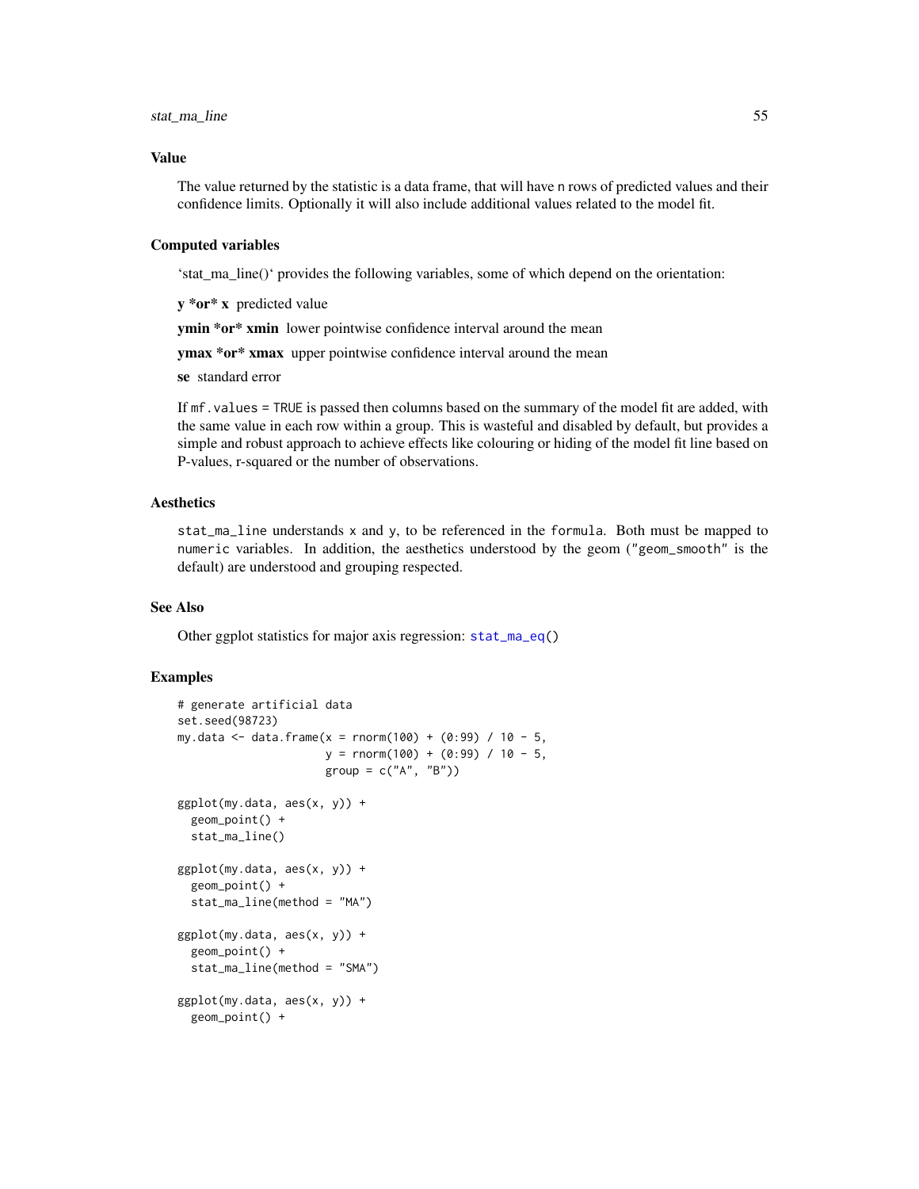## Value

The value returned by the statistic is a data frame, that will have n rows of predicted values and their confidence limits. Optionally it will also include additional values related to the model fit.

## Computed variables

'stat_ma_line()' provides the following variables, some of which depend on the orientation:

**y *or* x** predicted value

**ymin *or* xmin** lower pointwise confidence interval around the mean

**ymax *or* xmax** upper pointwise confidence interval around the mean

**se** standard error

If `mf.values = TRUE` is passed then columns based on the summary of the model fit are added, with the same value in each row within a group. This is wasteful and disabled by default, but provides a simple and robust approach to achieve effects like colouring or hiding of the model fit line based on P-values, r-squared or the number of observations.

## Aesthetics

`stat_ma_line` understands `x` and `y`, to be referenced in the `formula`. Both must be mapped to `numeric` variables. In addition, the aesthetics understood by the geom (`"geom_smooth"` is the default) are understood and grouping respected.

## See Also

Other ggplot statistics for major axis regression: `stat_ma_eq()`

## Examples

```
# generate artificial data
set.seed(98723)
my.data <- data.frame(x = rnorm(100) + (0:99) / 10 - 5,
                      y = rnorm(100) + (0:99) / 10 - 5,
                      group = c("A", "B"))

ggplot(my.data, aes(x, y)) +
  geom_point() +
  stat_ma_line()

ggplot(my.data, aes(x, y)) +
  geom_point() +
  stat_ma_line(method = "MA")

ggplot(my.data, aes(x, y)) +
  geom_point() +
  stat_ma_line(method = "SMA")

ggplot(my.data, aes(x, y)) +
  geom_point() +
```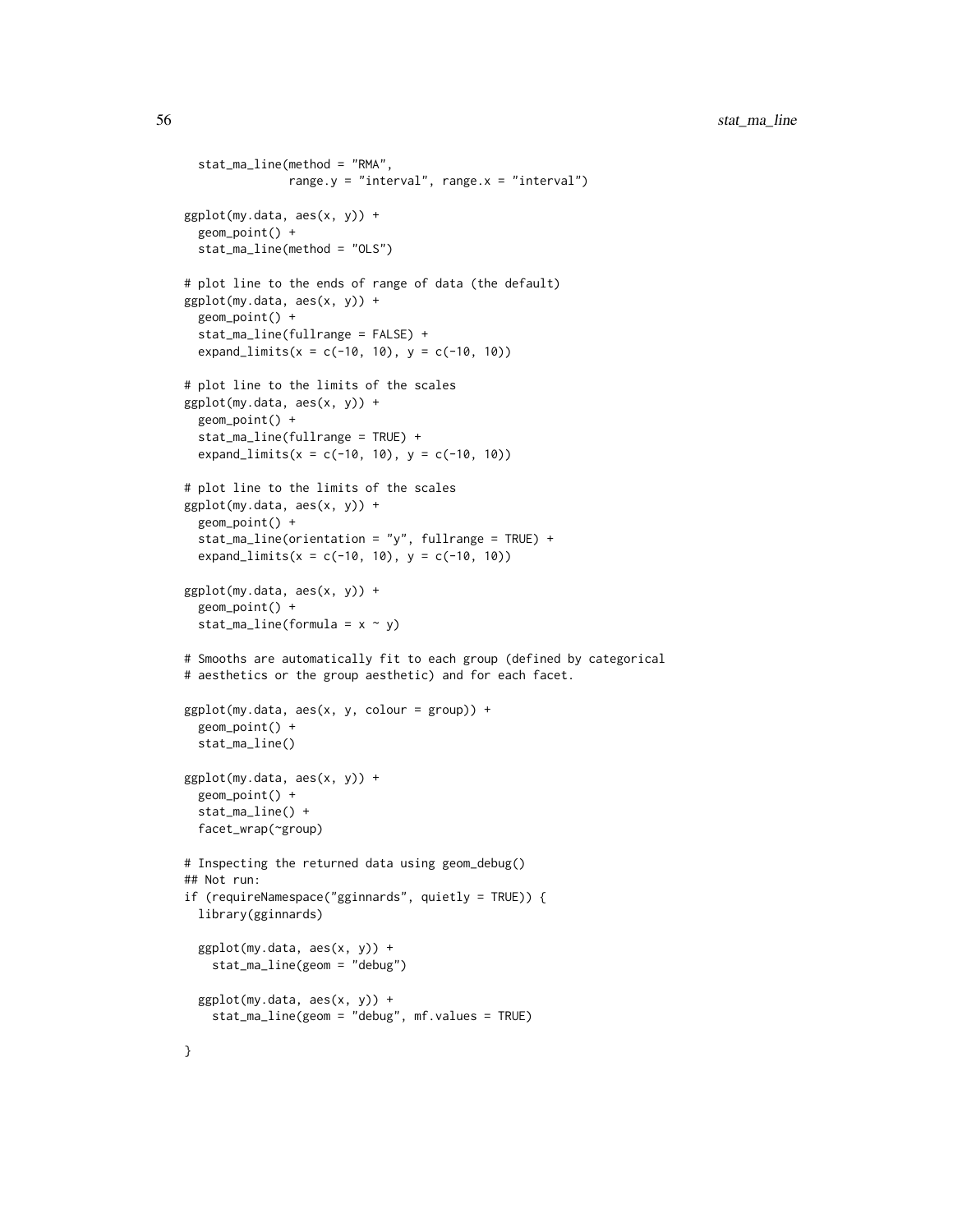```
  stat_ma_line(method = "RMA",
               range.y = "interval", range.x = "interval")

ggplot(my.data, aes(x, y)) +
  geom_point() +
  stat_ma_line(method = "OLS")

# plot line to the ends of range of data (the default)
ggplot(my.data, aes(x, y)) +
  geom_point() +
  stat_ma_line(fullrange = FALSE) +
  expand_limits(x = c(-10, 10), y = c(-10, 10))

# plot line to the limits of the scales
ggplot(my.data, aes(x, y)) +
  geom_point() +
  stat_ma_line(fullrange = TRUE) +
  expand_limits(x = c(-10, 10), y = c(-10, 10))

# plot line to the limits of the scales
ggplot(my.data, aes(x, y)) +
  geom_point() +
  stat_ma_line(orientation = "y", fullrange = TRUE) +
  expand_limits(x = c(-10, 10), y = c(-10, 10))

ggplot(my.data, aes(x, y)) +
  geom_point() +
  stat_ma_line(formula = x ~ y)

# Smooths are automatically fit to each group (defined by categorical
# aesthetics or the group aesthetic) and for each facet.

ggplot(my.data, aes(x, y, colour = group)) +
  geom_point() +
  stat_ma_line()

ggplot(my.data, aes(x, y)) +
  geom_point() +
  stat_ma_line() +
  facet_wrap(~group)

# Inspecting the returned data using geom_debug()
## Not run:
if (requireNamespace("gginnards", quietly = TRUE)) {
  library(gginnards)

  ggplot(my.data, aes(x, y)) +
    stat_ma_line(geom = "debug")

  ggplot(my.data, aes(x, y)) +
    stat_ma_line(geom = "debug", mf.values = TRUE)

}
```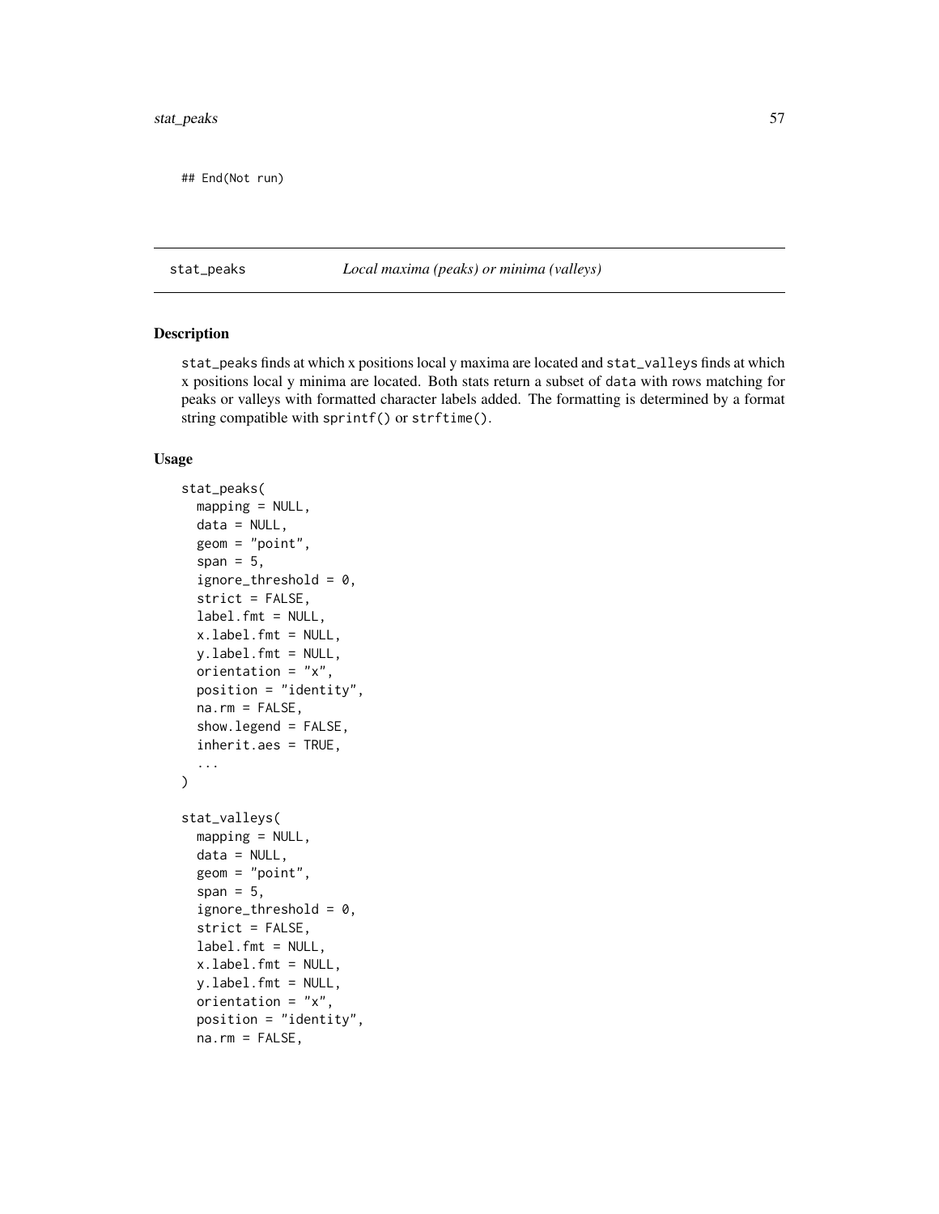```
## End(Not run)
```

## stat_peaks — *Local maxima (peaks) or minima (valleys)*

### Description

stat_peaks finds at which x positions local y maxima are located and stat_valleys finds at which x positions local y minima are located. Both stats return a subset of data with rows matching for peaks or valleys with formatted character labels added. The formatting is determined by a format string compatible with sprintf() or strftime().

### Usage

```
stat_peaks(
  mapping = NULL,
  data = NULL,
  geom = "point",
  span = 5,
  ignore_threshold = 0,
  strict = FALSE,
  label.fmt = NULL,
  x.label.fmt = NULL,
  y.label.fmt = NULL,
  orientation = "x",
  position = "identity",
  na.rm = FALSE,
  show.legend = FALSE,
  inherit.aes = TRUE,
  ...
)

stat_valleys(
  mapping = NULL,
  data = NULL,
  geom = "point",
  span = 5,
  ignore_threshold = 0,
  strict = FALSE,
  label.fmt = NULL,
  x.label.fmt = NULL,
  y.label.fmt = NULL,
  orientation = "x",
  position = "identity",
  na.rm = FALSE,
```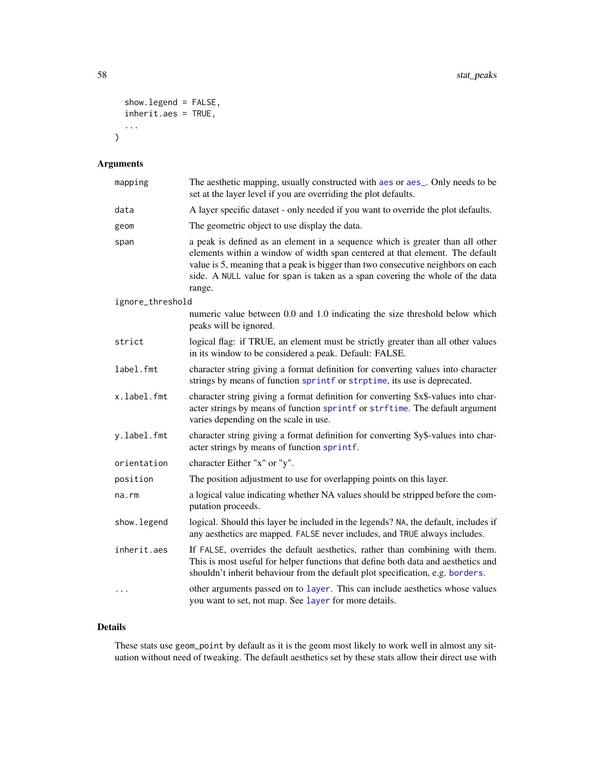```
  show.legend = FALSE,
  inherit.aes = TRUE,
  ...
)
```

## Arguments

| | |
|---|---|
| mapping | The aesthetic mapping, usually constructed with aes or aes_. Only needs to be set at the layer level if you are overriding the plot defaults. |
| data | A layer specific dataset - only needed if you want to override the plot defaults. |
| geom | The geometric object to use display the data. |
| span | a peak is defined as an element in a sequence which is greater than all other elements within a window of width span centered at that element. The default value is 5, meaning that a peak is bigger than two consecutive neighbors on each side. A NULL value for span is taken as a span covering the whole of the data range. |
| ignore_threshold | numeric value between 0.0 and 1.0 indicating the size threshold below which peaks will be ignored. |
| strict | logical flag: if TRUE, an element must be strictly greater than all other values in its window to be considered a peak. Default: FALSE. |
| label.fmt | character string giving a format definition for converting values into character strings by means of function sprintf or strptime, its use is deprecated. |
| x.label.fmt | character string giving a format definition for converting $x$-values into character strings by means of function sprintf or strftime. The default argument varies depending on the scale in use. |
| y.label.fmt | character string giving a format definition for converting $y$-values into character strings by means of function sprintf. |
| orientation | character Either "x" or "y". |
| position | The position adjustment to use for overlapping points on this layer. |
| na.rm | a logical value indicating whether NA values should be stripped before the computation proceeds. |
| show.legend | logical. Should this layer be included in the legends? NA, the default, includes if any aesthetics are mapped. FALSE never includes, and TRUE always includes. |
| inherit.aes | If FALSE, overrides the default aesthetics, rather than combining with them. This is most useful for helper functions that define both data and aesthetics and shouldn't inherit behaviour from the default plot specification, e.g. borders. |
| ... | other arguments passed on to layer. This can include aesthetics whose values you want to set, not map. See layer for more details. |

## Details

These stats use geom_point by default as it is the geom most likely to work well in almost any situation without need of tweaking. The default aesthetics set by these stats allow their direct use with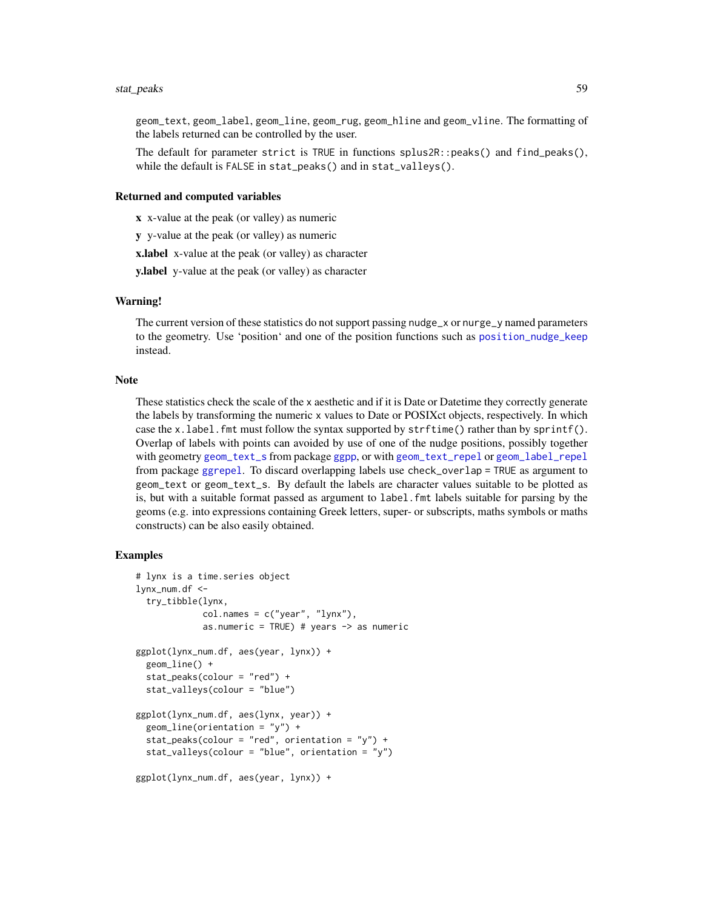geom_text, geom_label, geom_line, geom_rug, geom_hline and geom_vline. The formatting of the labels returned can be controlled by the user.

The default for parameter strict is TRUE in functions splus2R::peaks() and find_peaks(), while the default is FALSE in stat_peaks() and in stat_valleys().

### Returned and computed variables

**x** x-value at the peak (or valley) as numeric

**y** y-value at the peak (or valley) as numeric

**x.label** x-value at the peak (or valley) as character

**y.label** y-value at the peak (or valley) as character

### Warning!

The current version of these statistics do not support passing nudge_x or nurge_y named parameters to the geometry. Use ‘position‘ and one of the position functions such as position_nudge_keep instead.

### Note

These statistics check the scale of the x aesthetic and if it is Date or Datetime they correctly generate the labels by transforming the numeric x values to Date or POSIXct objects, respectively. In which case the x.label.fmt must follow the syntax supported by strftime() rather than by sprintf(). Overlap of labels with points can avoided by use of one of the nudge positions, possibly together with geometry geom_text_s from package ggpp, or with geom_text_repel or geom_label_repel from package ggrepel. To discard overlapping labels use check_overlap = TRUE as argument to geom_text or geom_text_s. By default the labels are character values suitable to be plotted as is, but with a suitable format passed as argument to label.fmt labels suitable for parsing by the geoms (e.g. into expressions containing Greek letters, super- or subscripts, maths symbols or maths constructs) can be also easily obtained.

### Examples

```
# lynx is a time.series object
lynx_num.df <-
  try_tibble(lynx,
             col.names = c("year", "lynx"),
             as.numeric = TRUE) # years -> as numeric

ggplot(lynx_num.df, aes(year, lynx)) +
  geom_line() +
  stat_peaks(colour = "red") +
  stat_valleys(colour = "blue")

ggplot(lynx_num.df, aes(lynx, year)) +
  geom_line(orientation = "y") +
  stat_peaks(colour = "red", orientation = "y") +
  stat_valleys(colour = "blue", orientation = "y")

ggplot(lynx_num.df, aes(year, lynx)) +
```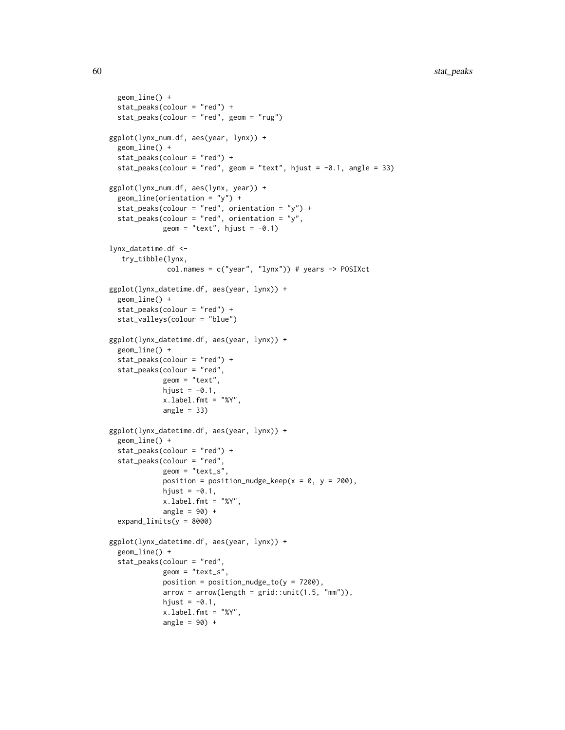```
  geom_line() +
  stat_peaks(colour = "red") +
  stat_peaks(colour = "red", geom = "rug")

ggplot(lynx_num.df, aes(year, lynx)) +
  geom_line() +
  stat_peaks(colour = "red") +
  stat_peaks(colour = "red", geom = "text", hjust = -0.1, angle = 33)

ggplot(lynx_num.df, aes(lynx, year)) +
  geom_line(orientation = "y") +
  stat_peaks(colour = "red", orientation = "y") +
  stat_peaks(colour = "red", orientation = "y",
             geom = "text", hjust = -0.1)

lynx_datetime.df <-
   try_tibble(lynx,
              col.names = c("year", "lynx")) # years -> POSIXct

ggplot(lynx_datetime.df, aes(year, lynx)) +
  geom_line() +
  stat_peaks(colour = "red") +
  stat_valleys(colour = "blue")

ggplot(lynx_datetime.df, aes(year, lynx)) +
  geom_line() +
  stat_peaks(colour = "red") +
  stat_peaks(colour = "red",
             geom = "text",
             hjust = -0.1,
             x.label.fmt = "%Y",
             angle = 33)

ggplot(lynx_datetime.df, aes(year, lynx)) +
  geom_line() +
  stat_peaks(colour = "red") +
  stat_peaks(colour = "red",
             geom = "text_s",
             position = position_nudge_keep(x = 0, y = 200),
             hjust = -0.1,
             x.label.fmt = "%Y",
             angle = 90) +
  expand_limits(y = 8000)

ggplot(lynx_datetime.df, aes(year, lynx)) +
  geom_line() +
  stat_peaks(colour = "red",
             geom = "text_s",
             position = position_nudge_to(y = 7200),
             arrow = arrow(length = grid::unit(1.5, "mm")),
             hjust = -0.1,
             x.label.fmt = "%Y",
             angle = 90) +
```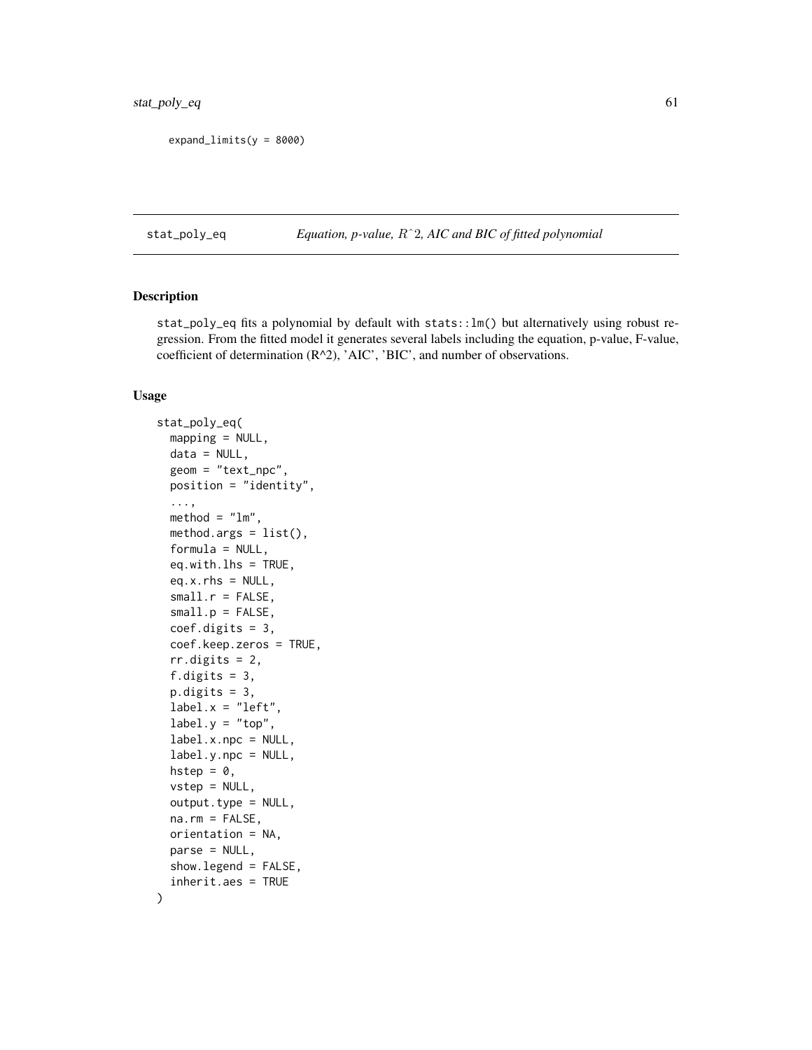```
expand_limits(y = 8000)
```

## stat_poly_eq — *Equation, p-value, $R^2$, AIC and BIC of fitted polynomial*

### Description

stat_poly_eq fits a polynomial by default with `stats::lm()` but alternatively using robust regression. From the fitted model it generates several labels including the equation, p-value, F-value, coefficient of determination (R^2), 'AIC', 'BIC', and number of observations.

### Usage

```
stat_poly_eq(
  mapping = NULL,
  data = NULL,
  geom = "text_npc",
  position = "identity",
  ...,
  method = "lm",
  method.args = list(),
  formula = NULL,
  eq.with.lhs = TRUE,
  eq.x.rhs = NULL,
  small.r = FALSE,
  small.p = FALSE,
  coef.digits = 3,
  coef.keep.zeros = TRUE,
  rr.digits = 2,
  f.digits = 3,
  p.digits = 3,
  label.x = "left",
  label.y = "top",
  label.x.npc = NULL,
  label.y.npc = NULL,
  hstep = 0,
  vstep = NULL,
  output.type = NULL,
  na.rm = FALSE,
  orientation = NA,
  parse = NULL,
  show.legend = FALSE,
  inherit.aes = TRUE
)
```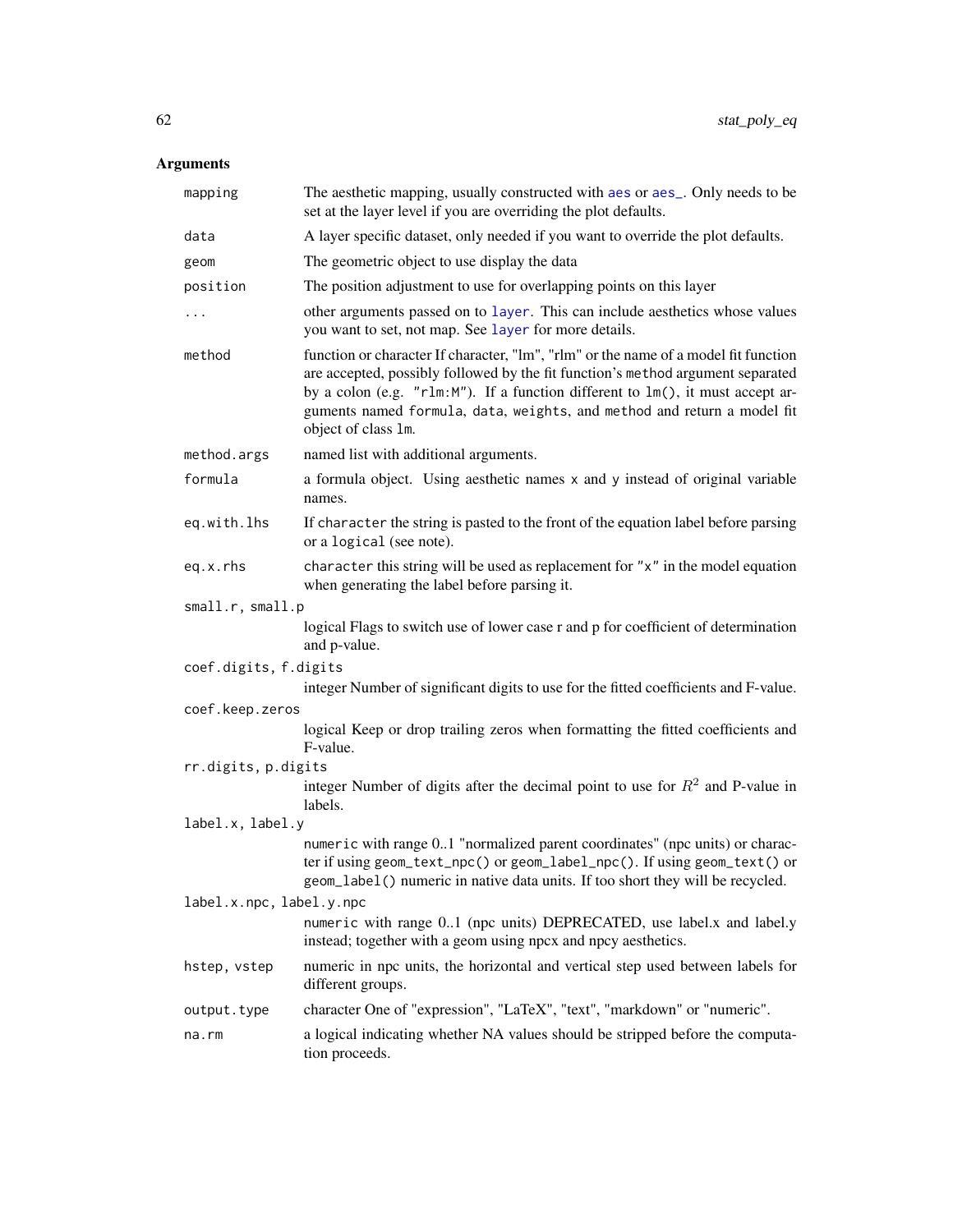## Arguments

| | |
|---|---|
| `mapping` | The aesthetic mapping, usually constructed with `aes` or `aes_`. Only needs to be set at the layer level if you are overriding the plot defaults. |
| `data` | A layer specific dataset, only needed if you want to override the plot defaults. |
| `geom` | The geometric object to use display the data |
| `position` | The position adjustment to use for overlapping points on this layer |
| `...` | other arguments passed on to `layer`. This can include aesthetics whose values you want to set, not map. See `layer` for more details. |
| `method` | function or character If character, "lm", "rlm" or the name of a model fit function are accepted, possibly followed by the fit function's `method` argument separated by a colon (e.g. `"rlm:M"`). If a function different to `lm()`, it must accept arguments named `formula`, `data`, `weights`, and `method` and return a model fit object of class `lm`. |
| `method.args` | named list with additional arguments. |
| `formula` | a formula object. Using aesthetic names `x` and `y` instead of original variable names. |
| `eq.with.lhs` | If `character` the string is pasted to the front of the equation label before parsing or a `logical` (see note). |
| `eq.x.rhs` | `character` this string will be used as replacement for `"x"` in the model equation when generating the label before parsing it. |
| `small.r, small.p` | logical Flags to switch use of lower case r and p for coefficient of determination and p-value. |
| `coef.digits, f.digits` | integer Number of significant digits to use for the fitted coefficients and F-value. |
| `coef.keep.zeros` | logical Keep or drop trailing zeros when formatting the fitted coefficients and F-value. |
| `rr.digits, p.digits` | integer Number of digits after the decimal point to use for $R^2$ and P-value in labels. |
| `label.x, label.y` | `numeric` with range 0..1 "normalized parent coordinates" (npc units) or character if using `geom_text_npc()` or `geom_label_npc()`. If using `geom_text()` or `geom_label()` numeric in native data units. If too short they will be recycled. |
| `label.x.npc, label.y.npc` | `numeric` with range 0..1 (npc units) DEPRECATED, use label.x and label.y instead; together with a geom using npcx and npcy aesthetics. |
| `hstep, vstep` | numeric in npc units, the horizontal and vertical step used between labels for different groups. |
| `output.type` | character One of "expression", "LaTeX", "text", "markdown" or "numeric". |
| `na.rm` | a logical indicating whether NA values should be stripped before the computation proceeds. |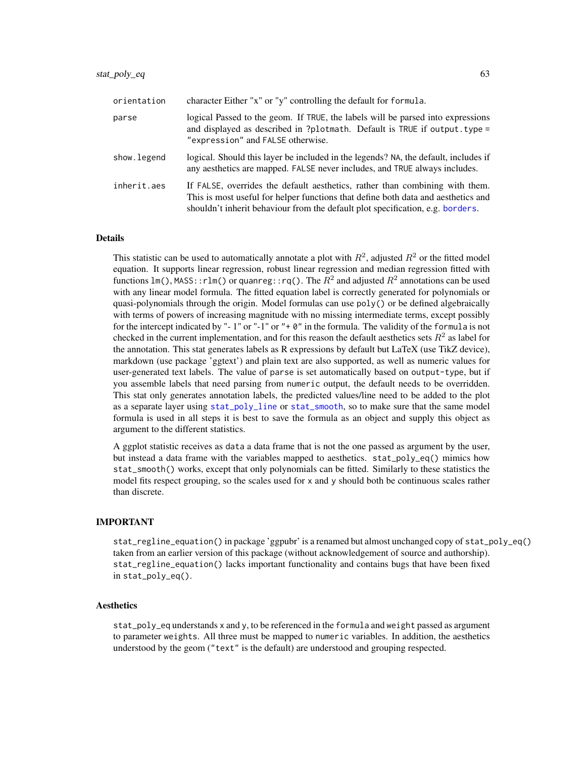| | |
|---|---|
| orientation | character Either "x" or "y" controlling the default for formula. |
| parse | logical Passed to the geom. If TRUE, the labels will be parsed into expressions and displayed as described in ?plotmath. Default is TRUE if output.type = "expression" and FALSE otherwise. |
| show.legend | logical. Should this layer be included in the legends? NA, the default, includes if any aesthetics are mapped. FALSE never includes, and TRUE always includes. |
| inherit.aes | If FALSE, overrides the default aesthetics, rather than combining with them. This is most useful for helper functions that define both data and aesthetics and shouldn't inherit behaviour from the default plot specification, e.g. borders. |

## Details

This statistic can be used to automatically annotate a plot with $R^2$, adjusted $R^2$ or the fitted model equation. It supports linear regression, robust linear regression and median regression fitted with functions lm(), MASS::rlm() or quanreg::rq(). The $R^2$ and adjusted $R^2$ annotations can be used with any linear model formula. The fitted equation label is correctly generated for polynomials or quasi-polynomials through the origin. Model formulas can use poly() or be defined algebraically with terms of powers of increasing magnitude with no missing intermediate terms, except possibly for the intercept indicated by "- 1" or "-1" or "+ 0" in the formula. The validity of the formula is not checked in the current implementation, and for this reason the default aesthetics sets $R^2$ as label for the annotation. This stat generates labels as R expressions by default but LaTeX (use TikZ device), markdown (use package 'ggtext') and plain text are also supported, as well as numeric values for user-generated text labels. The value of parse is set automatically based on output-type, but if you assemble labels that need parsing from numeric output, the default needs to be overridden. This stat only generates annotation labels, the predicted values/line need to be added to the plot as a separate layer using stat_poly_line or stat_smooth, so to make sure that the same model formula is used in all steps it is best to save the formula as an object and supply this object as argument to the different statistics.

A ggplot statistic receives as data a data frame that is not the one passed as argument by the user, but instead a data frame with the variables mapped to aesthetics. stat_poly_eq() mimics how stat_smooth() works, except that only polynomials can be fitted. Similarly to these statistics the model fits respect grouping, so the scales used for x and y should both be continuous scales rather than discrete.

## IMPORTANT

stat_regline_equation() in package 'ggpubr' is a renamed but almost unchanged copy of stat_poly_eq() taken from an earlier version of this package (without acknowledgement of source and authorship). stat_regline_equation() lacks important functionality and contains bugs that have been fixed in stat_poly_eq().

## Aesthetics

stat_poly_eq understands x and y, to be referenced in the formula and weight passed as argument to parameter weights. All three must be mapped to numeric variables. In addition, the aesthetics understood by the geom ("text" is the default) are understood and grouping respected.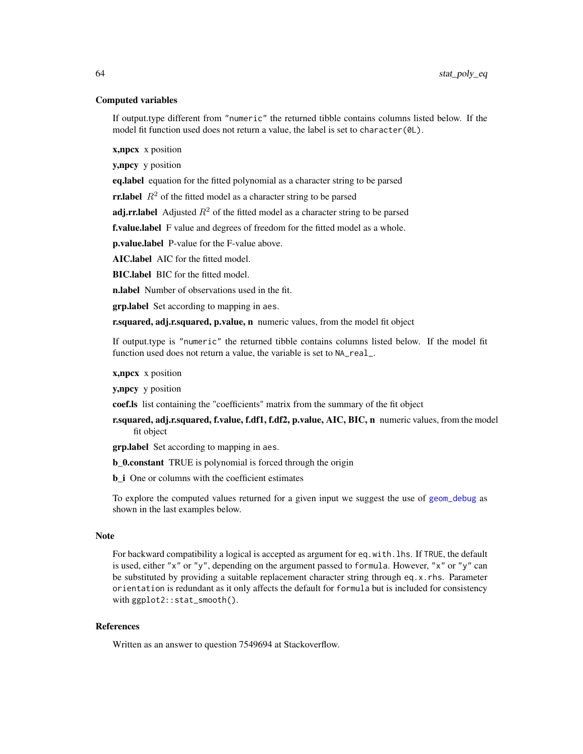### Computed variables

If output.type different from `"numeric"` the returned tibble contains columns listed below. If the model fit function used does not return a value, the label is set to `character(0L)`.

**x,npcx** x position

**y,npcy** y position

**eq.label** equation for the fitted polynomial as a character string to be parsed

**rr.label** $R^2$ of the fitted model as a character string to be parsed

**adj.rr.label** Adjusted $R^2$ of the fitted model as a character string to be parsed

**f.value.label** F value and degrees of freedom for the fitted model as a whole.

**p.value.label** P-value for the F-value above.

**AIC.label** AIC for the fitted model.

**BIC.label** BIC for the fitted model.

**n.label** Number of observations used in the fit.

**grp.label** Set according to mapping in `aes`.

**r.squared, adj.r.squared, p.value, n** numeric values, from the model fit object

If output.type is `"numeric"` the returned tibble contains columns listed below. If the model fit function used does not return a value, the variable is set to `NA_real_`.

**x,npcx** x position

**y,npcy** y position

**coef.ls** list containing the "coefficients" matrix from the summary of the fit object

**r.squared, adj.r.squared, f.value, f.df1, f.df2, p.value, AIC, BIC, n** numeric values, from the model fit object

**grp.label** Set according to mapping in `aes`.

**b_0.constant** TRUE is polynomial is forced through the origin

**b_i** One or columns with the coefficient estimates

To explore the computed values returned for a given input we suggest the use of `geom_debug` as shown in the last examples below.

### Note

For backward compatibility a logical is accepted as argument for `eq.with.lhs`. If `TRUE`, the default is used, either `"x"` or `"y"`, depending on the argument passed to `formula`. However, `"x"` or `"y"` can be substituted by providing a suitable replacement character string through `eq.x.rhs`. Parameter `orientation` is redundant as it only affects the default for `formula` but is included for consistency with `ggplot2::stat_smooth()`.

### References

Written as an answer to question 7549694 at Stackoverflow.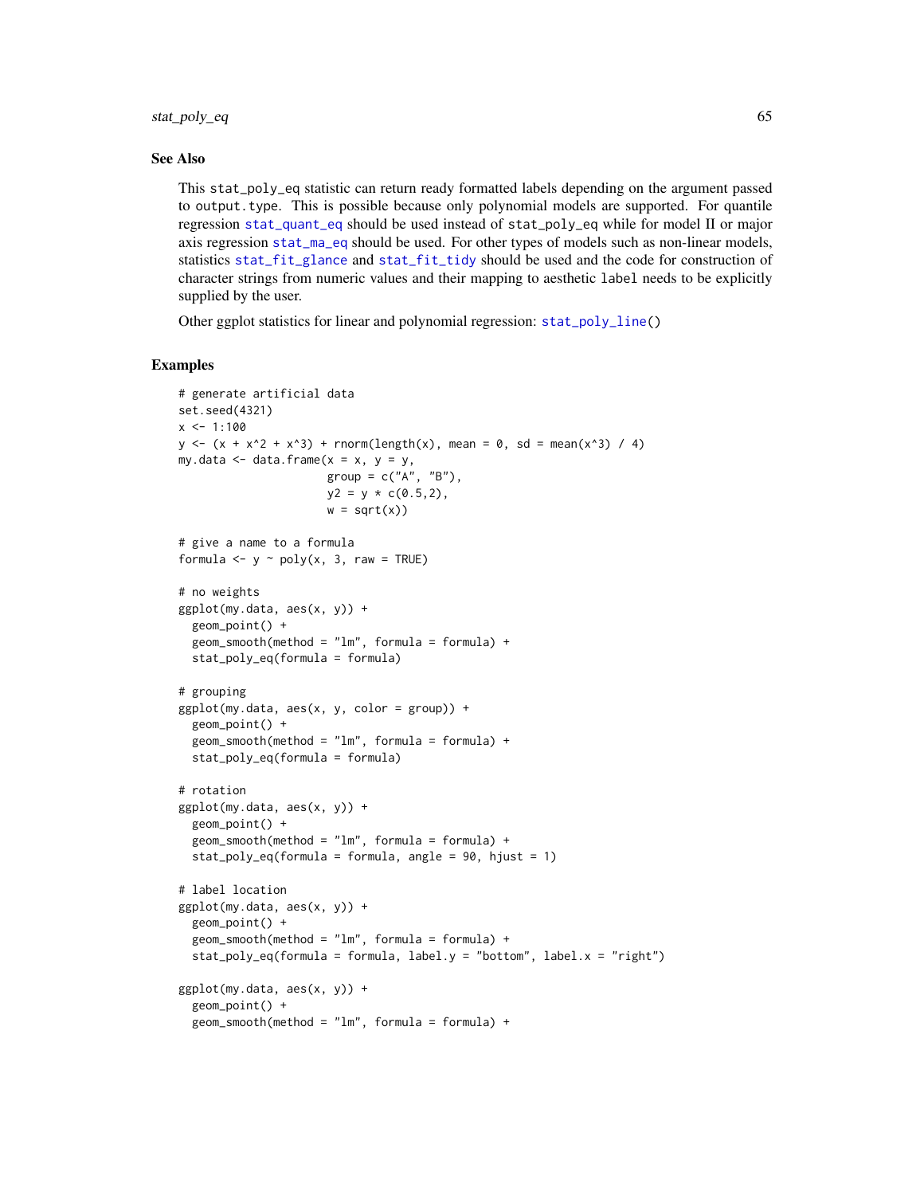## See Also

This stat_poly_eq statistic can return ready formatted labels depending on the argument passed to output.type. This is possible because only polynomial models are supported. For quantile regression stat_quant_eq should be used instead of stat_poly_eq while for model II or major axis regression stat_ma_eq should be used. For other types of models such as non-linear models, statistics stat_fit_glance and stat_fit_tidy should be used and the code for construction of character strings from numeric values and their mapping to aesthetic label needs to be explicitly supplied by the user.

Other ggplot statistics for linear and polynomial regression: stat_poly_line()

## Examples

```
# generate artificial data
set.seed(4321)
x <- 1:100
y <- (x + x^2 + x^3) + rnorm(length(x), mean = 0, sd = mean(x^3) / 4)
my.data <- data.frame(x = x, y = y,
                      group = c("A", "B"),
                      y2 = y * c(0.5,2),
                      w = sqrt(x))

# give a name to a formula
formula <- y ~ poly(x, 3, raw = TRUE)

# no weights
ggplot(my.data, aes(x, y)) +
  geom_point() +
  geom_smooth(method = "lm", formula = formula) +
  stat_poly_eq(formula = formula)

# grouping
ggplot(my.data, aes(x, y, color = group)) +
  geom_point() +
  geom_smooth(method = "lm", formula = formula) +
  stat_poly_eq(formula = formula)

# rotation
ggplot(my.data, aes(x, y)) +
  geom_point() +
  geom_smooth(method = "lm", formula = formula) +
  stat_poly_eq(formula = formula, angle = 90, hjust = 1)

# label location
ggplot(my.data, aes(x, y)) +
  geom_point() +
  geom_smooth(method = "lm", formula = formula) +
  stat_poly_eq(formula = formula, label.y = "bottom", label.x = "right")

ggplot(my.data, aes(x, y)) +
  geom_point() +
  geom_smooth(method = "lm", formula = formula) +
```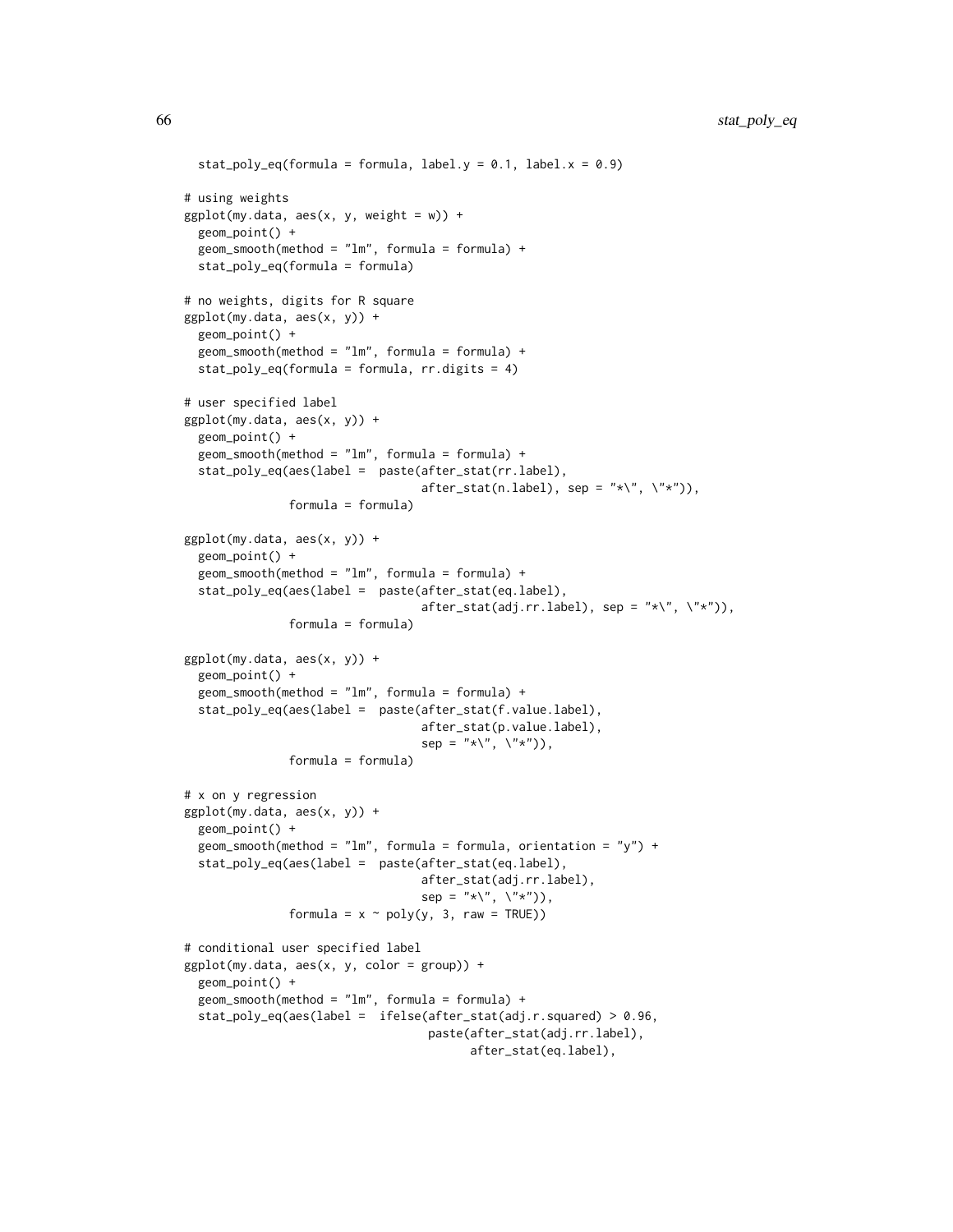```
  stat_poly_eq(formula = formula, label.y = 0.1, label.x = 0.9)

# using weights
ggplot(my.data, aes(x, y, weight = w)) +
  geom_point() +
  geom_smooth(method = "lm", formula = formula) +
  stat_poly_eq(formula = formula)

# no weights, digits for R square
ggplot(my.data, aes(x, y)) +
  geom_point() +
  geom_smooth(method = "lm", formula = formula) +
  stat_poly_eq(formula = formula, rr.digits = 4)

# user specified label
ggplot(my.data, aes(x, y)) +
  geom_point() +
  geom_smooth(method = "lm", formula = formula) +
  stat_poly_eq(aes(label =  paste(after_stat(rr.label),
                                  after_stat(n.label), sep = "*\", \"*")),
               formula = formula)

ggplot(my.data, aes(x, y)) +
  geom_point() +
  geom_smooth(method = "lm", formula = formula) +
  stat_poly_eq(aes(label =  paste(after_stat(eq.label),
                                  after_stat(adj.rr.label), sep = "*\", \"*")),
               formula = formula)

ggplot(my.data, aes(x, y)) +
  geom_point() +
  geom_smooth(method = "lm", formula = formula) +
  stat_poly_eq(aes(label =  paste(after_stat(f.value.label),
                                  after_stat(p.value.label),
                                  sep = "*\", \"*")),
               formula = formula)

# x on y regression
ggplot(my.data, aes(x, y)) +
  geom_point() +
  geom_smooth(method = "lm", formula = formula, orientation = "y") +
  stat_poly_eq(aes(label =  paste(after_stat(eq.label),
                                  after_stat(adj.rr.label),
                                  sep = "*\", \"*")),
               formula = x ~ poly(y, 3, raw = TRUE))

# conditional user specified label
ggplot(my.data, aes(x, y, color = group)) +
  geom_point() +
  geom_smooth(method = "lm", formula = formula) +
  stat_poly_eq(aes(label =  ifelse(after_stat(adj.r.squared) > 0.96,
                                   paste(after_stat(adj.rr.label),
                                         after_stat(eq.label),
```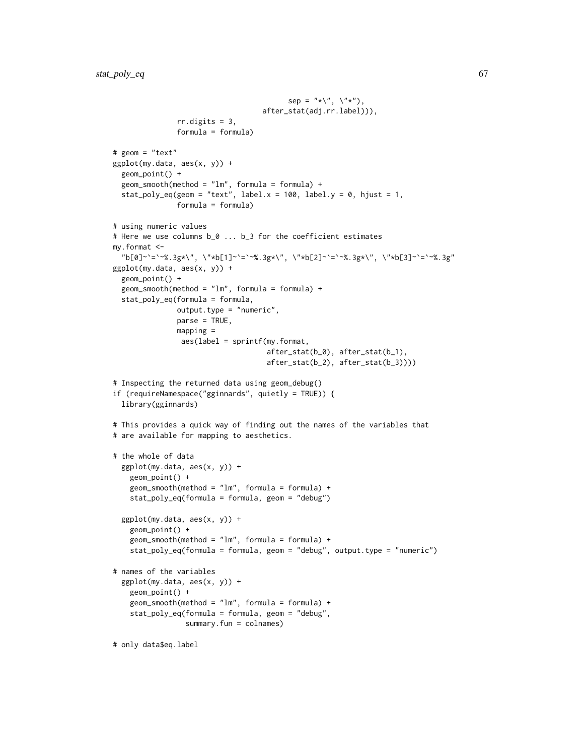```
                                     sep = "*\", \"*"),
                                 after_stat(adj.rr.label))),
               rr.digits = 3,
               formula = formula)

# geom = "text"
ggplot(my.data, aes(x, y)) +
  geom_point() +
  geom_smooth(method = "lm", formula = formula) +
  stat_poly_eq(geom = "text", label.x = 100, label.y = 0, hjust = 1,
               formula = formula)

# using numeric values
# Here we use columns b_0 ... b_3 for the coefficient estimates
my.format <-
  "b[0]~`=`~%.3g*\", \"*b[1]~`=`~%.3g*\", \"*b[2]~`=`~%.3g*\", \"*b[3]~`=`~%.3g"
ggplot(my.data, aes(x, y)) +
  geom_point() +
  geom_smooth(method = "lm", formula = formula) +
  stat_poly_eq(formula = formula,
               output.type = "numeric",
               parse = TRUE,
               mapping =
                aes(label = sprintf(my.format,
                                    after_stat(b_0), after_stat(b_1),
                                    after_stat(b_2), after_stat(b_3))))

# Inspecting the returned data using geom_debug()
if (requireNamespace("gginnards", quietly = TRUE)) {
  library(gginnards)

# This provides a quick way of finding out the names of the variables that
# are available for mapping to aesthetics.

# the whole of data
  ggplot(my.data, aes(x, y)) +
    geom_point() +
    geom_smooth(method = "lm", formula = formula) +
    stat_poly_eq(formula = formula, geom = "debug")

  ggplot(my.data, aes(x, y)) +
    geom_point() +
    geom_smooth(method = "lm", formula = formula) +
    stat_poly_eq(formula = formula, geom = "debug", output.type = "numeric")

# names of the variables
  ggplot(my.data, aes(x, y)) +
    geom_point() +
    geom_smooth(method = "lm", formula = formula) +
    stat_poly_eq(formula = formula, geom = "debug",
                 summary.fun = colnames)

# only data$eq.label
```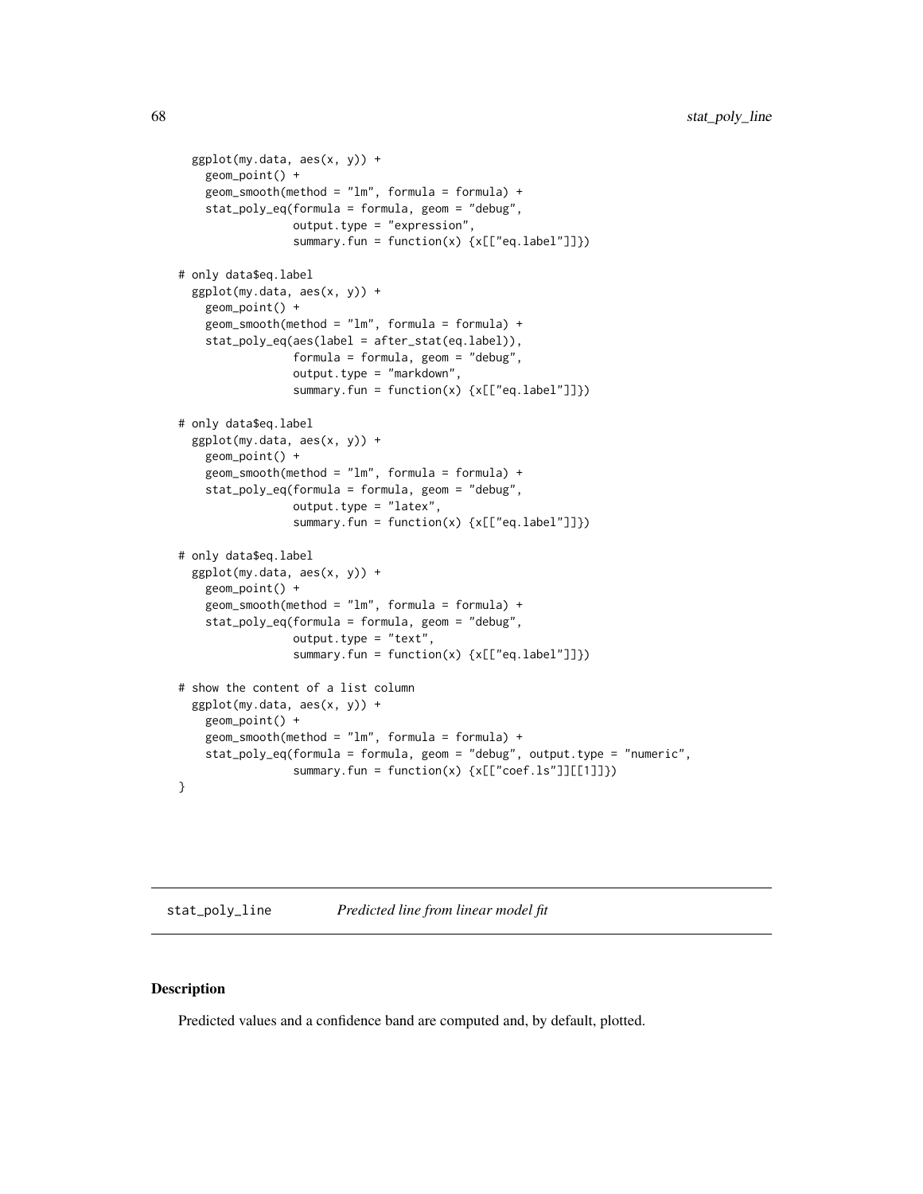```
  ggplot(my.data, aes(x, y)) +
    geom_point() +
    geom_smooth(method = "lm", formula = formula) +
    stat_poly_eq(formula = formula, geom = "debug",
                 output.type = "expression",
                 summary.fun = function(x) {x[["eq.label"]]})

# only data$eq.label
  ggplot(my.data, aes(x, y)) +
    geom_point() +
    geom_smooth(method = "lm", formula = formula) +
    stat_poly_eq(aes(label = after_stat(eq.label)),
                 formula = formula, geom = "debug",
                 output.type = "markdown",
                 summary.fun = function(x) {x[["eq.label"]]})

# only data$eq.label
  ggplot(my.data, aes(x, y)) +
    geom_point() +
    geom_smooth(method = "lm", formula = formula) +
    stat_poly_eq(formula = formula, geom = "debug",
                 output.type = "latex",
                 summary.fun = function(x) {x[["eq.label"]]})

# only data$eq.label
  ggplot(my.data, aes(x, y)) +
    geom_point() +
    geom_smooth(method = "lm", formula = formula) +
    stat_poly_eq(formula = formula, geom = "debug",
                 output.type = "text",
                 summary.fun = function(x) {x[["eq.label"]]})

# show the content of a list column
  ggplot(my.data, aes(x, y)) +
    geom_point() +
    geom_smooth(method = "lm", formula = formula) +
    stat_poly_eq(formula = formula, geom = "debug", output.type = "numeric",
                 summary.fun = function(x) {x[["coef.ls"]][[1]]})
}
```

---

## stat_poly_line *Predicted line from linear model fit*

---

### Description

Predicted values and a confidence band are computed and, by default, plotted.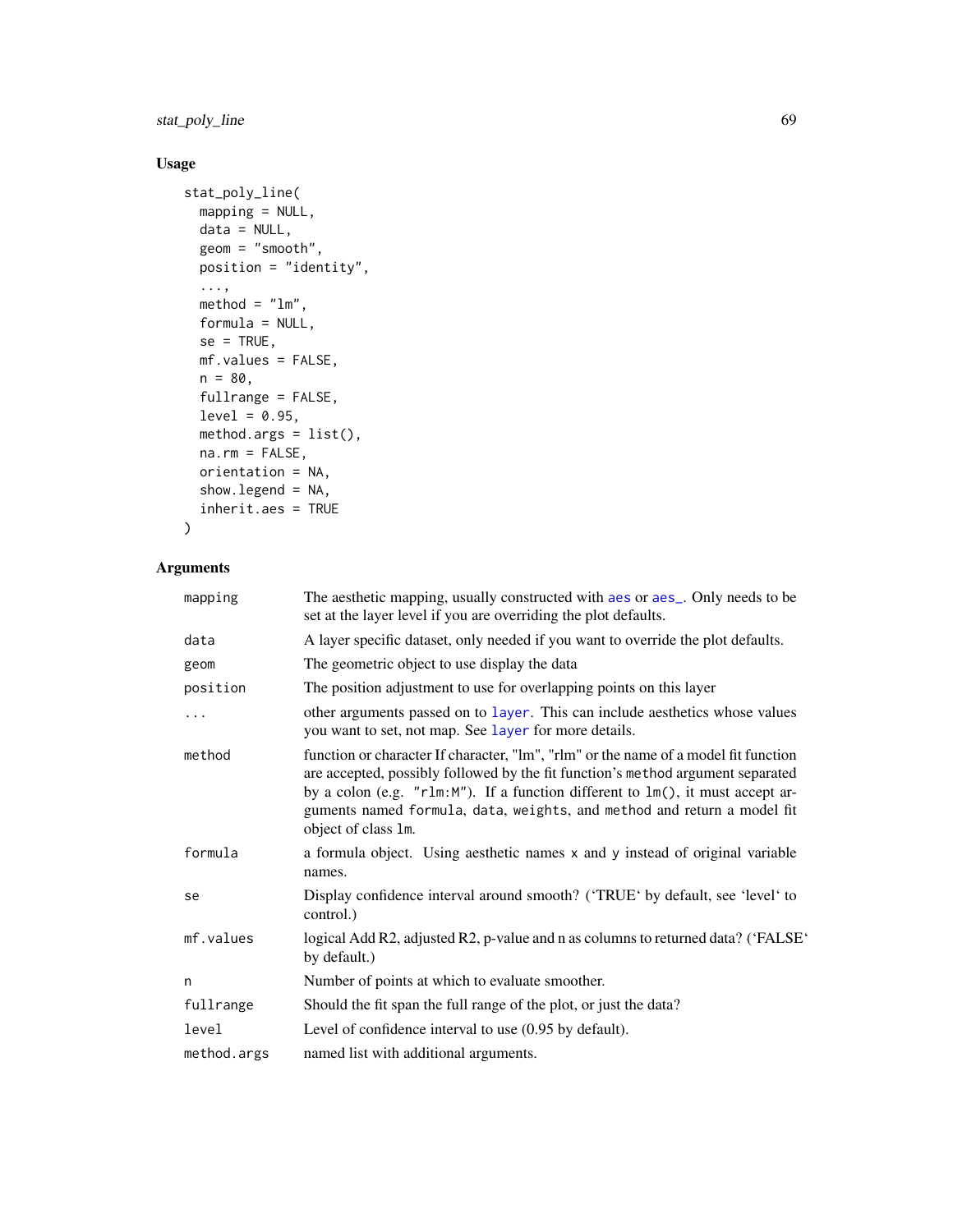## Usage

```
stat_poly_line(
  mapping = NULL,
  data = NULL,
  geom = "smooth",
  position = "identity",
  ...,
  method = "lm",
  formula = NULL,
  se = TRUE,
  mf.values = FALSE,
  n = 80,
  fullrange = FALSE,
  level = 0.95,
  method.args = list(),
  na.rm = FALSE,
  orientation = NA,
  show.legend = NA,
  inherit.aes = TRUE
)
```

## Arguments

| | |
|---|---|
| `mapping` | The aesthetic mapping, usually constructed with `aes` or `aes_`. Only needs to be set at the layer level if you are overriding the plot defaults. |
| `data` | A layer specific dataset, only needed if you want to override the plot defaults. |
| `geom` | The geometric object to use display the data |
| `position` | The position adjustment to use for overlapping points on this layer |
| `...` | other arguments passed on to `layer`. This can include aesthetics whose values you want to set, not map. See `layer` for more details. |
| `method` | function or character If character, "lm", "rlm" or the name of a model fit function are accepted, possibly followed by the fit function's `method` argument separated by a colon (e.g. `"rlm:M"`). If a function different to `lm()`, it must accept arguments named `formula`, `data`, `weights`, and `method` and return a model fit object of class `lm`. |
| `formula` | a formula object. Using aesthetic names `x` and `y` instead of original variable names. |
| `se` | Display confidence interval around smooth? ('TRUE' by default, see 'level' to control.) |
| `mf.values` | logical Add R2, adjusted R2, p-value and n as columns to returned data? ('FALSE' by default.) |
| `n` | Number of points at which to evaluate smoother. |
| `fullrange` | Should the fit span the full range of the plot, or just the data? |
| `level` | Level of confidence interval to use (0.95 by default). |
| `method.args` | named list with additional arguments. |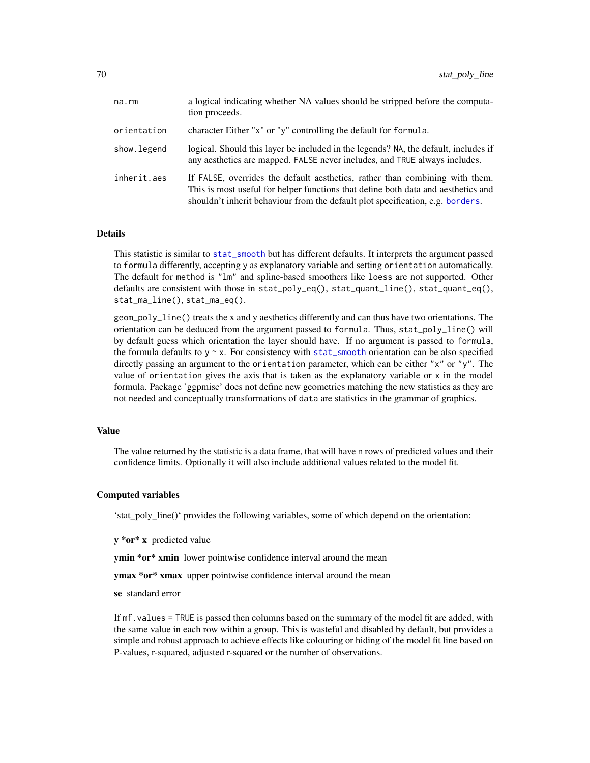| | |
|---|---|
| na.rm | a logical indicating whether NA values should be stripped before the computation proceeds. |
| orientation | character Either "x" or "y" controlling the default for formula. |
| show.legend | logical. Should this layer be included in the legends? NA, the default, includes if any aesthetics are mapped. FALSE never includes, and TRUE always includes. |
| inherit.aes | If FALSE, overrides the default aesthetics, rather than combining with them. This is most useful for helper functions that define both data and aesthetics and shouldn't inherit behaviour from the default plot specification, e.g. borders. |

### Details

This statistic is similar to stat_smooth but has different defaults. It interprets the argument passed to formula differently, accepting y as explanatory variable and setting orientation automatically. The default for method is "lm" and spline-based smoothers like loess are not supported. Other defaults are consistent with those in stat_poly_eq(), stat_quant_line(), stat_quant_eq(), stat_ma_line(), stat_ma_eq().

geom_poly_line() treats the x and y aesthetics differently and can thus have two orientations. The orientation can be deduced from the argument passed to formula. Thus, stat_poly_line() will by default guess which orientation the layer should have. If no argument is passed to formula, the formula defaults to y ~ x. For consistency with stat_smooth orientation can be also specified directly passing an argument to the orientation parameter, which can be either "x" or "y". The value of orientation gives the axis that is taken as the explanatory variable or x in the model formula. Package 'ggpmisc' does not define new geometries matching the new statistics as they are not needed and conceptually transformations of data are statistics in the grammar of graphics.

### Value

The value returned by the statistic is a data frame, that will have n rows of predicted values and their confidence limits. Optionally it will also include additional values related to the model fit.

### Computed variables

'stat_poly_line()' provides the following variables, some of which depend on the orientation:

**y \*or\* x** predicted value

**ymin \*or\* xmin** lower pointwise confidence interval around the mean

**ymax \*or\* xmax** upper pointwise confidence interval around the mean

**se** standard error

If mf.values = TRUE is passed then columns based on the summary of the model fit are added, with the same value in each row within a group. This is wasteful and disabled by default, but provides a simple and robust approach to achieve effects like colouring or hiding of the model fit line based on P-values, r-squared, adjusted r-squared or the number of observations.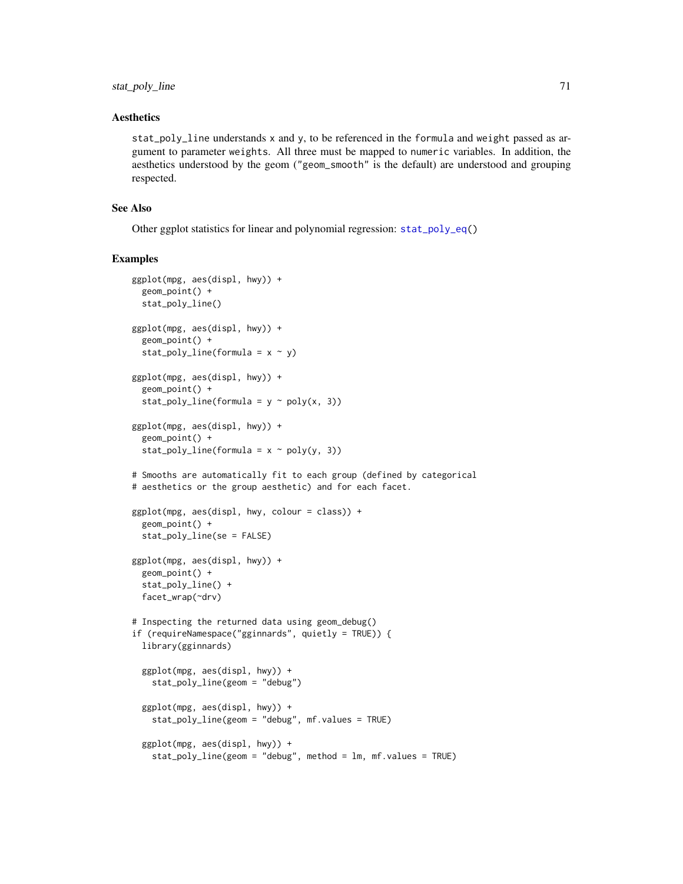## Aesthetics

stat_poly_line understands x and y, to be referenced in the formula and weight passed as argument to parameter weights. All three must be mapped to numeric variables. In addition, the aesthetics understood by the geom ("geom_smooth" is the default) are understood and grouping respected.

## See Also

Other ggplot statistics for linear and polynomial regression: stat_poly_eq()

## Examples

```
ggplot(mpg, aes(displ, hwy)) +
  geom_point() +
  stat_poly_line()

ggplot(mpg, aes(displ, hwy)) +
  geom_point() +
  stat_poly_line(formula = x ~ y)

ggplot(mpg, aes(displ, hwy)) +
  geom_point() +
  stat_poly_line(formula = y ~ poly(x, 3))

ggplot(mpg, aes(displ, hwy)) +
  geom_point() +
  stat_poly_line(formula = x ~ poly(y, 3))

# Smooths are automatically fit to each group (defined by categorical
# aesthetics or the group aesthetic) and for each facet.

ggplot(mpg, aes(displ, hwy, colour = class)) +
  geom_point() +
  stat_poly_line(se = FALSE)

ggplot(mpg, aes(displ, hwy)) +
  geom_point() +
  stat_poly_line() +
  facet_wrap(~drv)

# Inspecting the returned data using geom_debug()
if (requireNamespace("gginnards", quietly = TRUE)) {
  library(gginnards)

  ggplot(mpg, aes(displ, hwy)) +
    stat_poly_line(geom = "debug")

  ggplot(mpg, aes(displ, hwy)) +
    stat_poly_line(geom = "debug", mf.values = TRUE)

  ggplot(mpg, aes(displ, hwy)) +
    stat_poly_line(geom = "debug", method = lm, mf.values = TRUE)
```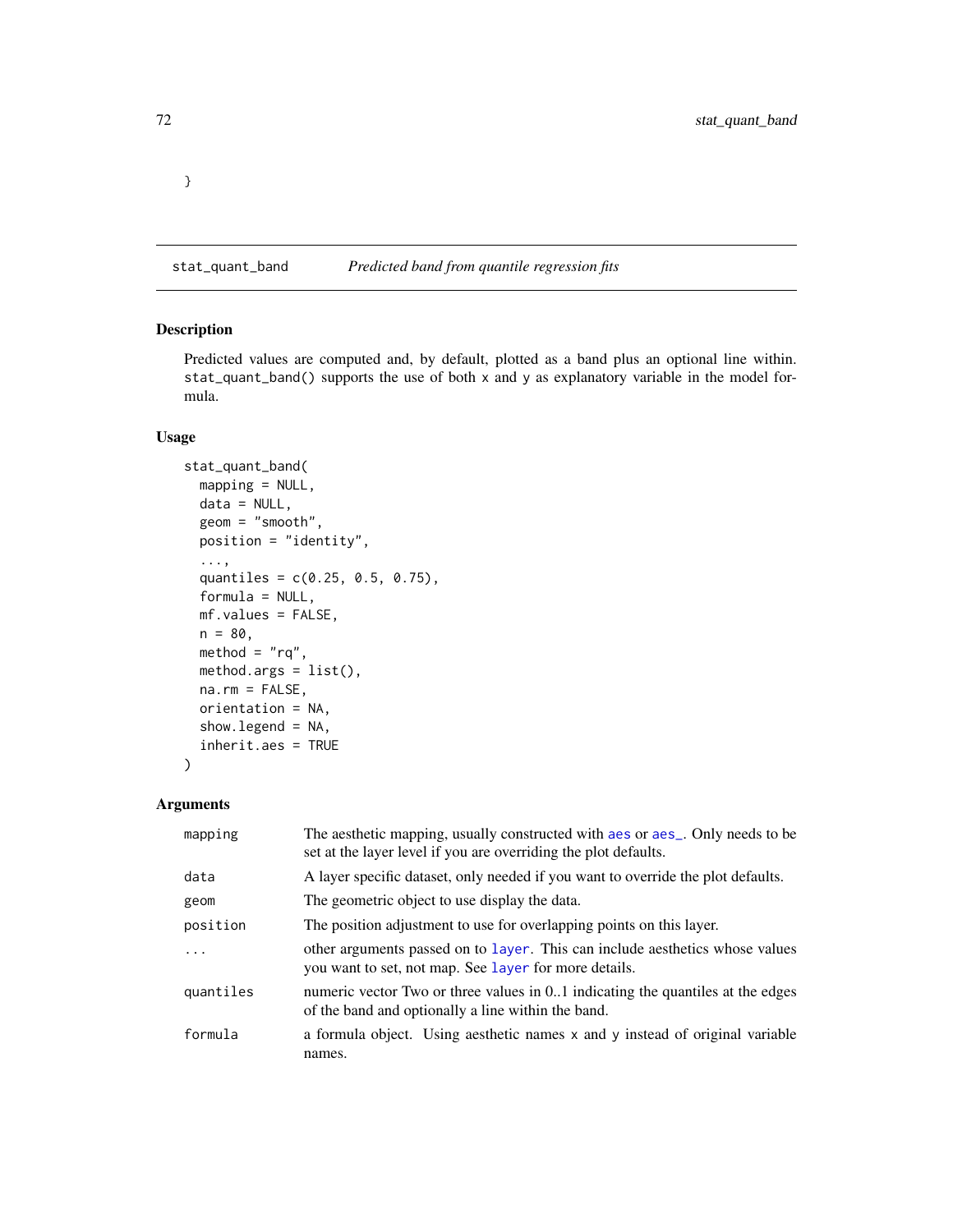}

## stat_quant_band — *Predicted band from quantile regression fits*

### Description

Predicted values are computed and, by default, plotted as a band plus an optional line within. `stat_quant_band()` supports the use of both x and y as explanatory variable in the model formula.

### Usage

```
stat_quant_band(
  mapping = NULL,
  data = NULL,
  geom = "smooth",
  position = "identity",
  ...,
  quantiles = c(0.25, 0.5, 0.75),
  formula = NULL,
  mf.values = FALSE,
  n = 80,
  method = "rq",
  method.args = list(),
  na.rm = FALSE,
  orientation = NA,
  show.legend = NA,
  inherit.aes = TRUE
)
```

### Arguments

| | |
|---|---|
| `mapping` | The aesthetic mapping, usually constructed with `aes` or `aes_`. Only needs to be set at the layer level if you are overriding the plot defaults. |
| `data` | A layer specific dataset, only needed if you want to override the plot defaults. |
| `geom` | The geometric object to use display the data. |
| `position` | The position adjustment to use for overlapping points on this layer. |
| `...` | other arguments passed on to `layer`. This can include aesthetics whose values you want to set, not map. See `layer` for more details. |
| `quantiles` | numeric vector Two or three values in 0..1 indicating the quantiles at the edges of the band and optionally a line within the band. |
| `formula` | a formula object. Using aesthetic names x and y instead of original variable names. |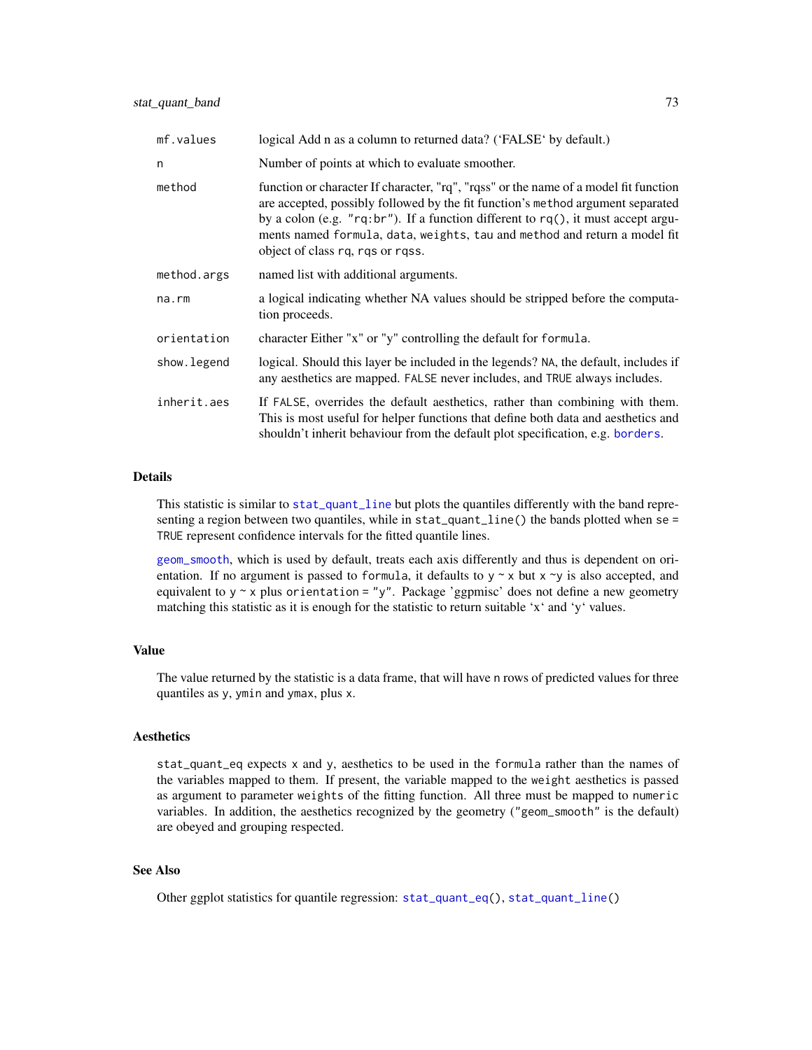| | |
|---|---|
| `mf.values` | logical Add n as a column to returned data? ('FALSE' by default.) |
| `n` | Number of points at which to evaluate smoother. |
| `method` | function or character If character, "rq", "rqss" or the name of a model fit function are accepted, possibly followed by the fit function's `method` argument separated by a colon (e.g. `"rq:br"`). If a function different to `rq()`, it must accept arguments named `formula`, `data`, `weights`, `tau` and `method` and return a model fit object of class `rq`, `rqs` or `rqss`. |
| `method.args` | named list with additional arguments. |
| `na.rm` | a logical indicating whether NA values should be stripped before the computation proceeds. |
| `orientation` | character Either "x" or "y" controlling the default for `formula`. |
| `show.legend` | logical. Should this layer be included in the legends? `NA`, the default, includes if any aesthetics are mapped. `FALSE` never includes, and `TRUE` always includes. |
| `inherit.aes` | If `FALSE`, overrides the default aesthetics, rather than combining with them. This is most useful for helper functions that define both data and aesthetics and shouldn't inherit behaviour from the default plot specification, e.g. `borders`. |

## Details

This statistic is similar to `stat_quant_line` but plots the quantiles differently with the band representing a region between two quantiles, while in `stat_quant_line()` the bands plotted when `se = TRUE` represent confidence intervals for the fitted quantile lines.

`geom_smooth`, which is used by default, treats each axis differently and thus is dependent on orientation. If no argument is passed to `formula`, it defaults to `y ~ x` but `x ~y` is also accepted, and equivalent to `y ~ x` plus `orientation = "y"`. Package 'ggpmisc' does not define a new geometry matching this statistic as it is enough for the statistic to return suitable 'x' and 'y' values.

## Value

The value returned by the statistic is a data frame, that will have `n` rows of predicted values for three quantiles as `y`, `ymin` and `ymax`, plus `x`.

## Aesthetics

`stat_quant_eq` expects `x` and `y`, aesthetics to be used in the `formula` rather than the names of the variables mapped to them. If present, the variable mapped to the `weight` aesthetics is passed as argument to parameter `weights` of the fitting function. All three must be mapped to `numeric` variables. In addition, the aesthetics recognized by the geometry (`"geom_smooth"` is the default) are obeyed and grouping respected.

## See Also

Other ggplot statistics for quantile regression: `stat_quant_eq()`, `stat_quant_line()`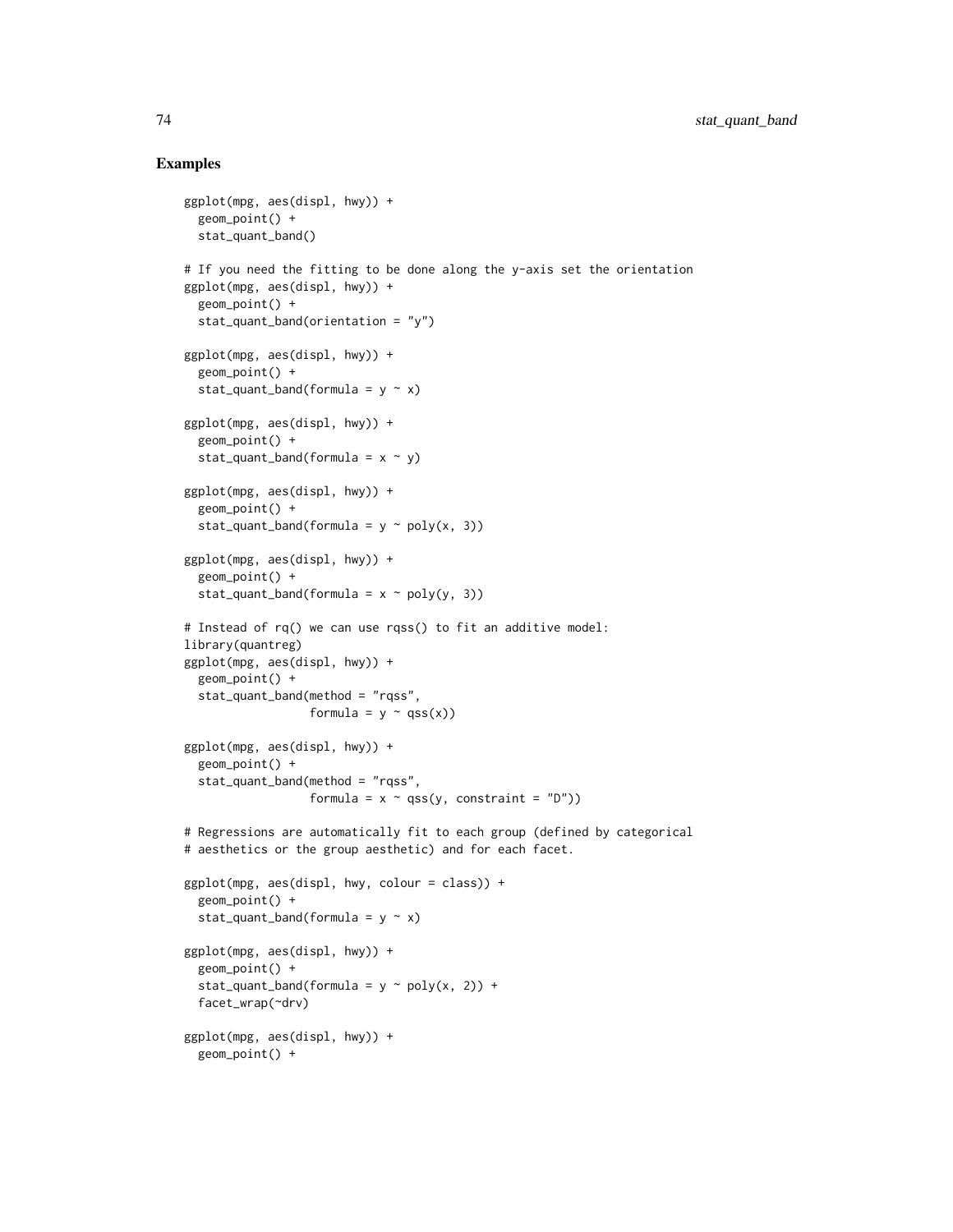## Examples

```
ggplot(mpg, aes(displ, hwy)) +
  geom_point() +
  stat_quant_band()

# If you need the fitting to be done along the y-axis set the orientation
ggplot(mpg, aes(displ, hwy)) +
  geom_point() +
  stat_quant_band(orientation = "y")

ggplot(mpg, aes(displ, hwy)) +
  geom_point() +
  stat_quant_band(formula = y ~ x)

ggplot(mpg, aes(displ, hwy)) +
  geom_point() +
  stat_quant_band(formula = x ~ y)

ggplot(mpg, aes(displ, hwy)) +
  geom_point() +
  stat_quant_band(formula = y ~ poly(x, 3))

ggplot(mpg, aes(displ, hwy)) +
  geom_point() +
  stat_quant_band(formula = x ~ poly(y, 3))

# Instead of rq() we can use rqss() to fit an additive model:
library(quantreg)
ggplot(mpg, aes(displ, hwy)) +
  geom_point() +
  stat_quant_band(method = "rqss",
                  formula = y ~ qss(x))

ggplot(mpg, aes(displ, hwy)) +
  geom_point() +
  stat_quant_band(method = "rqss",
                  formula = x ~ qss(y, constraint = "D"))

# Regressions are automatically fit to each group (defined by categorical
# aesthetics or the group aesthetic) and for each facet.

ggplot(mpg, aes(displ, hwy, colour = class)) +
  geom_point() +
  stat_quant_band(formula = y ~ x)

ggplot(mpg, aes(displ, hwy)) +
  geom_point() +
  stat_quant_band(formula = y ~ poly(x, 2)) +
  facet_wrap(~drv)

ggplot(mpg, aes(displ, hwy)) +
  geom_point() +
```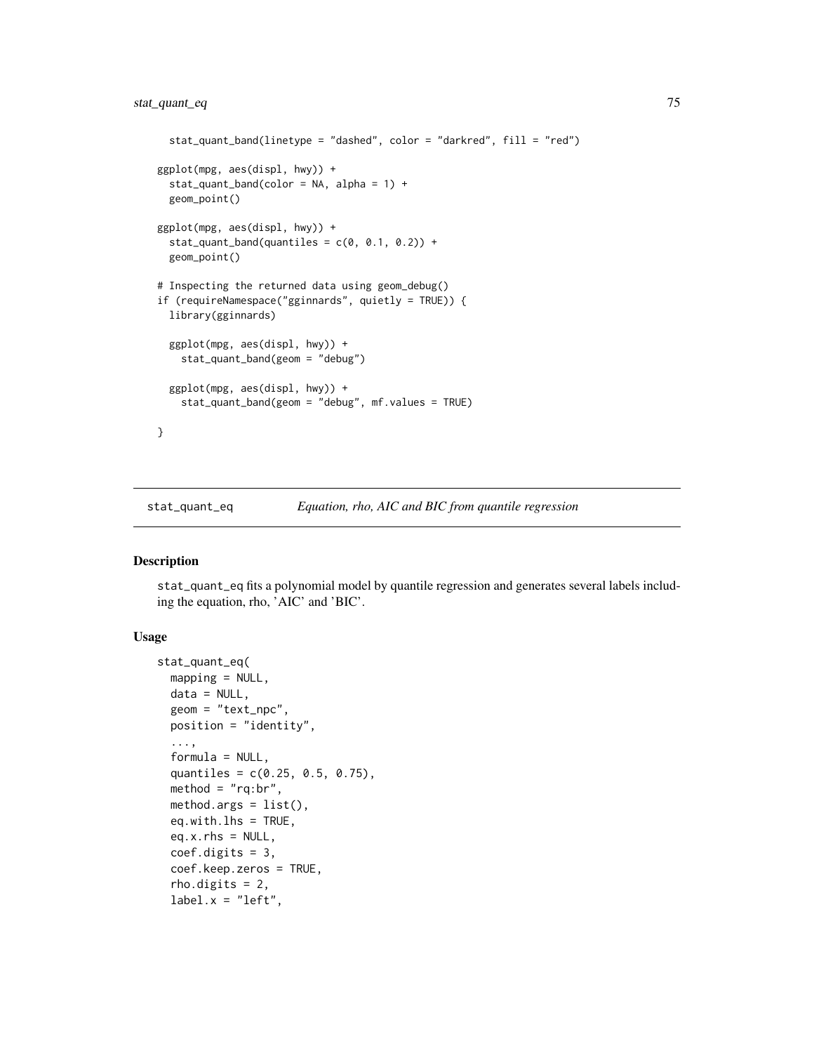```
  stat_quant_band(linetype = "dashed", color = "darkred", fill = "red")

ggplot(mpg, aes(displ, hwy)) +
  stat_quant_band(color = NA, alpha = 1) +
  geom_point()

ggplot(mpg, aes(displ, hwy)) +
  stat_quant_band(quantiles = c(0, 0.1, 0.2)) +
  geom_point()

# Inspecting the returned data using geom_debug()
if (requireNamespace("gginnards", quietly = TRUE)) {
  library(gginnards)

  ggplot(mpg, aes(displ, hwy)) +
    stat_quant_band(geom = "debug")

  ggplot(mpg, aes(displ, hwy)) +
    stat_quant_band(geom = "debug", mf.values = TRUE)

}
```

---

## stat_quant_eq — *Equation, rho, AIC and BIC from quantile regression*

### Description

stat_quant_eq fits a polynomial model by quantile regression and generates several labels including the equation, rho, 'AIC' and 'BIC'.

### Usage

```
stat_quant_eq(
  mapping = NULL,
  data = NULL,
  geom = "text_npc",
  position = "identity",
  ...,
  formula = NULL,
  quantiles = c(0.25, 0.5, 0.75),
  method = "rq:br",
  method.args = list(),
  eq.with.lhs = TRUE,
  eq.x.rhs = NULL,
  coef.digits = 3,
  coef.keep.zeros = TRUE,
  rho.digits = 2,
  label.x = "left",
```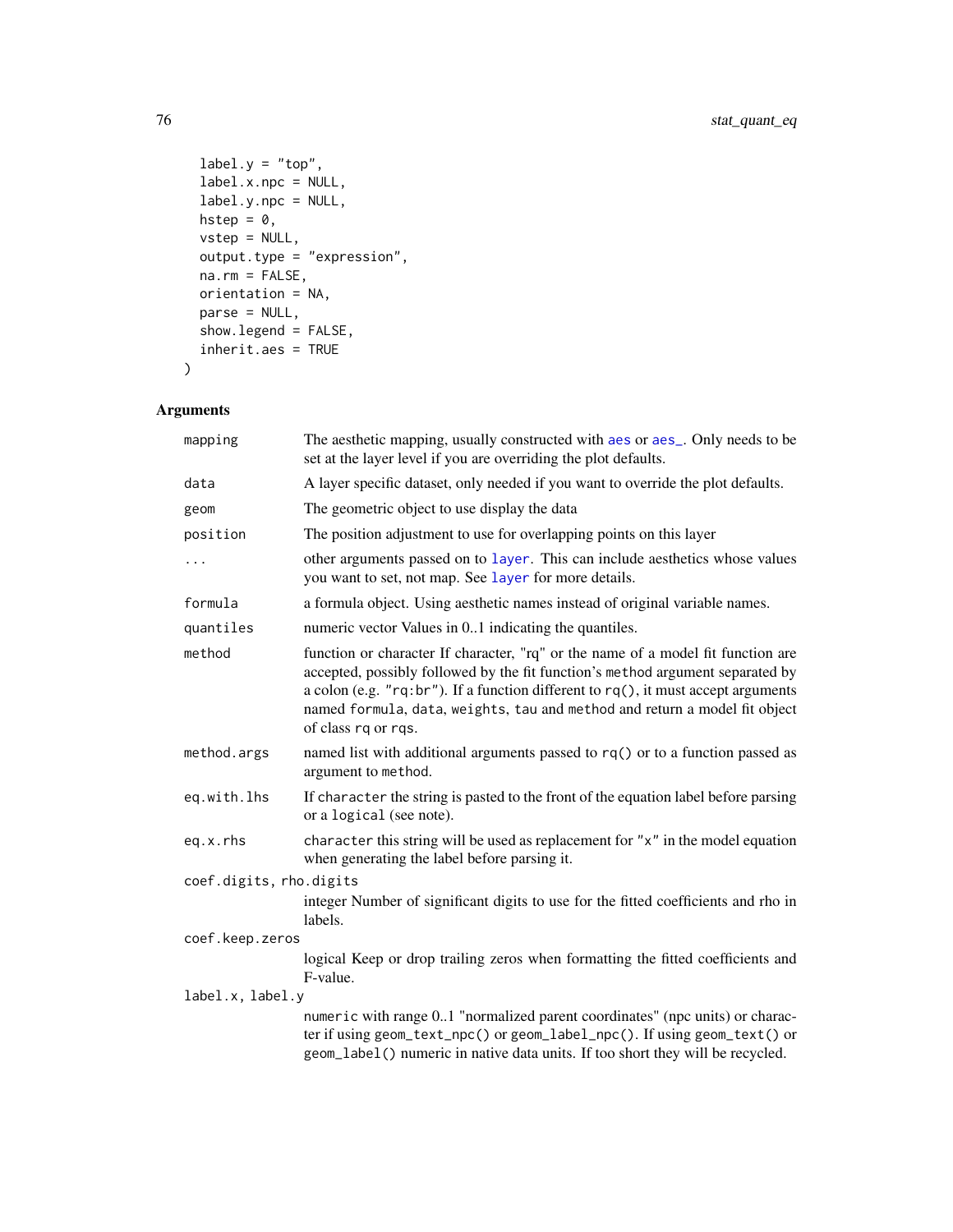```
  label.y = "top",
  label.x.npc = NULL,
  label.y.npc = NULL,
  hstep = 0,
  vstep = NULL,
  output.type = "expression",
  na.rm = FALSE,
  orientation = NA,
  parse = NULL,
  show.legend = FALSE,
  inherit.aes = TRUE
)
```

## Arguments

| | |
|---|---|
| `mapping` | The aesthetic mapping, usually constructed with `aes` or `aes_`. Only needs to be set at the layer level if you are overriding the plot defaults. |
| `data` | A layer specific dataset, only needed if you want to override the plot defaults. |
| `geom` | The geometric object to use display the data |
| `position` | The position adjustment to use for overlapping points on this layer |
| `...` | other arguments passed on to `layer`. This can include aesthetics whose values you want to set, not map. See `layer` for more details. |
| `formula` | a formula object. Using aesthetic names instead of original variable names. |
| `quantiles` | numeric vector Values in 0..1 indicating the quantiles. |
| `method` | function or character If character, "rq" or the name of a model fit function are accepted, possibly followed by the fit function's `method` argument separated by a colon (e.g. `"rq:br"`). If a function different to `rq()`, it must accept arguments named `formula`, `data`, `weights`, `tau` and `method` and return a model fit object of class `rq` or `rqs`. |
| `method.args` | named list with additional arguments passed to `rq()` or to a function passed as argument to `method`. |
| `eq.with.lhs` | If `character` the string is pasted to the front of the equation label before parsing or a `logical` (see note). |
| `eq.x.rhs` | `character` this string will be used as replacement for `"x"` in the model equation when generating the label before parsing it. |
| `coef.digits, rho.digits` | integer Number of significant digits to use for the fitted coefficients and rho in labels. |
| `coef.keep.zeros` | logical Keep or drop trailing zeros when formatting the fitted coefficients and F-value. |
| `label.x, label.y` | `numeric` with range 0..1 "normalized parent coordinates" (npc units) or character if using `geom_text_npc()` or `geom_label_npc()`. If using `geom_text()` or `geom_label()` numeric in native data units. If too short they will be recycled. |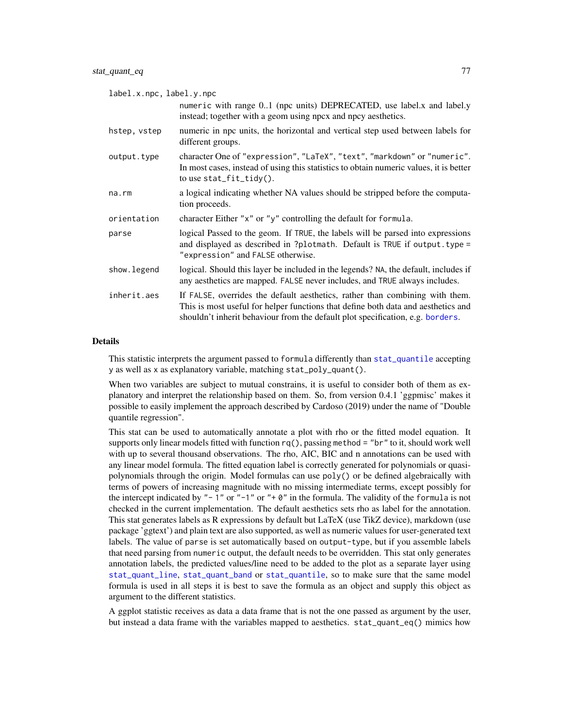label.x.npc, label.y.npc
: numeric with range 0..1 (npc units) DEPRECATED, use label.x and label.y instead; together with a geom using npcx and npcy aesthetics.

hstep, vstep
: numeric in npc units, the horizontal and vertical step used between labels for different groups.

output.type
: character One of "expression", "LaTeX", "text", "markdown" or "numeric". In most cases, instead of using this statistics to obtain numeric values, it is better to use stat_fit_tidy().

na.rm
: a logical indicating whether NA values should be stripped before the computation proceeds.

orientation
: character Either "x" or "y" controlling the default for formula.

parse
: logical Passed to the geom. If TRUE, the labels will be parsed into expressions and displayed as described in ?plotmath. Default is TRUE if output.type = "expression" and FALSE otherwise.

show.legend
: logical. Should this layer be included in the legends? NA, the default, includes if any aesthetics are mapped. FALSE never includes, and TRUE always includes.

inherit.aes
: If FALSE, overrides the default aesthetics, rather than combining with them. This is most useful for helper functions that define both data and aesthetics and shouldn't inherit behaviour from the default plot specification, e.g. borders.

## Details

This statistic interprets the argument passed to formula differently than stat_quantile accepting y as well as x as explanatory variable, matching stat_poly_quant().

When two variables are subject to mutual constrains, it is useful to consider both of them as explanatory and interpret the relationship based on them. So, from version 0.4.1 'ggpmisc' makes it possible to easily implement the approach described by Cardoso (2019) under the name of "Double quantile regression".

This stat can be used to automatically annotate a plot with rho or the fitted model equation. It supports only linear models fitted with function rq(), passing method = "br" to it, should work well with up to several thousand observations. The rho, AIC, BIC and n annotations can be used with any linear model formula. The fitted equation label is correctly generated for polynomials or quasi-polynomials through the origin. Model formulas can use poly() or be defined algebraically with terms of powers of increasing magnitude with no missing intermediate terms, except possibly for the intercept indicated by "- 1" or "-1" or "+ 0" in the formula. The validity of the formula is not checked in the current implementation. The default aesthetics sets rho as label for the annotation. This stat generates labels as R expressions by default but LaTeX (use TikZ device), markdown (use package 'ggtext') and plain text are also supported, as well as numeric values for user-generated text labels. The value of parse is set automatically based on output-type, but if you assemble labels that need parsing from numeric output, the default needs to be overridden. This stat only generates annotation labels, the predicted values/line need to be added to the plot as a separate layer using stat_quant_line, stat_quant_band or stat_quantile, so to make sure that the same model formula is used in all steps it is best to save the formula as an object and supply this object as argument to the different statistics.

A ggplot statistic receives as data a data frame that is not the one passed as argument by the user, but instead a data frame with the variables mapped to aesthetics. stat_quant_eq() mimics how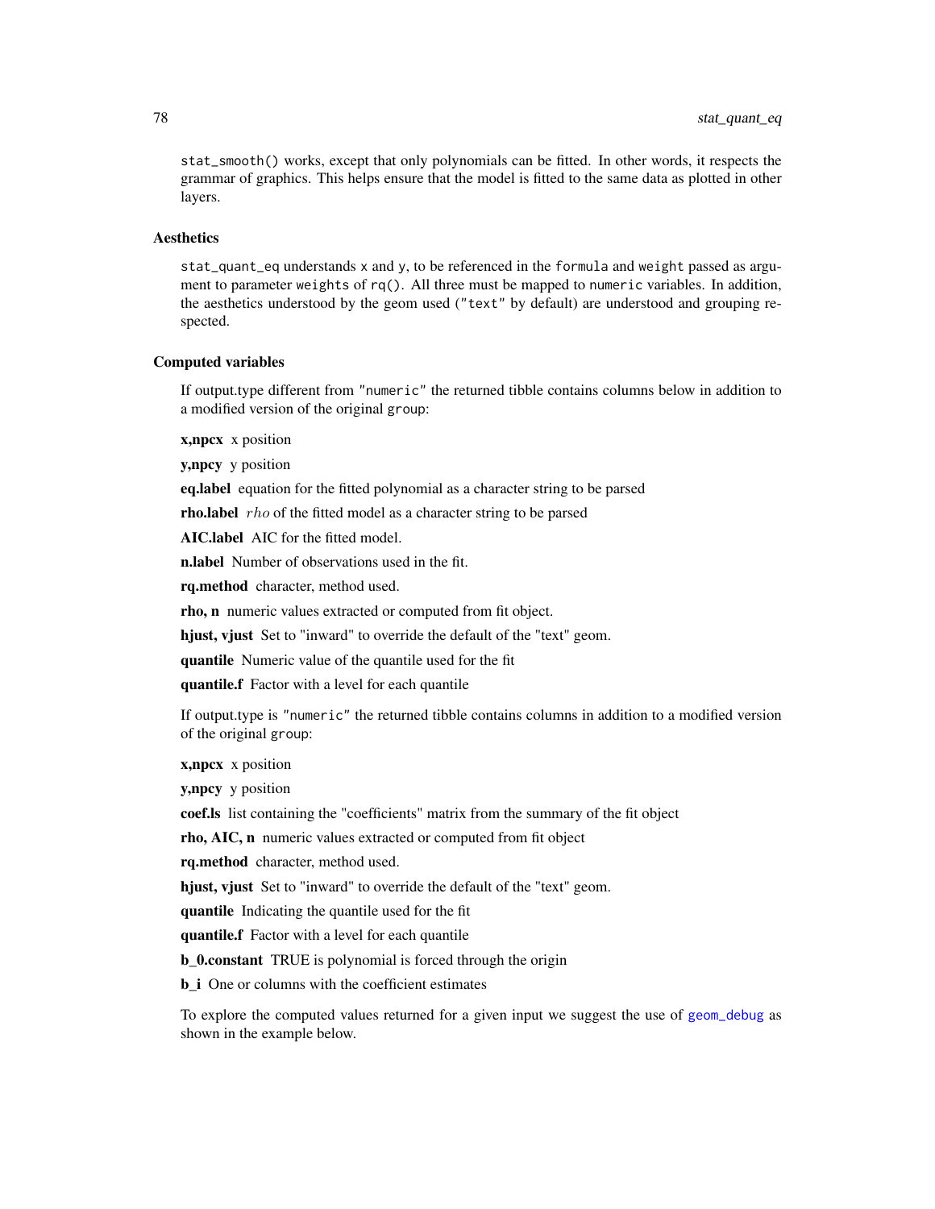stat_smooth() works, except that only polynomials can be fitted. In other words, it respects the grammar of graphics. This helps ensure that the model is fitted to the same data as plotted in other layers.

### Aesthetics

stat_quant_eq understands x and y, to be referenced in the formula and weight passed as argument to parameter weights of rq(). All three must be mapped to numeric variables. In addition, the aesthetics understood by the geom used ("text" by default) are understood and grouping respected.

### Computed variables

If output.type different from "numeric" the returned tibble contains columns below in addition to a modified version of the original group:

**x,npcx** x position

**y,npcy** y position

**eq.label** equation for the fitted polynomial as a character string to be parsed

**rho.label** $rho$ of the fitted model as a character string to be parsed

**AIC.label** AIC for the fitted model.

**n.label** Number of observations used in the fit.

**rq.method** character, method used.

**rho, n** numeric values extracted or computed from fit object.

**hjust, vjust** Set to "inward" to override the default of the "text" geom.

**quantile** Numeric value of the quantile used for the fit

**quantile.f** Factor with a level for each quantile

If output.type is "numeric" the returned tibble contains columns in addition to a modified version of the original group:

**x,npcx** x position

**y,npcy** y position

**coef.ls** list containing the "coefficients" matrix from the summary of the fit object

**rho, AIC, n** numeric values extracted or computed from fit object

**rq.method** character, method used.

**hjust, vjust** Set to "inward" to override the default of the "text" geom.

**quantile** Indicating the quantile used for the fit

**quantile.f** Factor with a level for each quantile

**b_0.constant** TRUE is polynomial is forced through the origin

**b_i** One or columns with the coefficient estimates

To explore the computed values returned for a given input we suggest the use of geom_debug as shown in the example below.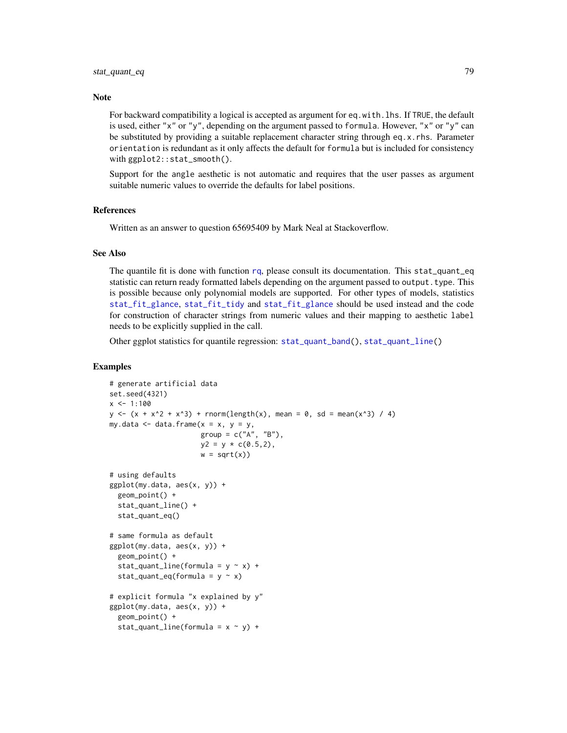## Note

For backward compatibility a logical is accepted as argument for `eq.with.lhs`. If `TRUE`, the default is used, either `"x"` or `"y"`, depending on the argument passed to `formula`. However, `"x"` or `"y"` can be substituted by providing a suitable replacement character string through `eq.x.rhs`. Parameter `orientation` is redundant as it only affects the default for `formula` but is included for consistency with `ggplot2::stat_smooth()`.

Support for the `angle` aesthetic is not automatic and requires that the user passes as argument suitable numeric values to override the defaults for label positions.

## References

Written as an answer to question 65695409 by Mark Neal at Stackoverflow.

## See Also

The quantile fit is done with function `rq`, please consult its documentation. This `stat_quant_eq` statistic can return ready formatted labels depending on the argument passed to `output.type`. This is possible because only polynomial models are supported. For other types of models, statistics `stat_fit_glance`, `stat_fit_tidy` and `stat_fit_glance` should be used instead and the code for construction of character strings from numeric values and their mapping to aesthetic `label` needs to be explicitly supplied in the call.

Other ggplot statistics for quantile regression: `stat_quant_band()`, `stat_quant_line()`

## Examples

```
# generate artificial data
set.seed(4321)
x <- 1:100
y <- (x + x^2 + x^3) + rnorm(length(x), mean = 0, sd = mean(x^3) / 4)
my.data <- data.frame(x = x, y = y,
                      group = c("A", "B"),
                      y2 = y * c(0.5,2),
                      w = sqrt(x))

# using defaults
ggplot(my.data, aes(x, y)) +
  geom_point() +
  stat_quant_line() +
  stat_quant_eq()

# same formula as default
ggplot(my.data, aes(x, y)) +
  geom_point() +
  stat_quant_line(formula = y ~ x) +
  stat_quant_eq(formula = y ~ x)

# explicit formula "x explained by y"
ggplot(my.data, aes(x, y)) +
  geom_point() +
  stat_quant_line(formula = x ~ y) +
```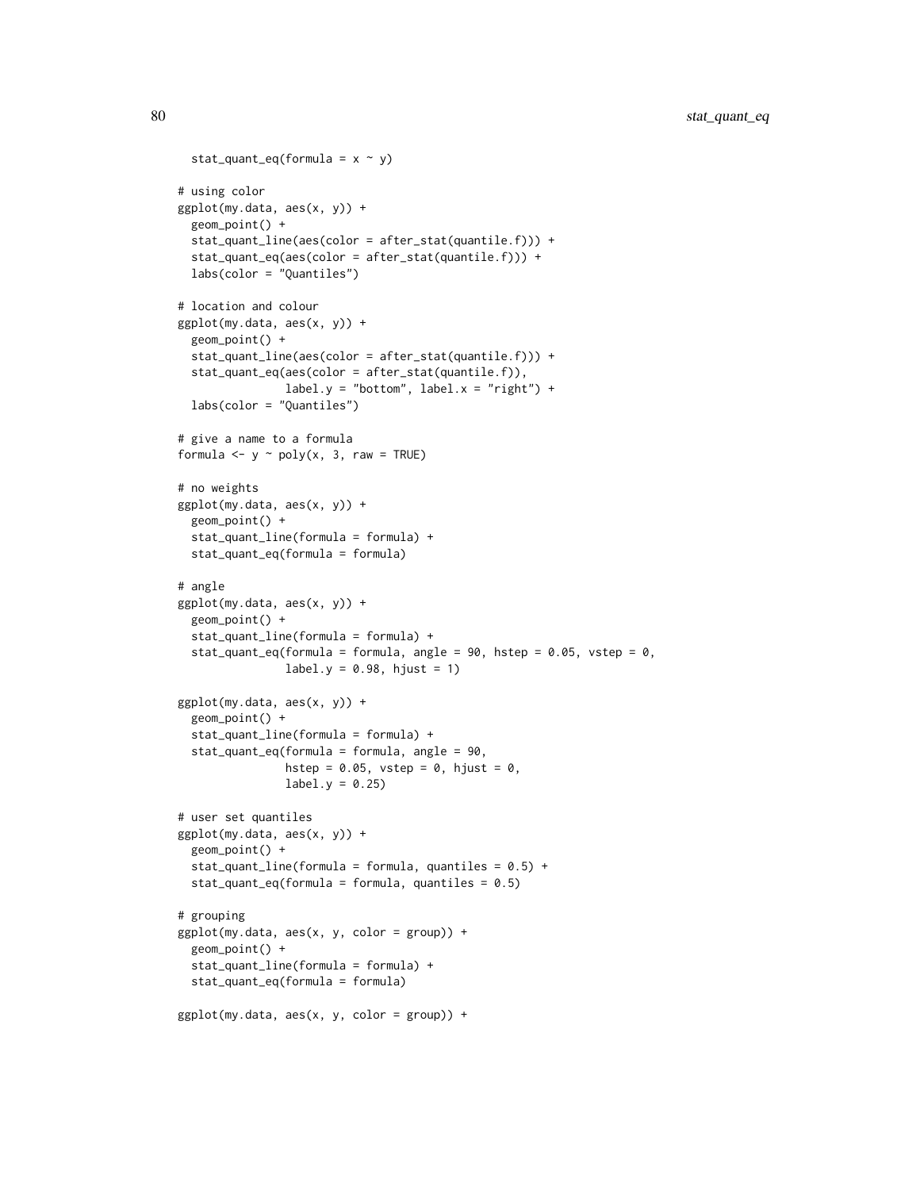```
  stat_quant_eq(formula = x ~ y)

# using color
ggplot(my.data, aes(x, y)) +
  geom_point() +
  stat_quant_line(aes(color = after_stat(quantile.f))) +
  stat_quant_eq(aes(color = after_stat(quantile.f))) +
  labs(color = "Quantiles")

# location and colour
ggplot(my.data, aes(x, y)) +
  geom_point() +
  stat_quant_line(aes(color = after_stat(quantile.f))) +
  stat_quant_eq(aes(color = after_stat(quantile.f)),
                label.y = "bottom", label.x = "right") +
  labs(color = "Quantiles")

# give a name to a formula
formula <- y ~ poly(x, 3, raw = TRUE)

# no weights
ggplot(my.data, aes(x, y)) +
  geom_point() +
  stat_quant_line(formula = formula) +
  stat_quant_eq(formula = formula)

# angle
ggplot(my.data, aes(x, y)) +
  geom_point() +
  stat_quant_line(formula = formula) +
  stat_quant_eq(formula = formula, angle = 90, hstep = 0.05, vstep = 0,
                label.y = 0.98, hjust = 1)

ggplot(my.data, aes(x, y)) +
  geom_point() +
  stat_quant_line(formula = formula) +
  stat_quant_eq(formula = formula, angle = 90,
                hstep = 0.05, vstep = 0, hjust = 0,
                label.y = 0.25)

# user set quantiles
ggplot(my.data, aes(x, y)) +
  geom_point() +
  stat_quant_line(formula = formula, quantiles = 0.5) +
  stat_quant_eq(formula = formula, quantiles = 0.5)

# grouping
ggplot(my.data, aes(x, y, color = group)) +
  geom_point() +
  stat_quant_line(formula = formula) +
  stat_quant_eq(formula = formula)

ggplot(my.data, aes(x, y, color = group)) +
```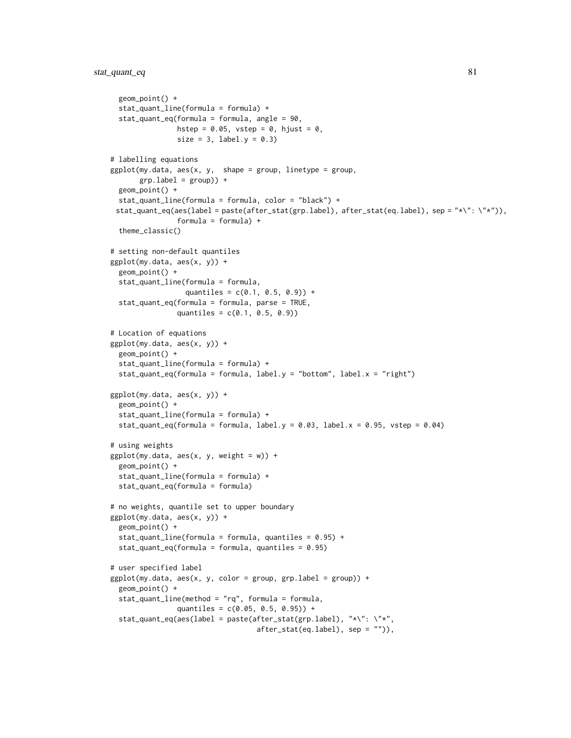```
  geom_point() +
  stat_quant_line(formula = formula) +
  stat_quant_eq(formula = formula, angle = 90,
                hstep = 0.05, vstep = 0, hjust = 0,
                size = 3, label.y = 0.3)

# labelling equations
ggplot(my.data, aes(x, y,  shape = group, linetype = group,
       grp.label = group)) +
  geom_point() +
  stat_quant_line(formula = formula, color = "black") +
 stat_quant_eq(aes(label = paste(after_stat(grp.label), after_stat(eq.label), sep = "*\": \"*")),
                formula = formula) +
  theme_classic()

# setting non-default quantiles
ggplot(my.data, aes(x, y)) +
  geom_point() +
  stat_quant_line(formula = formula,
                  quantiles = c(0.1, 0.5, 0.9)) +
  stat_quant_eq(formula = formula, parse = TRUE,
                quantiles = c(0.1, 0.5, 0.9))

# Location of equations
ggplot(my.data, aes(x, y)) +
  geom_point() +
  stat_quant_line(formula = formula) +
  stat_quant_eq(formula = formula, label.y = "bottom", label.x = "right")

ggplot(my.data, aes(x, y)) +
  geom_point() +
  stat_quant_line(formula = formula) +
  stat_quant_eq(formula = formula, label.y = 0.03, label.x = 0.95, vstep = 0.04)

# using weights
ggplot(my.data, aes(x, y, weight = w)) +
  geom_point() +
  stat_quant_line(formula = formula) +
  stat_quant_eq(formula = formula)

# no weights, quantile set to upper boundary
ggplot(my.data, aes(x, y)) +
  geom_point() +
  stat_quant_line(formula = formula, quantiles = 0.95) +
  stat_quant_eq(formula = formula, quantiles = 0.95)

# user specified label
ggplot(my.data, aes(x, y, color = group, grp.label = group)) +
  geom_point() +
  stat_quant_line(method = "rq", formula = formula,
                quantiles = c(0.05, 0.5, 0.95)) +
  stat_quant_eq(aes(label = paste(after_stat(grp.label), "*\": \"*",
                                   after_stat(eq.label), sep = "")),
```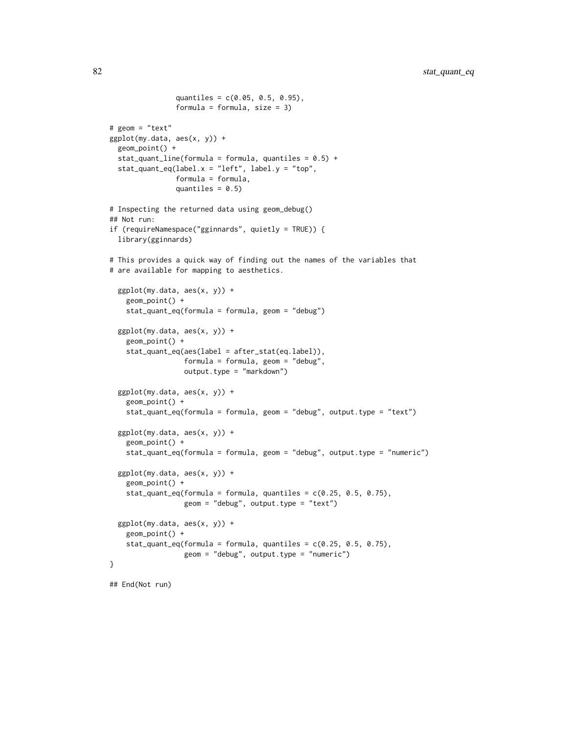```
               quantiles = c(0.05, 0.5, 0.95),
               formula = formula, size = 3)

# geom = "text"
ggplot(my.data, aes(x, y)) +
  geom_point() +
  stat_quant_line(formula = formula, quantiles = 0.5) +
  stat_quant_eq(label.x = "left", label.y = "top",
               formula = formula,
               quantiles = 0.5)

# Inspecting the returned data using geom_debug()
## Not run:
if (requireNamespace("gginnards", quietly = TRUE)) {
  library(gginnards)

# This provides a quick way of finding out the names of the variables that
# are available for mapping to aesthetics.

  ggplot(my.data, aes(x, y)) +
    geom_point() +
    stat_quant_eq(formula = formula, geom = "debug")

  ggplot(my.data, aes(x, y)) +
    geom_point() +
    stat_quant_eq(aes(label = after_stat(eq.label)),
                 formula = formula, geom = "debug",
                 output.type = "markdown")

  ggplot(my.data, aes(x, y)) +
    geom_point() +
    stat_quant_eq(formula = formula, geom = "debug", output.type = "text")

  ggplot(my.data, aes(x, y)) +
    geom_point() +
    stat_quant_eq(formula = formula, geom = "debug", output.type = "numeric")

  ggplot(my.data, aes(x, y)) +
    geom_point() +
    stat_quant_eq(formula = formula, quantiles = c(0.25, 0.5, 0.75),
                 geom = "debug", output.type = "text")

  ggplot(my.data, aes(x, y)) +
    geom_point() +
    stat_quant_eq(formula = formula, quantiles = c(0.25, 0.5, 0.75),
                 geom = "debug", output.type = "numeric")
}

## End(Not run)
```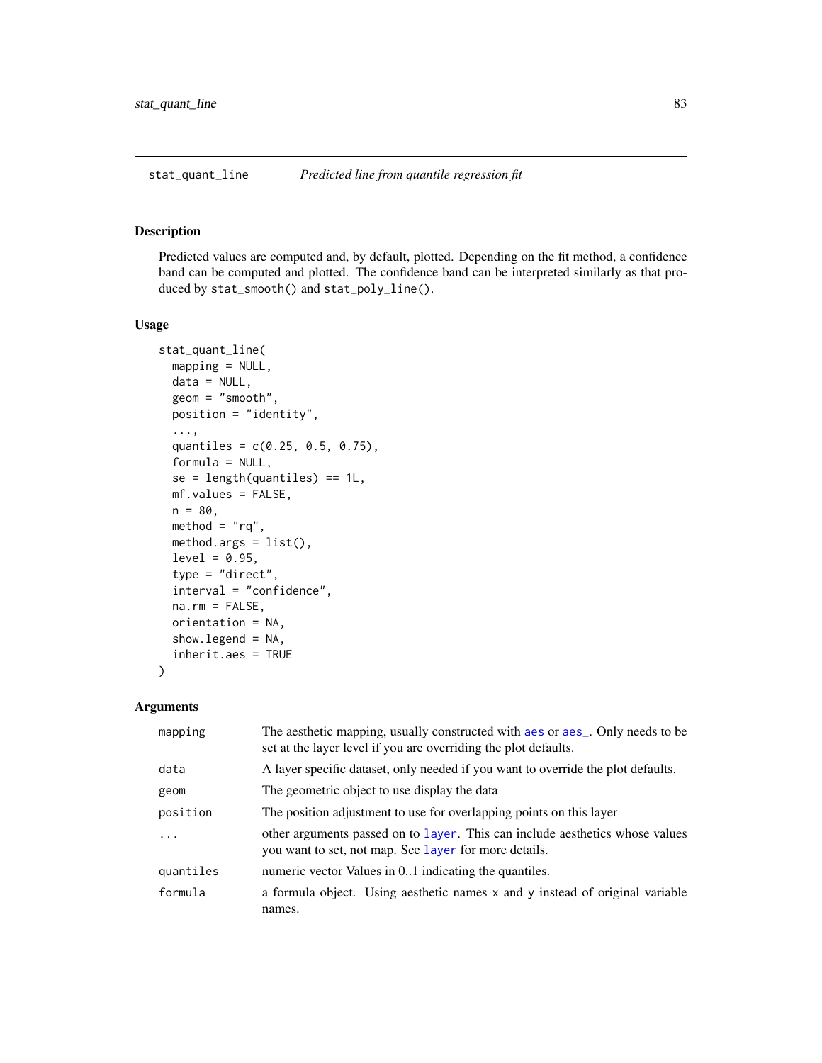## stat_quant_line — *Predicted line from quantile regression fit*

### Description

Predicted values are computed and, by default, plotted. Depending on the fit method, a confidence band can be computed and plotted. The confidence band can be interpreted similarly as that produced by `stat_smooth()` and `stat_poly_line()`.

### Usage

```
stat_quant_line(
  mapping = NULL,
  data = NULL,
  geom = "smooth",
  position = "identity",
  ...,
  quantiles = c(0.25, 0.5, 0.75),
  formula = NULL,
  se = length(quantiles) == 1L,
  mf.values = FALSE,
  n = 80,
  method = "rq",
  method.args = list(),
  level = 0.95,
  type = "direct",
  interval = "confidence",
  na.rm = FALSE,
  orientation = NA,
  show.legend = NA,
  inherit.aes = TRUE
)
```

### Arguments

| | |
|---|---|
| `mapping` | The aesthetic mapping, usually constructed with `aes` or `aes_`. Only needs to be set at the layer level if you are overriding the plot defaults. |
| `data` | A layer specific dataset, only needed if you want to override the plot defaults. |
| `geom` | The geometric object to use display the data |
| `position` | The position adjustment to use for overlapping points on this layer |
| `...` | other arguments passed on to `layer`. This can include aesthetics whose values you want to set, not map. See `layer` for more details. |
| `quantiles` | numeric vector Values in 0..1 indicating the quantiles. |
| `formula` | a formula object. Using aesthetic names `x` and `y` instead of original variable names. |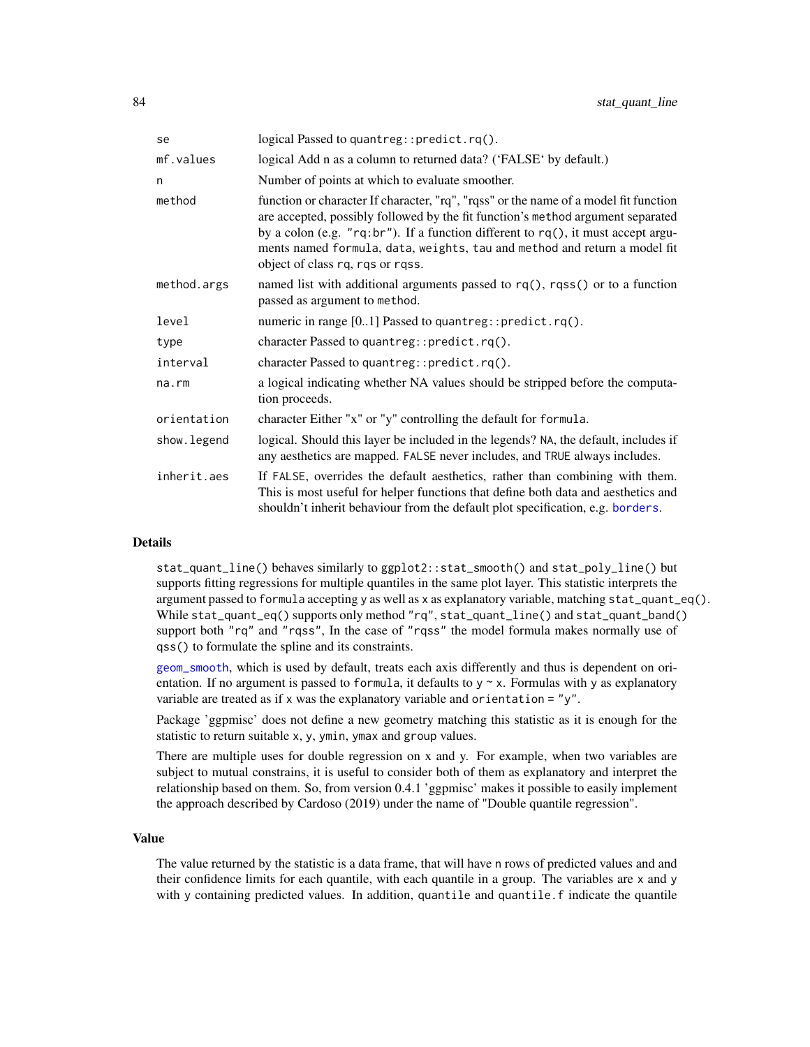| | |
|---|---|
| se | logical Passed to `quantreg::predict.rq()`. |
| mf.values | logical Add n as a column to returned data? ('FALSE' by default.) |
| n | Number of points at which to evaluate smoother. |
| method | function or character If character, "rq", "rqss" or the name of a model fit function are accepted, possibly followed by the fit function's `method` argument separated by a colon (e.g. `"rq:br"`). If a function different to `rq()`, it must accept arguments named `formula`, `data`, `weights`, `tau` and `method` and return a model fit object of class `rq`, `rqs` or `rqss`. |
| method.args | named list with additional arguments passed to `rq()`, `rqss()` or to a function passed as argument to `method`. |
| level | numeric in range [0..1] Passed to `quantreg::predict.rq()`. |
| type | character Passed to `quantreg::predict.rq()`. |
| interval | character Passed to `quantreg::predict.rq()`. |
| na.rm | a logical indicating whether NA values should be stripped before the computation proceeds. |
| orientation | character Either "x" or "y" controlling the default for `formula`. |
| show.legend | logical. Should this layer be included in the legends? `NA`, the default, includes if any aesthetics are mapped. `FALSE` never includes, and `TRUE` always includes. |
| inherit.aes | If `FALSE`, overrides the default aesthetics, rather than combining with them. This is most useful for helper functions that define both data and aesthetics and shouldn't inherit behaviour from the default plot specification, e.g. borders. |

## Details

`stat_quant_line()` behaves similarly to `ggplot2::stat_smooth()` and `stat_poly_line()` but supports fitting regressions for multiple quantiles in the same plot layer. This statistic interprets the argument passed to `formula` accepting `y` as well as `x` as explanatory variable, matching `stat_quant_eq()`. While `stat_quant_eq()` supports only method `"rq"`, `stat_quant_line()` and `stat_quant_band()` support both `"rq"` and `"rqss"`, In the case of `"rqss"` the model formula makes normally use of `qss()` to formulate the spline and its constraints.

geom_smooth, which is used by default, treats each axis differently and thus is dependent on orientation. If no argument is passed to `formula`, it defaults to `y ~ x`. Formulas with `y` as explanatory variable are treated as if `x` was the explanatory variable and `orientation = "y"`.

Package 'ggpmisc' does not define a new geometry matching this statistic as it is enough for the statistic to return suitable `x`, `y`, `ymin`, `ymax` and `group` values.

There are multiple uses for double regression on x and y. For example, when two variables are subject to mutual constrains, it is useful to consider both of them as explanatory and interpret the relationship based on them. So, from version 0.4.1 'ggpmisc' makes it possible to easily implement the approach described by Cardoso (2019) under the name of "Double quantile regression".

## Value

The value returned by the statistic is a data frame, that will have `n` rows of predicted values and and their confidence limits for each quantile, with each quantile in a group. The variables are `x` and `y` with `y` containing predicted values. In addition, `quantile` and `quantile.f` indicate the quantile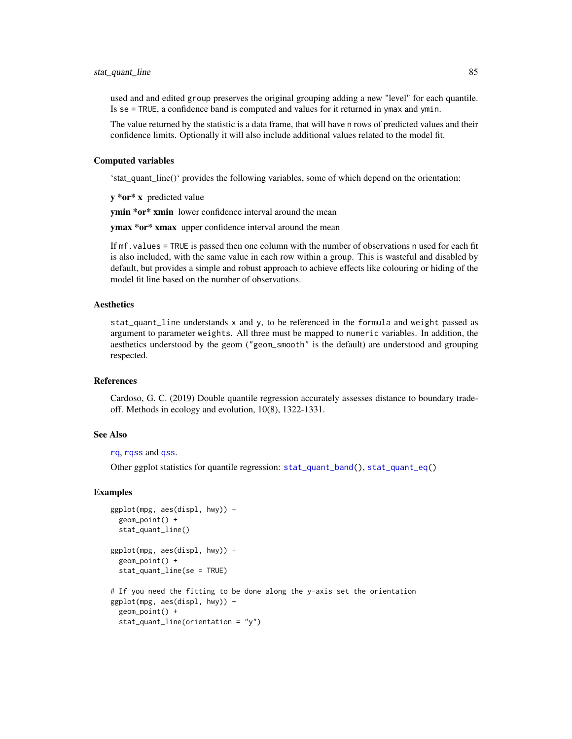used and and edited group preserves the original grouping adding a new "level" for each quantile. Is se = TRUE, a confidence band is computed and values for it returned in ymax and ymin.

The value returned by the statistic is a data frame, that will have n rows of predicted values and their confidence limits. Optionally it will also include additional values related to the model fit.

### Computed variables

'stat_quant_line()' provides the following variables, some of which depend on the orientation:

**y *or* x** predicted value

**ymin *or* xmin** lower confidence interval around the mean

**ymax *or* xmax** upper confidence interval around the mean

If mf.values = TRUE is passed then one column with the number of observations n used for each fit is also included, with the same value in each row within a group. This is wasteful and disabled by default, but provides a simple and robust approach to achieve effects like colouring or hiding of the model fit line based on the number of observations.

### Aesthetics

stat_quant_line understands x and y, to be referenced in the formula and weight passed as argument to parameter weights. All three must be mapped to numeric variables. In addition, the aesthetics understood by the geom ("geom_smooth" is the default) are understood and grouping respected.

### References

Cardoso, G. C. (2019) Double quantile regression accurately assesses distance to boundary trade-off. Methods in ecology and evolution, 10(8), 1322-1331.

### See Also

rq, rqss and qss.

Other ggplot statistics for quantile regression: stat_quant_band(), stat_quant_eq()

### Examples

```
ggplot(mpg, aes(displ, hwy)) +
  geom_point() +
  stat_quant_line()

ggplot(mpg, aes(displ, hwy)) +
  geom_point() +
  stat_quant_line(se = TRUE)

# If you need the fitting to be done along the y-axis set the orientation
ggplot(mpg, aes(displ, hwy)) +
  geom_point() +
  stat_quant_line(orientation = "y")
```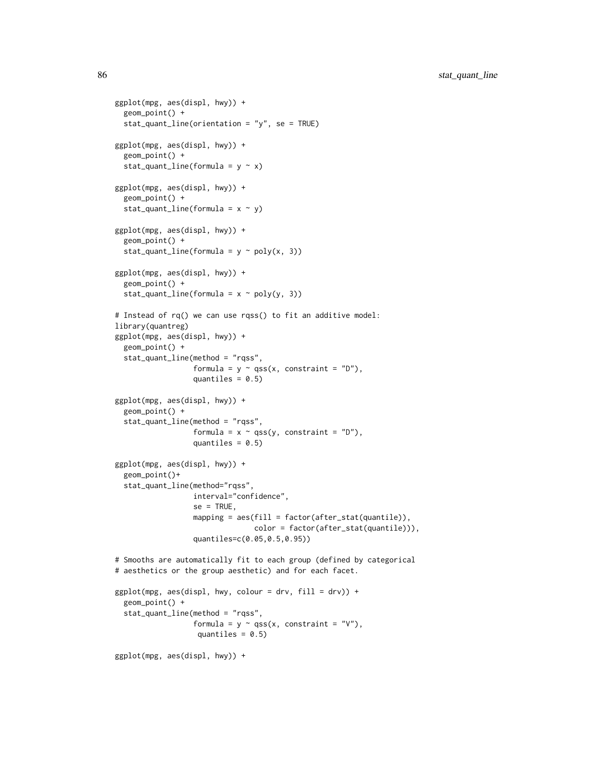```
ggplot(mpg, aes(displ, hwy)) +
  geom_point() +
  stat_quant_line(orientation = "y", se = TRUE)

ggplot(mpg, aes(displ, hwy)) +
  geom_point() +
  stat_quant_line(formula = y ~ x)

ggplot(mpg, aes(displ, hwy)) +
  geom_point() +
  stat_quant_line(formula = x ~ y)

ggplot(mpg, aes(displ, hwy)) +
  geom_point() +
  stat_quant_line(formula = y ~ poly(x, 3))

ggplot(mpg, aes(displ, hwy)) +
  geom_point() +
  stat_quant_line(formula = x ~ poly(y, 3))

# Instead of rq() we can use rqss() to fit an additive model:
library(quantreg)
ggplot(mpg, aes(displ, hwy)) +
  geom_point() +
  stat_quant_line(method = "rqss",
                  formula = y ~ qss(x, constraint = "D"),
                  quantiles = 0.5)

ggplot(mpg, aes(displ, hwy)) +
  geom_point() +
  stat_quant_line(method = "rqss",
                  formula = x ~ qss(y, constraint = "D"),
                  quantiles = 0.5)

ggplot(mpg, aes(displ, hwy)) +
  geom_point()+
  stat_quant_line(method="rqss",
                  interval="confidence",
                  se = TRUE,
                  mapping = aes(fill = factor(after_stat(quantile)),
                                color = factor(after_stat(quantile))),
                  quantiles=c(0.05,0.5,0.95))

# Smooths are automatically fit to each group (defined by categorical
# aesthetics or the group aesthetic) and for each facet.

ggplot(mpg, aes(displ, hwy, colour = drv, fill = drv)) +
  geom_point() +
  stat_quant_line(method = "rqss",
                  formula = y ~ qss(x, constraint = "V"),
                   quantiles = 0.5)

ggplot(mpg, aes(displ, hwy)) +
```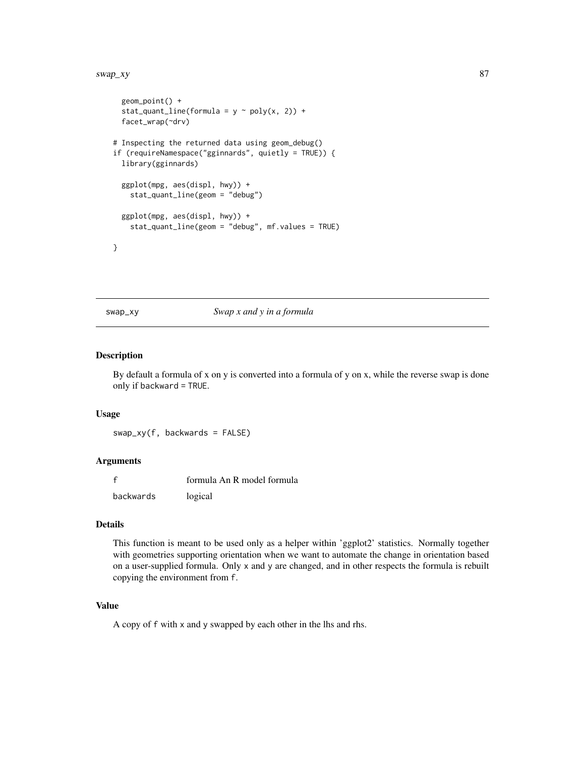```
  geom_point() +
  stat_quant_line(formula = y ~ poly(x, 2)) +
  facet_wrap(~drv)

# Inspecting the returned data using geom_debug()
if (requireNamespace("gginnards", quietly = TRUE)) {
  library(gginnards)

  ggplot(mpg, aes(displ, hwy)) +
    stat_quant_line(geom = "debug")

  ggplot(mpg, aes(displ, hwy)) +
    stat_quant_line(geom = "debug", mf.values = TRUE)

}
```

## swap_xy — *Swap x and y in a formula*

### Description

By default a formula of x on y is converted into a formula of y on x, while the reverse swap is done only if backward = TRUE.

### Usage

```
swap_xy(f, backwards = FALSE)
```

### Arguments

| | |
|---|---|
| f | formula An R model formula |
| backwards | logical |

### Details

This function is meant to be used only as a helper within 'ggplot2' statistics. Normally together with geometries supporting orientation when we want to automate the change in orientation based on a user-supplied formula. Only x and y are changed, and in other respects the formula is rebuilt copying the environment from f.

### Value

A copy of f with x and y swapped by each other in the lhs and rhs.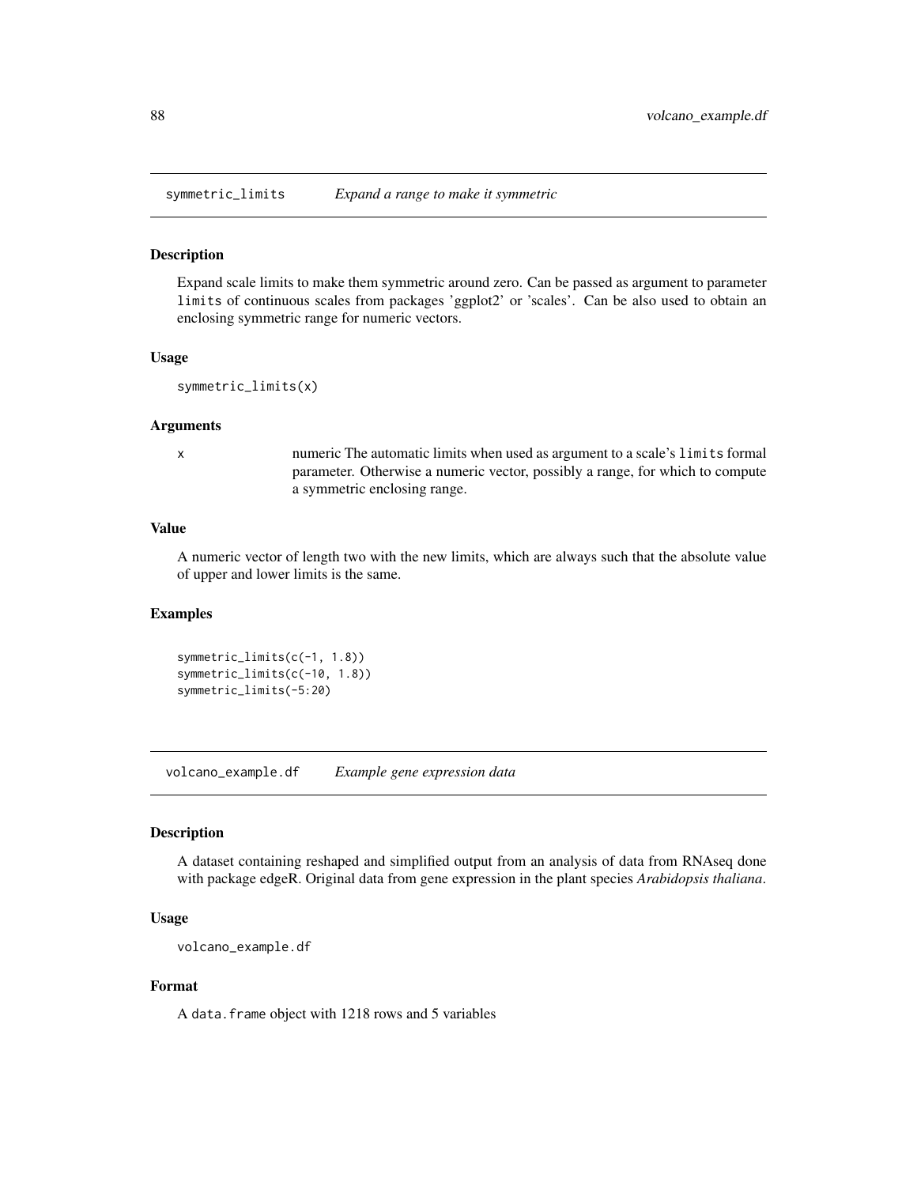## symmetric_limits *Expand a range to make it symmetric*

### Description

Expand scale limits to make them symmetric around zero. Can be passed as argument to parameter `limits` of continuous scales from packages 'ggplot2' or 'scales'. Can be also used to obtain an enclosing symmetric range for numeric vectors.

### Usage

```
symmetric_limits(x)
```

### Arguments

| | |
|---|---|
| x | numeric The automatic limits when used as argument to a scale's `limits` formal parameter. Otherwise a numeric vector, possibly a range, for which to compute a symmetric enclosing range. |

### Value

A numeric vector of length two with the new limits, which are always such that the absolute value of upper and lower limits is the same.

### Examples

```
symmetric_limits(c(-1, 1.8))
symmetric_limits(c(-10, 1.8))
symmetric_limits(-5:20)
```

## volcano_example.df *Example gene expression data*

### Description

A dataset containing reshaped and simplified output from an analysis of data from RNAseq done with package edgeR. Original data from gene expression in the plant species *Arabidopsis thaliana*.

### Usage

```
volcano_example.df
```

### Format

A `data.frame` object with 1218 rows and 5 variables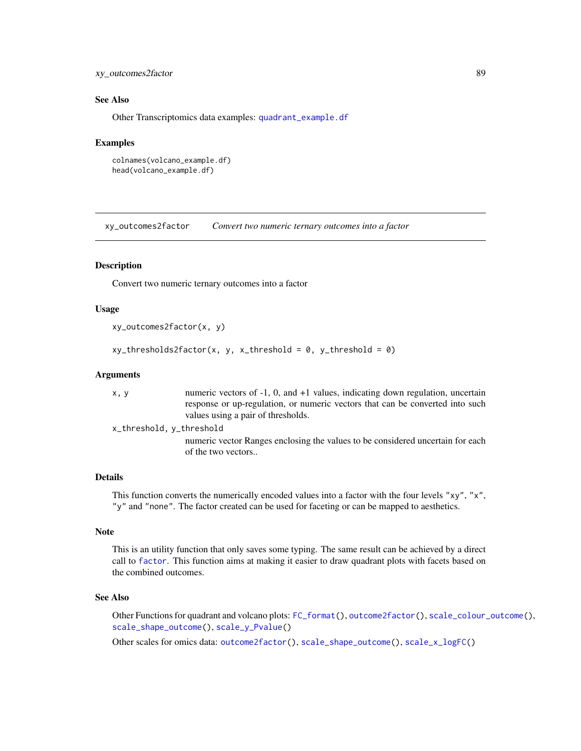### See Also

Other Transcriptomics data examples: `quadrant_example.df`

### Examples

```
colnames(volcano_example.df)
head(volcano_example.df)
```

---

## xy_outcomes2factor    *Convert two numeric ternary outcomes into a factor*

---

### Description

Convert two numeric ternary outcomes into a factor

### Usage

```
xy_outcomes2factor(x, y)

xy_thresholds2factor(x, y, x_threshold = 0, y_threshold = 0)
```

### Arguments

| | |
|---|---|
| `x, y` | numeric vectors of -1, 0, and +1 values, indicating down regulation, uncertain response or up-regulation, or numeric vectors that can be converted into such values using a pair of thresholds. |
| `x_threshold, y_threshold` | numeric vector Ranges enclosing the values to be considered uncertain for each of the two vectors.. |

### Details

This function converts the numerically encoded values into a factor with the four levels `"xy"`, `"x"`, `"y"` and `"none"`. The factor created can be used for faceting or can be mapped to aesthetics.

### Note

This is an utility function that only saves some typing. The same result can be achieved by a direct call to `factor`. This function aims at making it easier to draw quadrant plots with facets based on the combined outcomes.

### See Also

Other Functions for quadrant and volcano plots: `FC_format()`, `outcome2factor()`, `scale_colour_outcome()`, `scale_shape_outcome()`, `scale_y_Pvalue()`

Other scales for omics data: `outcome2factor()`, `scale_shape_outcome()`, `scale_x_logFC()`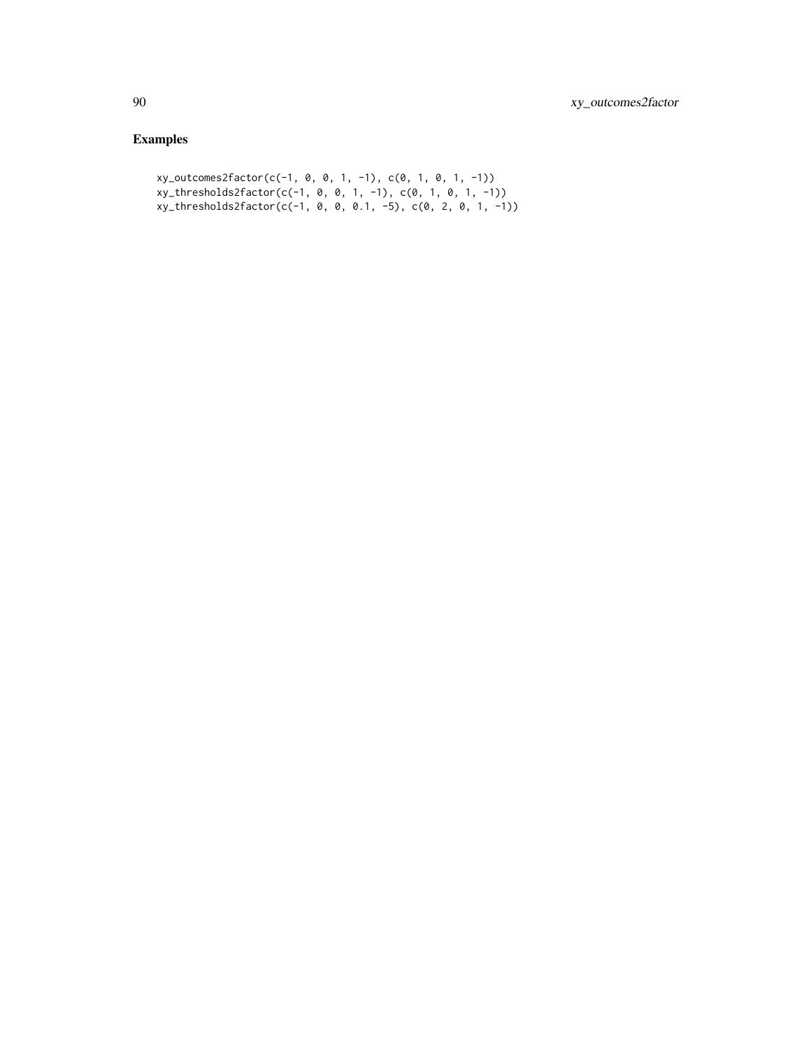## Examples

```
xy_outcomes2factor(c(-1, 0, 0, 1, -1), c(0, 1, 0, 1, -1))
xy_thresholds2factor(c(-1, 0, 0, 1, -1), c(0, 1, 0, 1, -1))
xy_thresholds2factor(c(-1, 0, 0, 0.1, -5), c(0, 2, 0, 1, -1))
```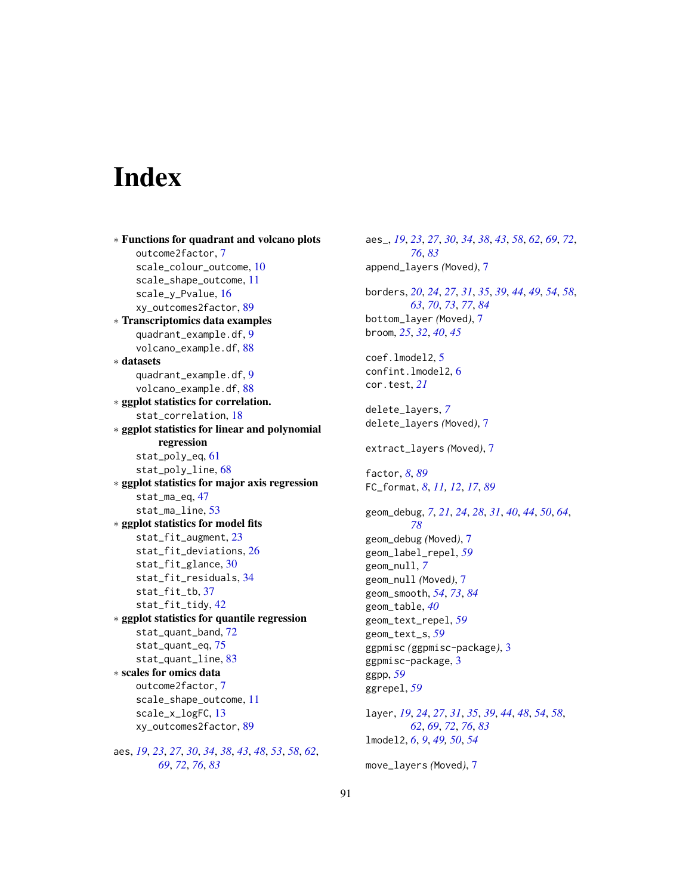# Index

* **Functions for quadrant and volcano plots**
  - outcome2factor, 7
  - scale_colour_outcome, 10
  - scale_shape_outcome, 11
  - scale_y_Pvalue, 16
  - xy_outcomes2factor, 89
* **Transcriptomics data examples**
  - quadrant_example.df, 9
  - volcano_example.df, 88
* **datasets**
  - quadrant_example.df, 9
  - volcano_example.df, 88
* **ggplot statistics for correlation.**
  - stat_correlation, 18
* **ggplot statistics for linear and polynomial regression**
  - stat_poly_eq, 61
  - stat_poly_line, 68
* **ggplot statistics for major axis regression**
  - stat_ma_eq, 47
  - stat_ma_line, 53
* **ggplot statistics for model fits**
  - stat_fit_augment, 23
  - stat_fit_deviations, 26
  - stat_fit_glance, 30
  - stat_fit_residuals, 34
  - stat_fit_tb, 37
  - stat_fit_tidy, 42
* **ggplot statistics for quantile regression**
  - stat_quant_band, 72
  - stat_quant_eq, 75
  - stat_quant_line, 83
* **scales for omics data**
  - outcome2factor, 7
  - scale_shape_outcome, 11
  - scale_x_logFC, 13
  - xy_outcomes2factor, 89

aes, *19*, *23*, *27*, *30*, *34*, *38*, *43*, *48*, *53*, *58*, *62*, *69*, *72*, *76*, *83*

aes_, *19*, *23*, *27*, *30*, *34*, *38*, *43*, *58*, *62*, *69*, *72*, *76*, *83*
append_layers *(Moved)*, 7

borders, *20*, *24*, *27*, *31*, *35*, *39*, *44*, *49*, *54*, *58*, *63*, *70*, *73*, *77*, *84*
bottom_layer *(Moved)*, 7
broom, *25*, *32*, *40*, *45*

coef.lmodel2, 5
confint.lmodel2, 6
cor.test, *21*

delete_layers, *7*
delete_layers *(Moved)*, 7

extract_layers *(Moved)*, 7

factor, *8*, *89*
FC_format, *8*, *11*, *12*, *17*, *89*

geom_debug, *7*, *21*, *24*, *28*, *31*, *40*, *44*, *50*, *64*, *78*
geom_debug *(Moved)*, 7
geom_label_repel, *59*
geom_null, *7*
geom_null *(Moved)*, 7
geom_smooth, *54*, *73*, *84*
geom_table, *40*
geom_text_repel, *59*
geom_text_s, *59*
ggpmisc *(ggpmisc-package)*, 3
ggpmisc-package, 3
ggpp, *59*
ggrepel, *59*

layer, *19*, *24*, *27*, *31*, *35*, *39*, *44*, *48*, *54*, *58*, *62*, *69*, *72*, *76*, *83*
lmodel2, *6*, *9*, *49*, *50*, *54*

move_layers *(Moved)*, 7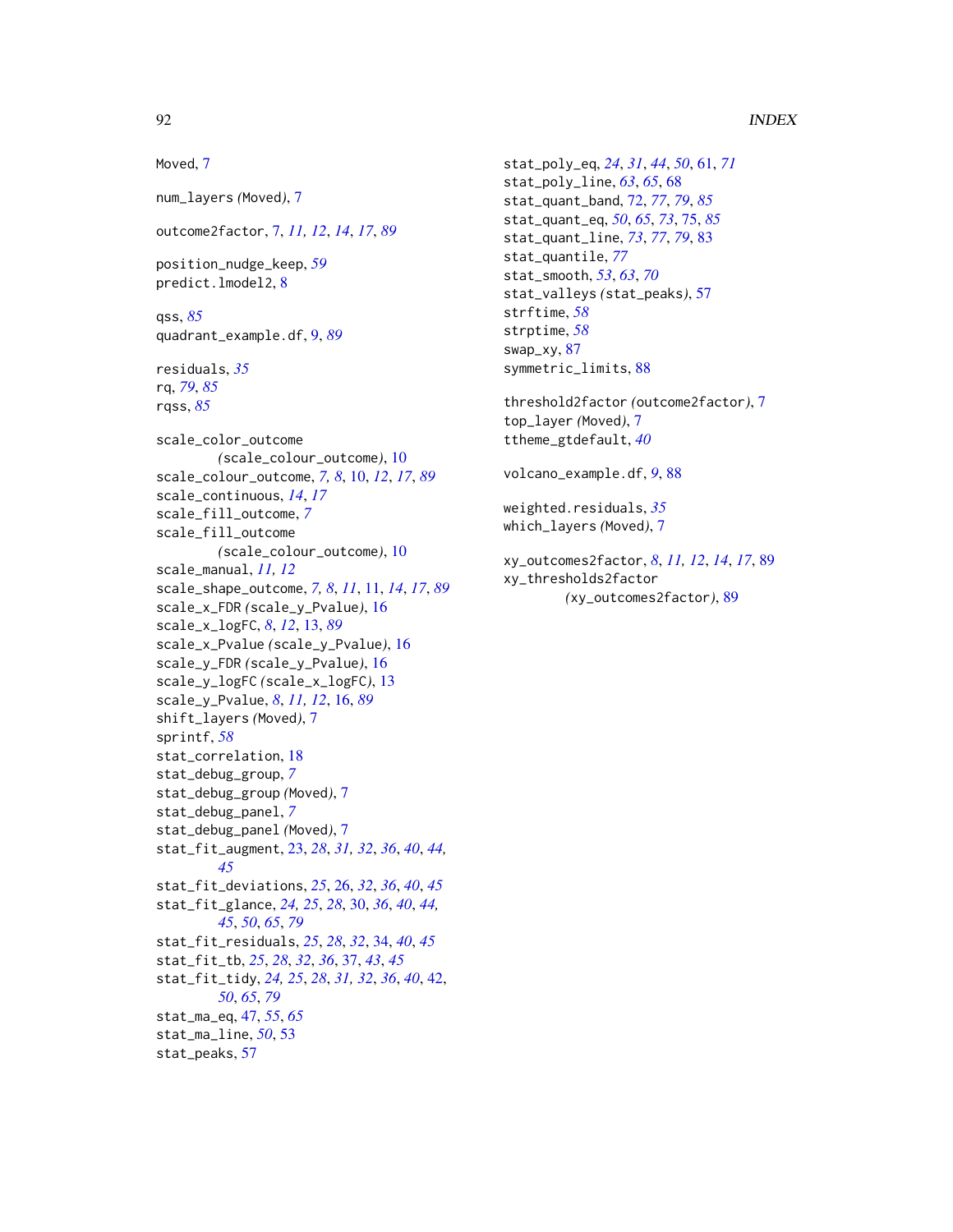Moved, 7

num_layers (Moved), 7

outcome2factor, 7, *11, 12*, *14*, *17*, *89*

position_nudge_keep, *59*
predict.lmodel2, 8

qss, *85*
quadrant_example.df, 9, *89*

residuals, *35*
rq, *79*, *85*
rqss, *85*

scale_color_outcome
    (scale_colour_outcome), 10
scale_colour_outcome, *7, 8*, 10, *12*, *17*, *89*
scale_continuous, *14*, *17*
scale_fill_outcome, *7*
scale_fill_outcome
    (scale_colour_outcome), 10
scale_manual, *11, 12*
scale_shape_outcome, *7, 8*, *11*, 11, *14*, *17*, *89*
scale_x_FDR (scale_y_Pvalue), 16
scale_x_logFC, *8*, *12*, 13, *89*
scale_x_Pvalue (scale_y_Pvalue), 16
scale_y_FDR (scale_y_Pvalue), 16
scale_y_logFC (scale_x_logFC), 13
scale_y_Pvalue, *8*, *11, 12*, 16, *89*
shift_layers (Moved), 7
sprintf, *58*
stat_correlation, 18
stat_debug_group, *7*
stat_debug_group (Moved), 7
stat_debug_panel, *7*
stat_debug_panel (Moved), 7
stat_fit_augment, 23, *28*, *31, 32*, *36*, *40*, *44, 45*
stat_fit_deviations, *25*, 26, *32*, *36*, *40*, *45*
stat_fit_glance, *24, 25*, *28*, 30, *36*, *40*, *44, 45*, *50*, *65*, *79*
stat_fit_residuals, *25*, *28*, *32*, 34, *40*, *45*
stat_fit_tb, *25*, *28*, *32*, *36*, 37, *43*, *45*
stat_fit_tidy, *24, 25*, *28*, *31, 32*, *36*, *40*, 42, *50*, *65*, *79*
stat_ma_eq, 47, *55*, *65*
stat_ma_line, *50*, 53
stat_peaks, 57
stat_poly_eq, *24*, *31*, *44*, *50*, 61, *71*
stat_poly_line, *63*, *65*, 68
stat_quant_band, 72, *77*, *79*, *85*
stat_quant_eq, *50*, *65*, *73*, 75, *85*
stat_quant_line, *73*, *77*, *79*, 83
stat_quantile, *77*
stat_smooth, *53*, *63*, *70*
stat_valleys (stat_peaks), 57
strftime, *58*
strptime, *58*
swap_xy, 87
symmetric_limits, 88

threshold2factor (outcome2factor), 7
top_layer (Moved), 7
ttheme_gtdefault, *40*

volcano_example.df, *9*, 88

weighted.residuals, *35*
which_layers (Moved), 7

xy_outcomes2factor, *8*, *11, 12*, *14*, *17*, 89
xy_thresholds2factor
    (xy_outcomes2factor), 89